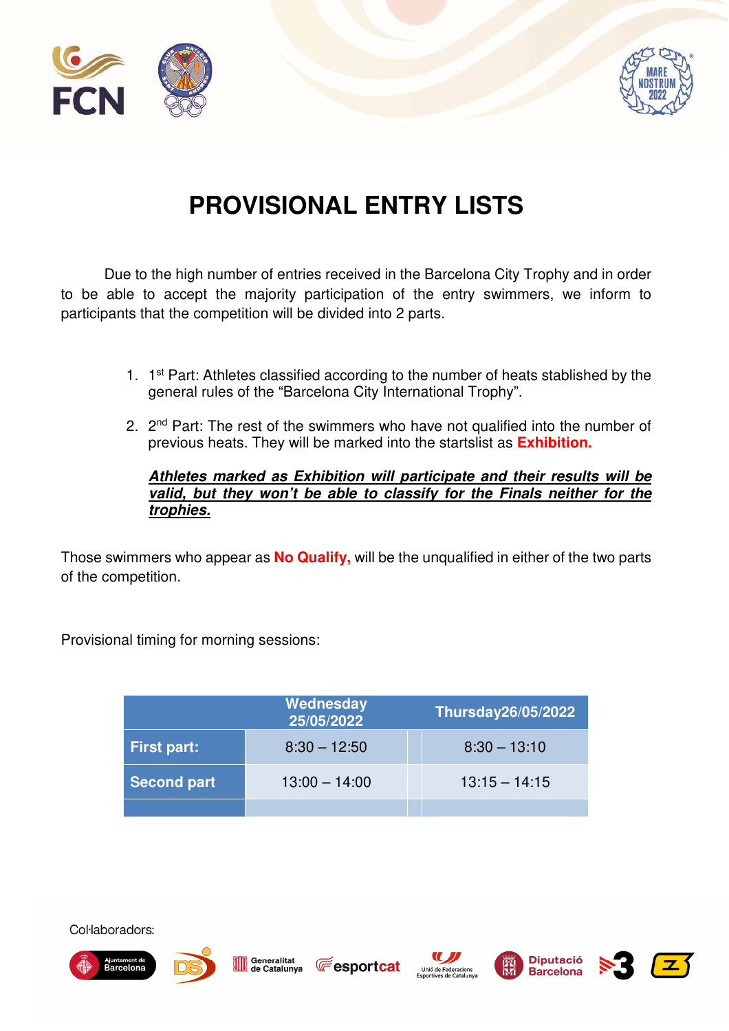# PROVISIONAL ENTRY LISTS

Due to the high number of entries received in the Barcelona City Trophy and in order to be able to accept the majority participation of the entry swimmers, we inform to participants that the competition will be divided into 2 parts.

1. 1st Part: Athletes classified according to the number of heats stablished by the general rules of the "Barcelona City International Trophy".
2. 2nd Part: The rest of the swimmers who have not qualified into the number of previous heats. They will be marked into the startslist as **Exhibition.**

   ***Athletes marked as Exhibition will participate and their results will be valid, but they won't be able to classify for the Finals neither for the trophies.***

Those swimmers who appear as **No Qualify,** will be the unqualified in either of the two parts of the competition.

Provisional timing for morning sessions:

| | Wednesday 25/05/2022 | | Thursday26/05/2022 |
|---|---|---|---|
| **First part:** | 8:30 – 12:50 | | 8:30 – 13:10 |
| **Second part** | 13:00 – 14:00 | | 13:15 – 14:15 |
| | | | |

Col·laboradors: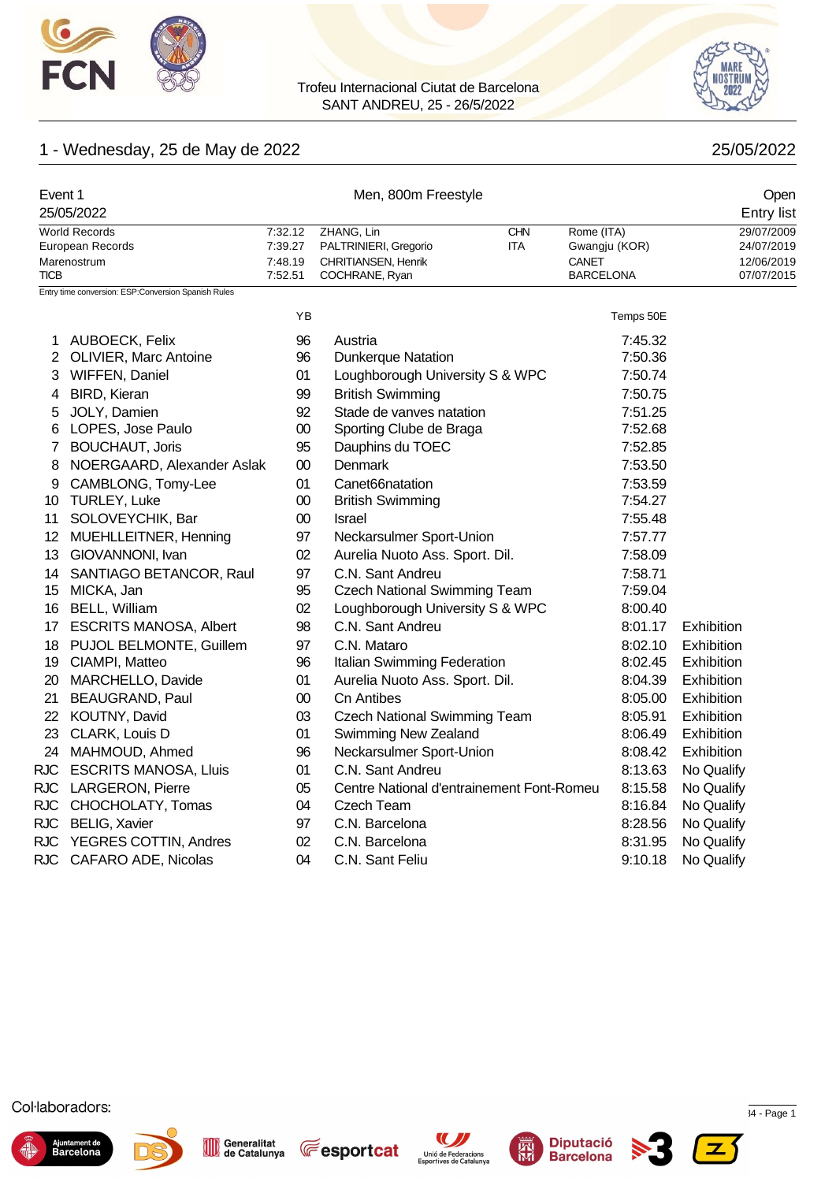Trofeu Internacional Ciutat de Barcelona
SANT ANDREU, 25 - 26/5/2022

## 1 - Wednesday, 25 de May de 2022

25/05/2022

### Event 1 — Men, 800m Freestyle — Open

25/05/2022 — Entry list

| | | | | | |
|---|---|---|---|---|---|
| World Records | 7:32.12 | ZHANG, Lin | CHN | Rome (ITA) | 29/07/2009 |
| European Records | 7:39.27 | PALTRINIERI, Gregorio | ITA | Gwangju (KOR) | 24/07/2019 |
| Marenostrum | 7:48.19 | CHRITIANSEN, Henrik | | CANET | 12/06/2019 |
| TICB | 7:52.51 | COCHRANE, Ryan | | BARCELONA | 07/07/2015 |

Entry time conversion: ESP:Conversion Spanish Rules

| | Name | YB | Club | Temps 50E | |
|---|---|---|---|---|---|
| 1 | AUBOECK, Felix | 96 | Austria | 7:45.32 | |
| 2 | OLIVIER, Marc Antoine | 96 | Dunkerque Natation | 7:50.36 | |
| 3 | WIFFEN, Daniel | 01 | Loughborough University S & WPC | 7:50.74 | |
| 4 | BIRD, Kieran | 99 | British Swimming | 7:50.75 | |
| 5 | JOLY, Damien | 92 | Stade de vanves natation | 7:51.25 | |
| 6 | LOPES, Jose Paulo | 00 | Sporting Clube de Braga | 7:52.68 | |
| 7 | BOUCHAUT, Joris | 95 | Dauphins du TOEC | 7:52.85 | |
| 8 | NOERGAARD, Alexander Aslak | 00 | Denmark | 7:53.50 | |
| 9 | CAMBLONG, Tomy-Lee | 01 | Canet66natation | 7:53.59 | |
| 10 | TURLEY, Luke | 00 | British Swimming | 7:54.27 | |
| 11 | SOLOVEYCHIK, Bar | 00 | Israel | 7:55.48 | |
| 12 | MUEHLLEITNER, Henning | 97 | Neckarsulmer Sport-Union | 7:57.77 | |
| 13 | GIOVANNONI, Ivan | 02 | Aurelia Nuoto Ass. Sport. Dil. | 7:58.09 | |
| 14 | SANTIAGO BETANCOR, Raul | 97 | C.N. Sant Andreu | 7:58.71 | |
| 15 | MICKA, Jan | 95 | Czech National Swimming Team | 7:59.04 | |
| 16 | BELL, William | 02 | Loughborough University S & WPC | 8:00.40 | |
| 17 | ESCRITS MANOSA, Albert | 98 | C.N. Sant Andreu | 8:01.17 | Exhibition |
| 18 | PUJOL BELMONTE, Guillem | 97 | C.N. Mataro | 8:02.10 | Exhibition |
| 19 | CIAMPI, Matteo | 96 | Italian Swimming Federation | 8:02.45 | Exhibition |
| 20 | MARCHELLO, Davide | 01 | Aurelia Nuoto Ass. Sport. Dil. | 8:04.39 | Exhibition |
| 21 | BEAUGRAND, Paul | 00 | Cn Antibes | 8:05.00 | Exhibition |
| 22 | KOUTNY, David | 03 | Czech National Swimming Team | 8:05.91 | Exhibition |
| 23 | CLARK, Louis D | 01 | Swimming New Zealand | 8:06.49 | Exhibition |
| 24 | MAHMOUD, Ahmed | 96 | Neckarsulmer Sport-Union | 8:08.42 | Exhibition |
| RJC | ESCRITS MANOSA, Lluis | 01 | C.N. Sant Andreu | 8:13.63 | No Qualify |
| RJC | LARGERON, Pierre | 05 | Centre National d'entrainement Font-Romeu | 8:15.58 | No Qualify |
| RJC | CHOCHOLATY, Tomas | 04 | Czech Team | 8:16.84 | No Qualify |
| RJC | BELIG, Xavier | 97 | C.N. Barcelona | 8:28.56 | No Qualify |
| RJC | YEGRES COTTIN, Andres | 02 | C.N. Barcelona | 8:31.95 | No Qualify |
| RJC | CAFARO ADE, Nicolas | 04 | C.N. Sant Feliu | 9:10.18 | No Qualify |

Col·laboradors: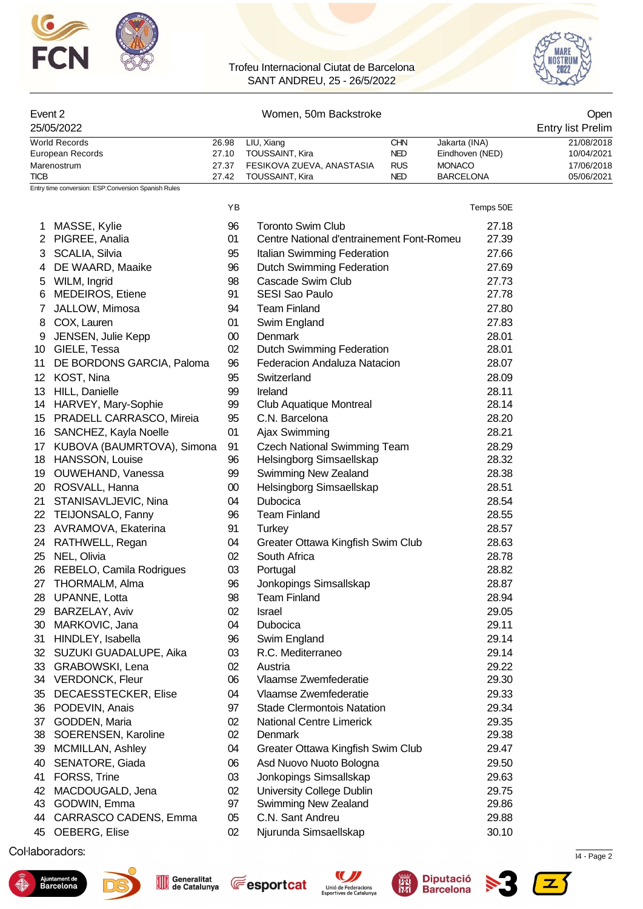Trofeu Internacional Ciutat de Barcelona
SANT ANDREU, 25 - 26/5/2022

## Event 2 — Women, 50m Backstroke — Open

25/05/2022 — Entry list Prelim

| | | | | | |
|---|---|---|---|---|---|
| World Records | 26.98 | LIU, Xiang | CHN | Jakarta (INA) | 21/08/2018 |
| European Records | 27.10 | TOUSSAINT, Kira | NED | Eindhoven (NED) | 10/04/2021 |
| Marenostrum | 27.37 | FESIKOVA ZUEVA, ANASTASIA | RUS | MONACO | 17/06/2018 |
| TICB | 27.42 | TOUSSAINT, Kira | NED | BARCELONA | 05/06/2021 |

Entry time conversion: ESP:Conversion Spanish Rules

| | | YB | | Temps 50E |
|---|---|---|---|---|
| 1 | MASSE, Kylie | 96 | Toronto Swim Club | 27.18 |
| 2 | PIGREE, Analia | 01 | Centre National d'entrainement Font-Romeu | 27.39 |
| 3 | SCALIA, Silvia | 95 | Italian Swimming Federation | 27.66 |
| 4 | DE WAARD, Maaike | 96 | Dutch Swimming Federation | 27.69 |
| 5 | WILM, Ingrid | 98 | Cascade Swim Club | 27.73 |
| 6 | MEDEIROS, Etiene | 91 | SESI Sao Paulo | 27.78 |
| 7 | JALLOW, Mimosa | 94 | Team Finland | 27.80 |
| 8 | COX, Lauren | 01 | Swim England | 27.83 |
| 9 | JENSEN, Julie Kepp | 00 | Denmark | 28.01 |
| 10 | GIELE, Tessa | 02 | Dutch Swimming Federation | 28.01 |
| 11 | DE BORDONS GARCIA, Paloma | 96 | Federacion Andaluza Natacion | 28.07 |
| 12 | KOST, Nina | 95 | Switzerland | 28.09 |
| 13 | HILL, Danielle | 99 | Ireland | 28.11 |
| 14 | HARVEY, Mary-Sophie | 99 | Club Aquatique Montreal | 28.14 |
| 15 | PRADELL CARRASCO, Mireia | 95 | C.N. Barcelona | 28.20 |
| 16 | SANCHEZ, Kayla Noelle | 01 | Ajax Swimming | 28.21 |
| 17 | KUBOVA (BAUMRTOVA), Simona | 91 | Czech National Swimming Team | 28.29 |
| 18 | HANSSON, Louise | 96 | Helsingborg Simsaellskap | 28.32 |
| 19 | OUWEHAND, Vanessa | 99 | Swimming New Zealand | 28.38 |
| 20 | ROSVALL, Hanna | 00 | Helsingborg Simsaellskap | 28.51 |
| 21 | STANISAVLJEVIC, Nina | 04 | Dubocica | 28.54 |
| 22 | TEIJONSALO, Fanny | 96 | Team Finland | 28.55 |
| 23 | AVRAMOVA, Ekaterina | 91 | Turkey | 28.57 |
| 24 | RATHWELL, Regan | 04 | Greater Ottawa Kingfish Swim Club | 28.63 |
| 25 | NEL, Olivia | 02 | South Africa | 28.78 |
| 26 | REBELO, Camila Rodrigues | 03 | Portugal | 28.82 |
| 27 | THORMALM, Alma | 96 | Jonkopings Simsallskap | 28.87 |
| 28 | UPANNE, Lotta | 98 | Team Finland | 28.94 |
| 29 | BARZELAY, Aviv | 02 | Israel | 29.05 |
| 30 | MARKOVIC, Jana | 04 | Dubocica | 29.11 |
| 31 | HINDLEY, Isabella | 96 | Swim England | 29.14 |
| 32 | SUZUKI GUADALUPE, Aika | 03 | R.C. Mediterraneo | 29.14 |
| 33 | GRABOWSKI, Lena | 02 | Austria | 29.22 |
| 34 | VERDONCK, Fleur | 06 | Vlaamse Zwemfederatie | 29.30 |
| 35 | DECAESSTECKER, Elise | 04 | Vlaamse Zwemfederatie | 29.33 |
| 36 | PODEVIN, Anais | 97 | Stade Clermontois Natation | 29.34 |
| 37 | GODDEN, Maria | 02 | National Centre Limerick | 29.35 |
| 38 | SOERENSEN, Karoline | 02 | Denmark | 29.38 |
| 39 | MCMILLAN, Ashley | 04 | Greater Ottawa Kingfish Swim Club | 29.47 |
| 40 | SENATORE, Giada | 06 | Asd Nuovo Nuoto Bologna | 29.50 |
| 41 | FORSS, Trine | 03 | Jonkopings Simsallskap | 29.63 |
| 42 | MACDOUGALD, Jena | 02 | University College Dublin | 29.75 |
| 43 | GODWIN, Emma | 97 | Swimming New Zealand | 29.86 |
| 44 | CARRASCO CADENS, Emma | 05 | C.N. Sant Andreu | 29.88 |
| 45 | OEBERG, Elise | 02 | Njurunda Simsaellskap | 30.10 |

Col·laboradors: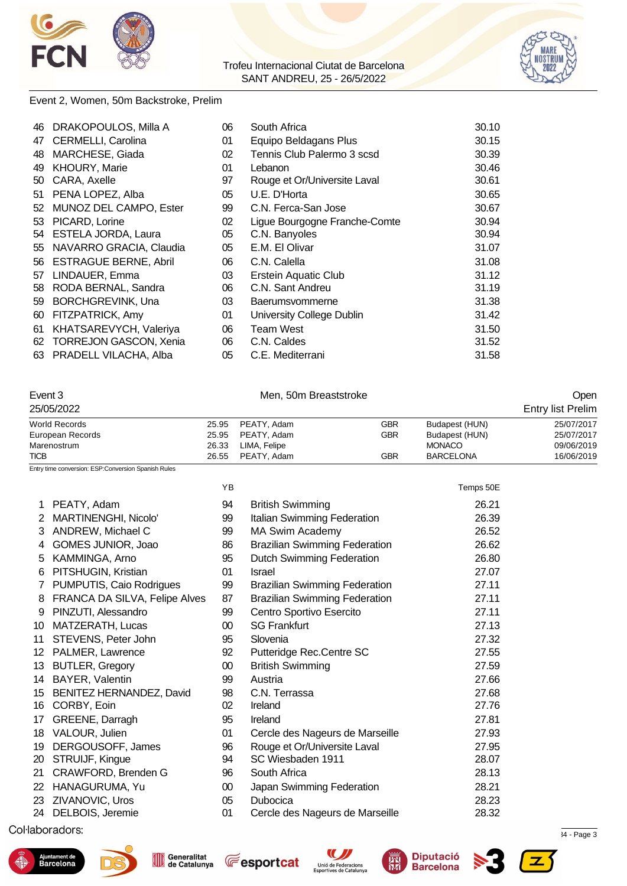Event 2, Women, 50m Backstroke, Prelim

| | | | | |
|---|---|---|---|---|
| 46 | DRAKOPOULOS, Milla A | 06 | South Africa | 30.10 |
| 47 | CERMELLI, Carolina | 01 | Equipo Beldagans Plus | 30.15 |
| 48 | MARCHESE, Giada | 02 | Tennis Club Palermo 3 scsd | 30.39 |
| 49 | KHOURY, Marie | 01 | Lebanon | 30.46 |
| 50 | CARA, Axelle | 97 | Rouge et Or/Universite Laval | 30.61 |
| 51 | PENA LOPEZ, Alba | 05 | U.E. D'Horta | 30.65 |
| 52 | MUNOZ DEL CAMPO, Ester | 99 | C.N. Ferca-San Jose | 30.67 |
| 53 | PICARD, Lorine | 02 | Ligue Bourgogne Franche-Comte | 30.94 |
| 54 | ESTELA JORDA, Laura | 05 | C.N. Banyoles | 30.94 |
| 55 | NAVARRO GRACIA, Claudia | 05 | E.M. El Olivar | 31.07 |
| 56 | ESTRAGUE BERNE, Abril | 06 | C.N. Calella | 31.08 |
| 57 | LINDAUER, Emma | 03 | Erstein Aquatic Club | 31.12 |
| 58 | RODA BERNAL, Sandra | 06 | C.N. Sant Andreu | 31.19 |
| 59 | BORCHGREVINK, Una | 03 | Baerumsvommerne | 31.38 |
| 60 | FITZPATRICK, Amy | 01 | University College Dublin | 31.42 |
| 61 | KHATSAREVYCH, Valeriya | 06 | Team West | 31.50 |
| 62 | TORREJON GASCON, Xenia | 06 | C.N. Caldes | 31.52 |
| 63 | PRADELL VILACHA, Alba | 05 | C.E. Mediterrani | 31.58 |

## Event 3 — Men, 50m Breaststroke — Open

25/05/2022 — Entry list Prelim

| | | | | | |
|---|---|---|---|---|---|
| World Records | 25.95 | PEATY, Adam | GBR | Budapest (HUN) | 25/07/2017 |
| European Records | 25.95 | PEATY, Adam | GBR | Budapest (HUN) | 25/07/2017 |
| Marenostrum | 26.33 | LIMA, Felipe | | MONACO | 09/06/2019 |
| TICB | 26.55 | PEATY, Adam | GBR | BARCELONA | 16/06/2019 |

Entry time conversion: ESP:Conversion Spanish Rules

| | | YB | | Temps 50E |
|---|---|---|---|---|
| 1 | PEATY, Adam | 94 | British Swimming | 26.21 |
| 2 | MARTINENGHI, Nicolo' | 99 | Italian Swimming Federation | 26.39 |
| 3 | ANDREW, Michael C | 99 | MA Swim Academy | 26.52 |
| 4 | GOMES JUNIOR, Joao | 86 | Brazilian Swimming Federation | 26.62 |
| 5 | KAMMINGA, Arno | 95 | Dutch Swimming Federation | 26.80 |
| 6 | PITSHUGIN, Kristian | 01 | Israel | 27.07 |
| 7 | PUMPUTIS, Caio Rodrigues | 99 | Brazilian Swimming Federation | 27.11 |
| 8 | FRANCA DA SILVA, Felipe Alves | 87 | Brazilian Swimming Federation | 27.11 |
| 9 | PINZUTI, Alessandro | 99 | Centro Sportivo Esercito | 27.11 |
| 10 | MATZERATH, Lucas | 00 | SG Frankfurt | 27.13 |
| 11 | STEVENS, Peter John | 95 | Slovenia | 27.32 |
| 12 | PALMER, Lawrence | 92 | Putteridge Rec.Centre SC | 27.55 |
| 13 | BUTLER, Gregory | 00 | British Swimming | 27.59 |
| 14 | BAYER, Valentin | 99 | Austria | 27.66 |
| 15 | BENITEZ HERNANDEZ, David | 98 | C.N. Terrassa | 27.68 |
| 16 | CORBY, Eoin | 02 | Ireland | 27.76 |
| 17 | GREENE, Darragh | 95 | Ireland | 27.81 |
| 18 | VALOUR, Julien | 01 | Cercle des Nageurs de Marseille | 27.93 |
| 19 | DERGOUSOFF, James | 96 | Rouge et Or/Universite Laval | 27.95 |
| 20 | STRUIJF, Kingue | 94 | SC Wiesbaden 1911 | 28.07 |
| 21 | CRAWFORD, Brenden G | 96 | South Africa | 28.13 |
| 22 | HANAGURUMA, Yu | 00 | Japan Swimming Federation | 28.21 |
| 23 | ZIVANOVIC, Uros | 05 | Dubocica | 28.23 |
| 24 | DELBOIS, Jeremie | 01 | Cercle des Nageurs de Marseille | 28.32 |

Col·laboradors: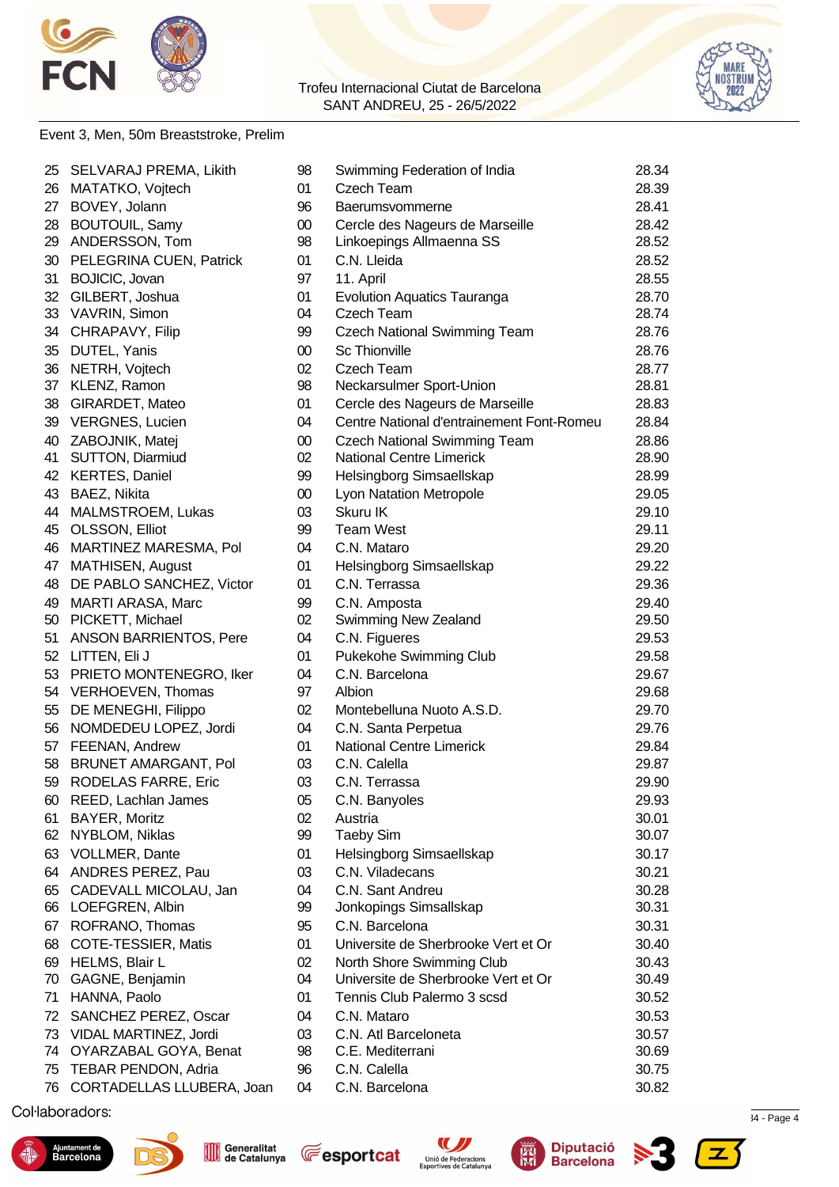Trofeu Internacional Ciutat de Barcelona
SANT ANDREU, 25 - 26/5/2022

Event 3, Men, 50m Breaststroke, Prelim

| | | | | |
|---|---|---|---|---|
| 25 | SELVARAJ PREMA, Likith | 98 | Swimming Federation of India | 28.34 |
| 26 | MATATKO, Vojtech | 01 | Czech Team | 28.39 |
| 27 | BOVEY, Jolann | 96 | Baerumsvommerne | 28.41 |
| 28 | BOUTOUIL, Samy | 00 | Cercle des Nageurs de Marseille | 28.42 |
| 29 | ANDERSSON, Tom | 98 | Linkoepings Allmaenna SS | 28.52 |
| 30 | PELEGRINA CUEN, Patrick | 01 | C.N. Lleida | 28.52 |
| 31 | BOJICIC, Jovan | 97 | 11. April | 28.55 |
| 32 | GILBERT, Joshua | 01 | Evolution Aquatics Tauranga | 28.70 |
| 33 | VAVRIN, Simon | 04 | Czech Team | 28.74 |
| 34 | CHRAPAVY, Filip | 99 | Czech National Swimming Team | 28.76 |
| 35 | DUTEL, Yanis | 00 | Sc Thionville | 28.76 |
| 36 | NETRH, Vojtech | 02 | Czech Team | 28.77 |
| 37 | KLENZ, Ramon | 98 | Neckarsulmer Sport-Union | 28.81 |
| 38 | GIRARDET, Mateo | 01 | Cercle des Nageurs de Marseille | 28.83 |
| 39 | VERGNES, Lucien | 04 | Centre National d'entrainement Font-Romeu | 28.84 |
| 40 | ZABOJNIK, Matej | 00 | Czech National Swimming Team | 28.86 |
| 41 | SUTTON, Diarmiud | 02 | National Centre Limerick | 28.90 |
| 42 | KERTES, Daniel | 99 | Helsingborg Simsaellskap | 28.99 |
| 43 | BAEZ, Nikita | 00 | Lyon Natation Metropole | 29.05 |
| 44 | MALMSTROEM, Lukas | 03 | Skuru IK | 29.10 |
| 45 | OLSSON, Elliot | 99 | Team West | 29.11 |
| 46 | MARTINEZ MARESMA, Pol | 04 | C.N. Mataro | 29.20 |
| 47 | MATHISEN, August | 01 | Helsingborg Simsaellskap | 29.22 |
| 48 | DE PABLO SANCHEZ, Victor | 01 | C.N. Terrassa | 29.36 |
| 49 | MARTI ARASA, Marc | 99 | C.N. Amposta | 29.40 |
| 50 | PICKETT, Michael | 02 | Swimming New Zealand | 29.50 |
| 51 | ANSON BARRIENTOS, Pere | 04 | C.N. Figueres | 29.53 |
| 52 | LITTEN, Eli J | 01 | Pukekohe Swimming Club | 29.58 |
| 53 | PRIETO MONTENEGRO, Iker | 04 | C.N. Barcelona | 29.67 |
| 54 | VERHOEVEN, Thomas | 97 | Albion | 29.68 |
| 55 | DE MENEGHI, Filippo | 02 | Montebelluna Nuoto A.S.D. | 29.70 |
| 56 | NOMDEDEU LOPEZ, Jordi | 04 | C.N. Santa Perpetua | 29.76 |
| 57 | FEENAN, Andrew | 01 | National Centre Limerick | 29.84 |
| 58 | BRUNET AMARGANT, Pol | 03 | C.N. Calella | 29.87 |
| 59 | RODELAS FARRE, Eric | 03 | C.N. Terrassa | 29.90 |
| 60 | REED, Lachlan James | 05 | C.N. Banyoles | 29.93 |
| 61 | BAYER, Moritz | 02 | Austria | 30.01 |
| 62 | NYBLOM, Niklas | 99 | Taeby Sim | 30.07 |
| 63 | VOLLMER, Dante | 01 | Helsingborg Simsaellskap | 30.17 |
| 64 | ANDRES PEREZ, Pau | 03 | C.N. Viladecans | 30.21 |
| 65 | CADEVALL MICOLAU, Jan | 04 | C.N. Sant Andreu | 30.28 |
| 66 | LOEFGREN, Albin | 99 | Jonkopings Simsallskap | 30.31 |
| 67 | ROFRANO, Thomas | 95 | C.N. Barcelona | 30.31 |
| 68 | COTE-TESSIER, Matis | 01 | Universite de Sherbrooke Vert et Or | 30.40 |
| 69 | HELMS, Blair L | 02 | North Shore Swimming Club | 30.43 |
| 70 | GAGNE, Benjamin | 04 | Universite de Sherbrooke Vert et Or | 30.49 |
| 71 | HANNA, Paolo | 01 | Tennis Club Palermo 3 scsd | 30.52 |
| 72 | SANCHEZ PEREZ, Oscar | 04 | C.N. Mataro | 30.53 |
| 73 | VIDAL MARTINEZ, Jordi | 03 | C.N. Atl Barceloneta | 30.57 |
| 74 | OYARZABAL GOYA, Benat | 98 | C.E. Mediterrani | 30.69 |
| 75 | TEBAR PENDON, Adria | 96 | C.N. Calella | 30.75 |
| 76 | CORTADELLAS LLUBERA, Joan | 04 | C.N. Barcelona | 30.82 |

Col·laboradors: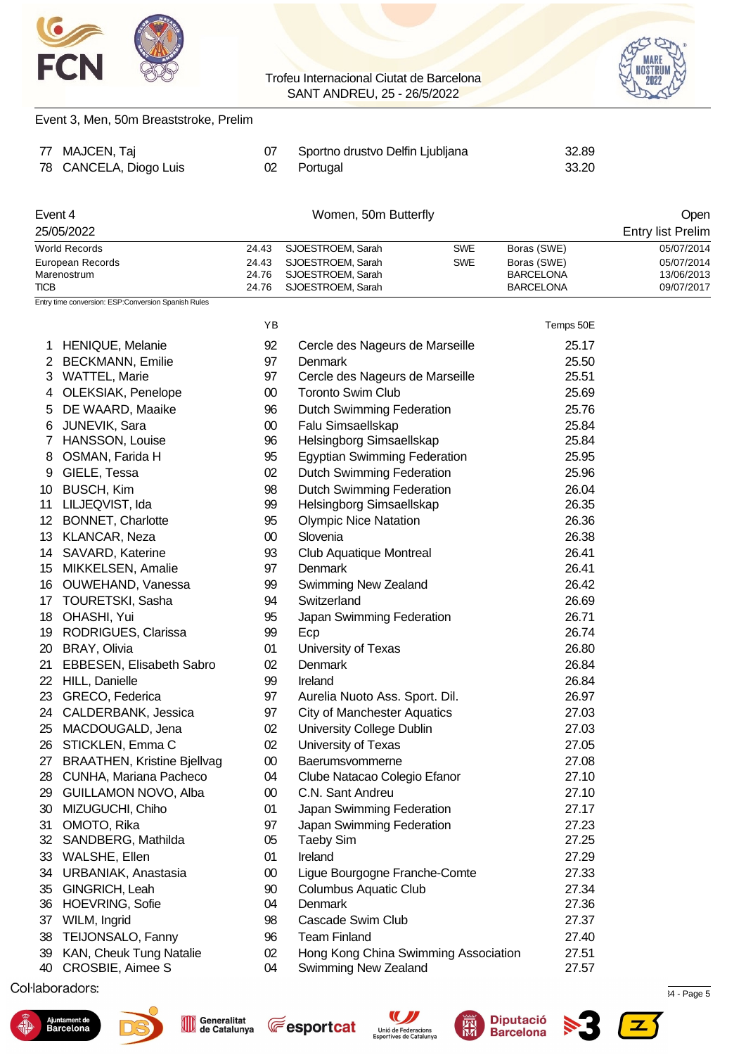Event 3, Men, 50m Breaststroke, Prelim

| | | | | |
|---|---|---|---|---|
| 77 | MAJCEN, Taj | 07 | Sportno drustvo Delfin Ljubljana | 32.89 |
| 78 | CANCELA, Diogo Luis | 02 | Portugal | 33.20 |

## Event 4 — Women, 50m Butterfly — Open

25/05/2022 — Entry list Prelim

| | | | | | |
|---|---|---|---|---|---|
| World Records | 24.43 | SJOESTROEM, Sarah | SWE | Boras (SWE) | 05/07/2014 |
| European Records | 24.43 | SJOESTROEM, Sarah | SWE | Boras (SWE) | 05/07/2014 |
| Marenostrum | 24.76 | SJOESTROEM, Sarah | | BARCELONA | 13/06/2013 |
| TICB | 24.76 | SJOESTROEM, Sarah | | BARCELONA | 09/07/2017 |

Entry time conversion: ESP:Conversion Spanish Rules

| | | YB | | Temps 50E |
|---|---|---|---|---|
| 1 | HENIQUE, Melanie | 92 | Cercle des Nageurs de Marseille | 25.17 |
| 2 | BECKMANN, Emilie | 97 | Denmark | 25.50 |
| 3 | WATTEL, Marie | 97 | Cercle des Nageurs de Marseille | 25.51 |
| 4 | OLEKSIAK, Penelope | 00 | Toronto Swim Club | 25.69 |
| 5 | DE WAARD, Maaike | 96 | Dutch Swimming Federation | 25.76 |
| 6 | JUNEVIK, Sara | 00 | Falu Simsaellskap | 25.84 |
| 7 | HANSSON, Louise | 96 | Helsingborg Simsaellskap | 25.84 |
| 8 | OSMAN, Farida H | 95 | Egyptian Swimming Federation | 25.95 |
| 9 | GIELE, Tessa | 02 | Dutch Swimming Federation | 25.96 |
| 10 | BUSCH, Kim | 98 | Dutch Swimming Federation | 26.04 |
| 11 | LILJEQVIST, Ida | 99 | Helsingborg Simsaellskap | 26.35 |
| 12 | BONNET, Charlotte | 95 | Olympic Nice Natation | 26.36 |
| 13 | KLANCAR, Neza | 00 | Slovenia | 26.38 |
| 14 | SAVARD, Katerine | 93 | Club Aquatique Montreal | 26.41 |
| 15 | MIKKELSEN, Amalie | 97 | Denmark | 26.41 |
| 16 | OUWEHAND, Vanessa | 99 | Swimming New Zealand | 26.42 |
| 17 | TOURETSKI, Sasha | 94 | Switzerland | 26.69 |
| 18 | OHASHI, Yui | 95 | Japan Swimming Federation | 26.71 |
| 19 | RODRIGUES, Clarissa | 99 | Ecp | 26.74 |
| 20 | BRAY, Olivia | 01 | University of Texas | 26.80 |
| 21 | EBBESEN, Elisabeth Sabro | 02 | Denmark | 26.84 |
| 22 | HILL, Danielle | 99 | Ireland | 26.84 |
| 23 | GRECO, Federica | 97 | Aurelia Nuoto Ass. Sport. Dil. | 26.97 |
| 24 | CALDERBANK, Jessica | 97 | City of Manchester Aquatics | 27.03 |
| 25 | MACDOUGALD, Jena | 02 | University College Dublin | 27.03 |
| 26 | STICKLEN, Emma C | 02 | University of Texas | 27.05 |
| 27 | BRAATHEN, Kristine Bjellvag | 00 | Baerumsvommerne | 27.08 |
| 28 | CUNHA, Mariana Pacheco | 04 | Clube Natacao Colegio Efanor | 27.10 |
| 29 | GUILLAMON NOVO, Alba | 00 | C.N. Sant Andreu | 27.10 |
| 30 | MIZUGUCHI, Chiho | 01 | Japan Swimming Federation | 27.17 |
| 31 | OMOTO, Rika | 97 | Japan Swimming Federation | 27.23 |
| 32 | SANDBERG, Mathilda | 05 | Taeby Sim | 27.25 |
| 33 | WALSHE, Ellen | 01 | Ireland | 27.29 |
| 34 | URBANIAK, Anastasia | 00 | Ligue Bourgogne Franche-Comte | 27.33 |
| 35 | GINGRICH, Leah | 90 | Columbus Aquatic Club | 27.34 |
| 36 | HOEVRING, Sofie | 04 | Denmark | 27.36 |
| 37 | WILM, Ingrid | 98 | Cascade Swim Club | 27.37 |
| 38 | TEIJONSALO, Fanny | 96 | Team Finland | 27.40 |
| 39 | KAN, Cheuk Tung Natalie | 02 | Hong Kong China Swimming Association | 27.51 |
| 40 | CROSBIE, Aimee S | 04 | Swimming New Zealand | 27.57 |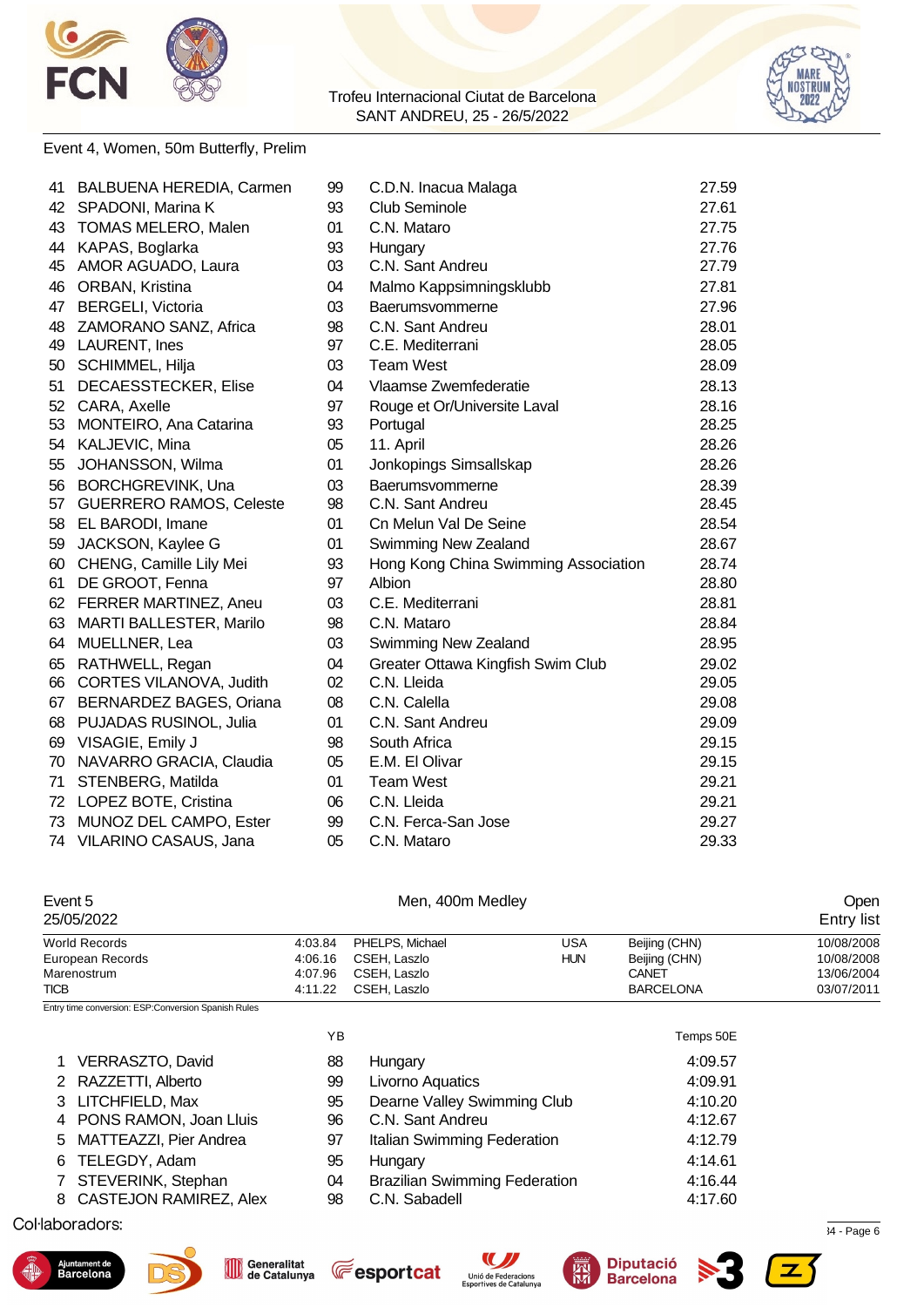Event 4, Women, 50m Butterfly, Prelim

| | | | | |
|---|---|---|---|---|
| 41 | BALBUENA HEREDIA, Carmen | 99 | C.D.N. Inacua Malaga | 27.59 |
| 42 | SPADONI, Marina K | 93 | Club Seminole | 27.61 |
| 43 | TOMAS MELERO, Malen | 01 | C.N. Mataro | 27.75 |
| 44 | KAPAS, Boglarka | 93 | Hungary | 27.76 |
| 45 | AMOR AGUADO, Laura | 03 | C.N. Sant Andreu | 27.79 |
| 46 | ORBAN, Kristina | 04 | Malmo Kappsimningsklubb | 27.81 |
| 47 | BERGELI, Victoria | 03 | Baerumsvommerne | 27.96 |
| 48 | ZAMORANO SANZ, Africa | 98 | C.N. Sant Andreu | 28.01 |
| 49 | LAURENT, Ines | 97 | C.E. Mediterrani | 28.05 |
| 50 | SCHIMMEL, Hilja | 03 | Team West | 28.09 |
| 51 | DECAESSTECKER, Elise | 04 | Vlaamse Zwemfederatie | 28.13 |
| 52 | CARA, Axelle | 97 | Rouge et Or/Universite Laval | 28.16 |
| 53 | MONTEIRO, Ana Catarina | 93 | Portugal | 28.25 |
| 54 | KALJEVIC, Mina | 05 | 11. April | 28.26 |
| 55 | JOHANSSON, Wilma | 01 | Jonkopings Simsallskap | 28.26 |
| 56 | BORCHGREVINK, Una | 03 | Baerumsvommerne | 28.39 |
| 57 | GUERRERO RAMOS, Celeste | 98 | C.N. Sant Andreu | 28.45 |
| 58 | EL BARODI, Imane | 01 | Cn Melun Val De Seine | 28.54 |
| 59 | JACKSON, Kaylee G | 01 | Swimming New Zealand | 28.67 |
| 60 | CHENG, Camille Lily Mei | 93 | Hong Kong China Swimming Association | 28.74 |
| 61 | DE GROOT, Fenna | 97 | Albion | 28.80 |
| 62 | FERRER MARTINEZ, Aneu | 03 | C.E. Mediterrani | 28.81 |
| 63 | MARTI BALLESTER, Marilo | 98 | C.N. Mataro | 28.84 |
| 64 | MUELLNER, Lea | 03 | Swimming New Zealand | 28.95 |
| 65 | RATHWELL, Regan | 04 | Greater Ottawa Kingfish Swim Club | 29.02 |
| 66 | CORTES VILANOVA, Judith | 02 | C.N. Lleida | 29.05 |
| 67 | BERNARDEZ BAGES, Oriana | 08 | C.N. Calella | 29.08 |
| 68 | PUJADAS RUSINOL, Julia | 01 | C.N. Sant Andreu | 29.09 |
| 69 | VISAGIE, Emily J | 98 | South Africa | 29.15 |
| 70 | NAVARRO GRACIA, Claudia | 05 | E.M. El Olivar | 29.15 |
| 71 | STENBERG, Matilda | 01 | Team West | 29.21 |
| 72 | LOPEZ BOTE, Cristina | 06 | C.N. Lleida | 29.21 |
| 73 | MUNOZ DEL CAMPO, Ester | 99 | C.N. Ferca-San Jose | 29.27 |
| 74 | VILARINO CASAUS, Jana | 05 | C.N. Mataro | 29.33 |

Event 5 — Men, 400m Medley — Open

25/05/2022 — Entry list

| | | | | | |
|---|---|---|---|---|---|
| World Records | 4:03.84 | PHELPS, Michael | USA | Beijing (CHN) | 10/08/2008 |
| European Records | 4:06.16 | CSEH, Laszlo | HUN | Beijing (CHN) | 10/08/2008 |
| Marenostrum | 4:07.96 | CSEH, Laszlo | | CANET | 13/06/2004 |
| TICB | 4:11.22 | CSEH, Laszlo | | BARCELONA | 03/07/2011 |

Entry time conversion: ESP:Conversion Spanish Rules

| | | YB | | Temps 50E |
|---|---|---|---|---|
| 1 | VERRASZTO, David | 88 | Hungary | 4:09.57 |
| 2 | RAZZETTI, Alberto | 99 | Livorno Aquatics | 4:09.91 |
| 3 | LITCHFIELD, Max | 95 | Dearne Valley Swimming Club | 4:10.20 |
| 4 | PONS RAMON, Joan Lluis | 96 | C.N. Sant Andreu | 4:12.67 |
| 5 | MATTEAZZI, Pier Andrea | 97 | Italian Swimming Federation | 4:12.79 |
| 6 | TELEGDY, Adam | 95 | Hungary | 4:14.61 |
| 7 | STEVERINK, Stephan | 04 | Brazilian Swimming Federation | 4:16.44 |
| 8 | CASTEJON RAMIREZ, Alex | 98 | C.N. Sabadell | 4:17.60 |

Col·laboradors: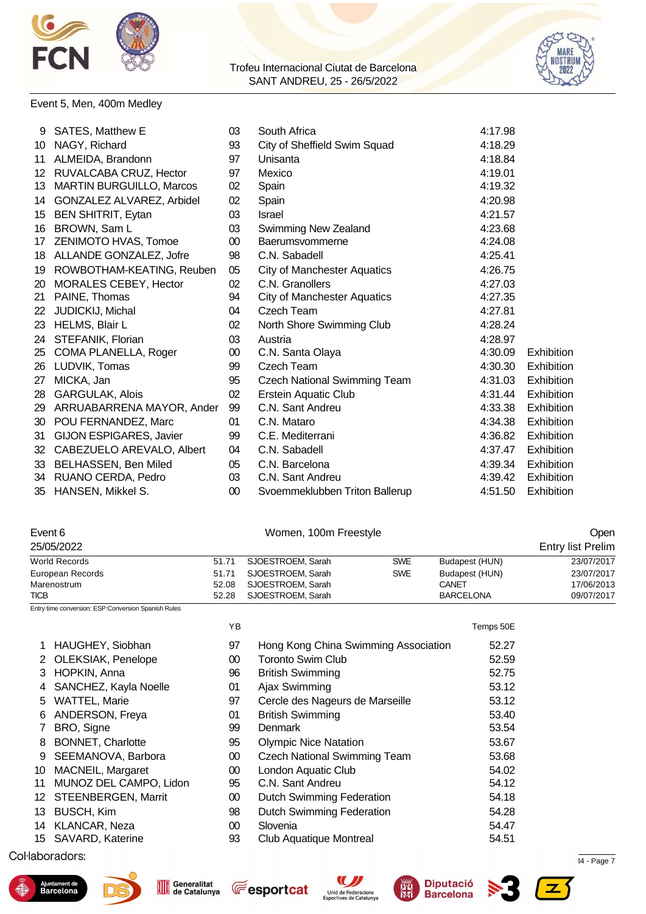Event 5, Men, 400m Medley

| | | | | | |
|---|---|---|---|---|---|
| 9 | SATES, Matthew E | 03 | South Africa | 4:17.98 | |
| 10 | NAGY, Richard | 93 | City of Sheffield Swim Squad | 4:18.29 | |
| 11 | ALMEIDA, Brandonn | 97 | Unisanta | 4:18.84 | |
| 12 | RUVALCABA CRUZ, Hector | 97 | Mexico | 4:19.01 | |
| 13 | MARTIN BURGUILLO, Marcos | 02 | Spain | 4:19.32 | |
| 14 | GONZALEZ ALVAREZ, Arbidel | 02 | Spain | 4:20.98 | |
| 15 | BEN SHITRIT, Eytan | 03 | Israel | 4:21.57 | |
| 16 | BROWN, Sam L | 03 | Swimming New Zealand | 4:23.68 | |
| 17 | ZENIMOTO HVAS, Tomoe | 00 | Baerumsvommerne | 4:24.08 | |
| 18 | ALLANDE GONZALEZ, Jofre | 98 | C.N. Sabadell | 4:25.41 | |
| 19 | ROWBOTHAM-KEATING, Reuben | 05 | City of Manchester Aquatics | 4:26.75 | |
| 20 | MORALES CEBEY, Hector | 02 | C.N. Granollers | 4:27.03 | |
| 21 | PAINE, Thomas | 94 | City of Manchester Aquatics | 4:27.35 | |
| 22 | JUDICKIJ, Michal | 04 | Czech Team | 4:27.81 | |
| 23 | HELMS, Blair L | 02 | North Shore Swimming Club | 4:28.24 | |
| 24 | STEFANIK, Florian | 03 | Austria | 4:28.97 | |
| 25 | COMA PLANELLA, Roger | 00 | C.N. Santa Olaya | 4:30.09 | Exhibition |
| 26 | LUDVIK, Tomas | 99 | Czech Team | 4:30.30 | Exhibition |
| 27 | MICKA, Jan | 95 | Czech National Swimming Team | 4:31.03 | Exhibition |
| 28 | GARGULAK, Alois | 02 | Erstein Aquatic Club | 4:31.44 | Exhibition |
| 29 | ARRUABARRENA MAYOR, Ander | 99 | C.N. Sant Andreu | 4:33.38 | Exhibition |
| 30 | POU FERNANDEZ, Marc | 01 | C.N. Mataro | 4:34.38 | Exhibition |
| 31 | GIJON ESPIGARES, Javier | 99 | C.E. Mediterrani | 4:36.82 | Exhibition |
| 32 | CABEZUELO AREVALO, Albert | 04 | C.N. Sabadell | 4:37.47 | Exhibition |
| 33 | BELHASSEN, Ben Miled | 05 | C.N. Barcelona | 4:39.34 | Exhibition |
| 34 | RUANO CERDA, Pedro | 03 | C.N. Sant Andreu | 4:39.42 | Exhibition |
| 35 | HANSEN, Mikkel S. | 00 | Svoemmeklubben Triton Ballerup | 4:51.50 | Exhibition |

Event 6 — Women, 100m Freestyle — Open

25/05/2022 — Entry list Prelim

| | | | | | |
|---|---|---|---|---|---|
| World Records | 51.71 | SJOESTROEM, Sarah | SWE | Budapest (HUN) | 23/07/2017 |
| European Records | 51.71 | SJOESTROEM, Sarah | SWE | Budapest (HUN) | 23/07/2017 |
| Marenostrum | 52.08 | SJOESTROEM, Sarah | | CANET | 17/06/2013 |
| TICB | 52.28 | SJOESTROEM, Sarah | | BARCELONA | 09/07/2017 |

Entry time conversion: ESP:Conversion Spanish Rules

| | | YB | | Temps 50E |
|---|---|---|---|---|
| 1 | HAUGHEY, Siobhan | 97 | Hong Kong China Swimming Association | 52.27 |
| 2 | OLEKSIAK, Penelope | 00 | Toronto Swim Club | 52.59 |
| 3 | HOPKIN, Anna | 96 | British Swimming | 52.75 |
| 4 | SANCHEZ, Kayla Noelle | 01 | Ajax Swimming | 53.12 |
| 5 | WATTEL, Marie | 97 | Cercle des Nageurs de Marseille | 53.12 |
| 6 | ANDERSON, Freya | 01 | British Swimming | 53.40 |
| 7 | BRO, Signe | 99 | Denmark | 53.54 |
| 8 | BONNET, Charlotte | 95 | Olympic Nice Natation | 53.67 |
| 9 | SEEMANOVA, Barbora | 00 | Czech National Swimming Team | 53.68 |
| 10 | MACNEIL, Margaret | 00 | London Aquatic Club | 54.02 |
| 11 | MUNOZ DEL CAMPO, Lidon | 95 | C.N. Sant Andreu | 54.12 |
| 12 | STEENBERGEN, Marrit | 00 | Dutch Swimming Federation | 54.18 |
| 13 | BUSCH, Kim | 98 | Dutch Swimming Federation | 54.28 |
| 14 | KLANCAR, Neza | 00 | Slovenia | 54.47 |
| 15 | SAVARD, Katerine | 93 | Club Aquatique Montreal | 54.51 |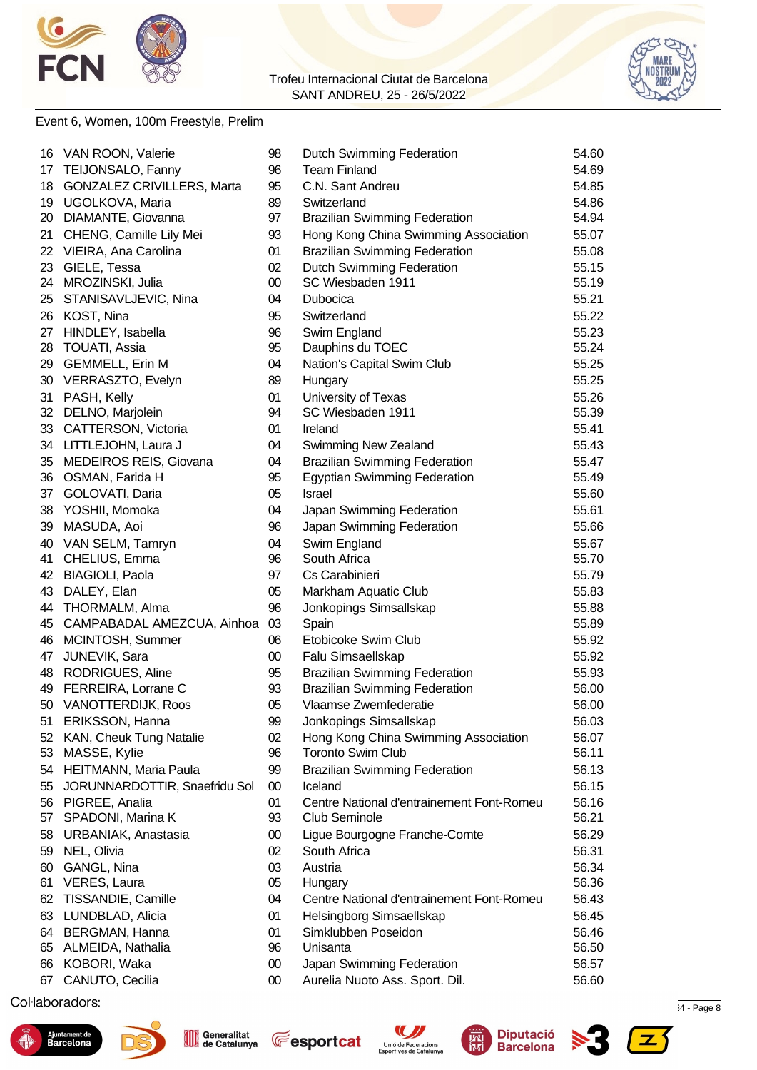Trofeu Internacional Ciutat de Barcelona
SANT ANDREU, 25 - 26/5/2022

Event 6, Women, 100m Freestyle, Prelim

| | | | | |
|---|---|---|---|---|
| 16 | VAN ROON, Valerie | 98 | Dutch Swimming Federation | 54.60 |
| 17 | TEIJONSALO, Fanny | 96 | Team Finland | 54.69 |
| 18 | GONZALEZ CRIVILLERS, Marta | 95 | C.N. Sant Andreu | 54.85 |
| 19 | UGOLKOVA, Maria | 89 | Switzerland | 54.86 |
| 20 | DIAMANTE, Giovanna | 97 | Brazilian Swimming Federation | 54.94 |
| 21 | CHENG, Camille Lily Mei | 93 | Hong Kong China Swimming Association | 55.07 |
| 22 | VIEIRA, Ana Carolina | 01 | Brazilian Swimming Federation | 55.08 |
| 23 | GIELE, Tessa | 02 | Dutch Swimming Federation | 55.15 |
| 24 | MROZINSKI, Julia | 00 | SC Wiesbaden 1911 | 55.19 |
| 25 | STANISAVLJEVIC, Nina | 04 | Dubocica | 55.21 |
| 26 | KOST, Nina | 95 | Switzerland | 55.22 |
| 27 | HINDLEY, Isabella | 96 | Swim England | 55.23 |
| 28 | TOUATI, Assia | 95 | Dauphins du TOEC | 55.24 |
| 29 | GEMMELL, Erin M | 04 | Nation's Capital Swim Club | 55.25 |
| 30 | VERRASZTO, Evelyn | 89 | Hungary | 55.25 |
| 31 | PASH, Kelly | 01 | University of Texas | 55.26 |
| 32 | DELNO, Marjolein | 94 | SC Wiesbaden 1911 | 55.39 |
| 33 | CATTERSON, Victoria | 01 | Ireland | 55.41 |
| 34 | LITTLEJOHN, Laura J | 04 | Swimming New Zealand | 55.43 |
| 35 | MEDEIROS REIS, Giovana | 04 | Brazilian Swimming Federation | 55.47 |
| 36 | OSMAN, Farida H | 95 | Egyptian Swimming Federation | 55.49 |
| 37 | GOLOVATI, Daria | 05 | Israel | 55.60 |
| 38 | YOSHII, Momoka | 04 | Japan Swimming Federation | 55.61 |
| 39 | MASUDA, Aoi | 96 | Japan Swimming Federation | 55.66 |
| 40 | VAN SELM, Tamryn | 04 | Swim England | 55.67 |
| 41 | CHELIUS, Emma | 96 | South Africa | 55.70 |
| 42 | BIAGIOLI, Paola | 97 | Cs Carabinieri | 55.79 |
| 43 | DALEY, Elan | 05 | Markham Aquatic Club | 55.83 |
| 44 | THORMALM, Alma | 96 | Jonkopings Simsallskap | 55.88 |
| 45 | CAMPABADAL AMEZCUA, Ainhoa | 03 | Spain | 55.89 |
| 46 | MCINTOSH, Summer | 06 | Etobicoke Swim Club | 55.92 |
| 47 | JUNEVIK, Sara | 00 | Falu Simsaellskap | 55.92 |
| 48 | RODRIGUES, Aline | 95 | Brazilian Swimming Federation | 55.93 |
| 49 | FERREIRA, Lorrane C | 93 | Brazilian Swimming Federation | 56.00 |
| 50 | VANOTTERDIJK, Roos | 05 | Vlaamse Zwemfederatie | 56.00 |
| 51 | ERIKSSON, Hanna | 99 | Jonkopings Simsallskap | 56.03 |
| 52 | KAN, Cheuk Tung Natalie | 02 | Hong Kong China Swimming Association | 56.07 |
| 53 | MASSE, Kylie | 96 | Toronto Swim Club | 56.11 |
| 54 | HEITMANN, Maria Paula | 99 | Brazilian Swimming Federation | 56.13 |
| 55 | JORUNNARDOTTIR, Snaefridu Sol | 00 | Iceland | 56.15 |
| 56 | PIGREE, Analia | 01 | Centre National d'entrainement Font-Romeu | 56.16 |
| 57 | SPADONI, Marina K | 93 | Club Seminole | 56.21 |
| 58 | URBANIAK, Anastasia | 00 | Ligue Bourgogne Franche-Comte | 56.29 |
| 59 | NEL, Olivia | 02 | South Africa | 56.31 |
| 60 | GANGL, Nina | 03 | Austria | 56.34 |
| 61 | VERES, Laura | 05 | Hungary | 56.36 |
| 62 | TISSANDIE, Camille | 04 | Centre National d'entrainement Font-Romeu | 56.43 |
| 63 | LUNDBLAD, Alicia | 01 | Helsingborg Simsaellskap | 56.45 |
| 64 | BERGMAN, Hanna | 01 | Simklubben Poseidon | 56.46 |
| 65 | ALMEIDA, Nathalia | 96 | Unisanta | 56.50 |
| 66 | KOBORI, Waka | 00 | Japan Swimming Federation | 56.57 |
| 67 | CANUTO, Cecilia | 00 | Aurelia Nuoto Ass. Sport. Dil. | 56.60 |

Col·laboradors: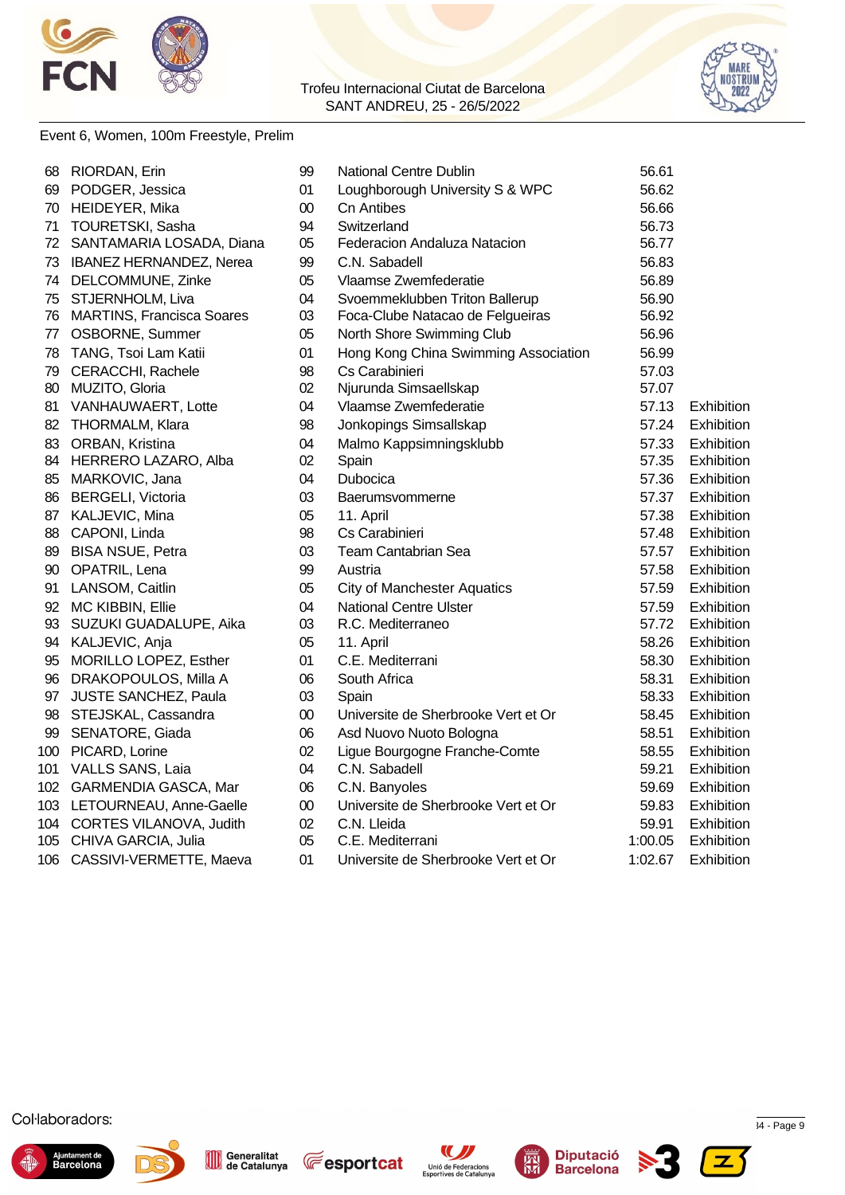Trofeu Internacional Ciutat de Barcelona
SANT ANDREU, 25 - 26/5/2022

Event 6, Women, 100m Freestyle, Prelim

| | | | | | |
|---|---|---|---|---|---|
| 68 | RIORDAN, Erin | 99 | National Centre Dublin | 56.61 | |
| 69 | PODGER, Jessica | 01 | Loughborough University S & WPC | 56.62 | |
| 70 | HEIDEYER, Mika | 00 | Cn Antibes | 56.66 | |
| 71 | TOURETSKI, Sasha | 94 | Switzerland | 56.73 | |
| 72 | SANTAMARIA LOSADA, Diana | 05 | Federacion Andaluza Natacion | 56.77 | |
| 73 | IBANEZ HERNANDEZ, Nerea | 99 | C.N. Sabadell | 56.83 | |
| 74 | DELCOMMUNE, Zinke | 05 | Vlaamse Zwemfederatie | 56.89 | |
| 75 | STJERNHOLM, Liva | 04 | Svoemmeklubben Triton Ballerup | 56.90 | |
| 76 | MARTINS, Francisca Soares | 03 | Foca-Clube Natacao de Felgueiras | 56.92 | |
| 77 | OSBORNE, Summer | 05 | North Shore Swimming Club | 56.96 | |
| 78 | TANG, Tsoi Lam Katii | 01 | Hong Kong China Swimming Association | 56.99 | |
| 79 | CERACCHI, Rachele | 98 | Cs Carabinieri | 57.03 | |
| 80 | MUZITO, Gloria | 02 | Njurunda Simsaellskap | 57.07 | |
| 81 | VANHAUWAERT, Lotte | 04 | Vlaamse Zwemfederatie | 57.13 | Exhibition |
| 82 | THORMALM, Klara | 98 | Jonkopings Simsallskap | 57.24 | Exhibition |
| 83 | ORBAN, Kristina | 04 | Malmo Kappsimningsklubb | 57.33 | Exhibition |
| 84 | HERRERO LAZARO, Alba | 02 | Spain | 57.35 | Exhibition |
| 85 | MARKOVIC, Jana | 04 | Dubocica | 57.36 | Exhibition |
| 86 | BERGELI, Victoria | 03 | Baerumsvommerne | 57.37 | Exhibition |
| 87 | KALJEVIC, Mina | 05 | 11. April | 57.38 | Exhibition |
| 88 | CAPONI, Linda | 98 | Cs Carabinieri | 57.48 | Exhibition |
| 89 | BISA NSUE, Petra | 03 | Team Cantabrian Sea | 57.57 | Exhibition |
| 90 | OPATRIL, Lena | 99 | Austria | 57.58 | Exhibition |
| 91 | LANSOM, Caitlin | 05 | City of Manchester Aquatics | 57.59 | Exhibition |
| 92 | MC KIBBIN, Ellie | 04 | National Centre Ulster | 57.59 | Exhibition |
| 93 | SUZUKI GUADALUPE, Aika | 03 | R.C. Mediterraneo | 57.72 | Exhibition |
| 94 | KALJEVIC, Anja | 05 | 11. April | 58.26 | Exhibition |
| 95 | MORILLO LOPEZ, Esther | 01 | C.E. Mediterrani | 58.30 | Exhibition |
| 96 | DRAKOPOULOS, Milla A | 06 | South Africa | 58.31 | Exhibition |
| 97 | JUSTE SANCHEZ, Paula | 03 | Spain | 58.33 | Exhibition |
| 98 | STEJSKAL, Cassandra | 00 | Universite de Sherbrooke Vert et Or | 58.45 | Exhibition |
| 99 | SENATORE, Giada | 06 | Asd Nuovo Nuoto Bologna | 58.51 | Exhibition |
| 100 | PICARD, Lorine | 02 | Ligue Bourgogne Franche-Comte | 58.55 | Exhibition |
| 101 | VALLS SANS, Laia | 04 | C.N. Sabadell | 59.21 | Exhibition |
| 102 | GARMENDIA GASCA, Mar | 06 | C.N. Banyoles | 59.69 | Exhibition |
| 103 | LETOURNEAU, Anne-Gaelle | 00 | Universite de Sherbrooke Vert et Or | 59.83 | Exhibition |
| 104 | CORTES VILANOVA, Judith | 02 | C.N. Lleida | 59.91 | Exhibition |
| 105 | CHIVA GARCIA, Julia | 05 | C.E. Mediterrani | 1:00.05 | Exhibition |
| 106 | CASSIVI-VERMETTE, Maeva | 01 | Universite de Sherbrooke Vert et Or | 1:02.67 | Exhibition |

Col·laboradors: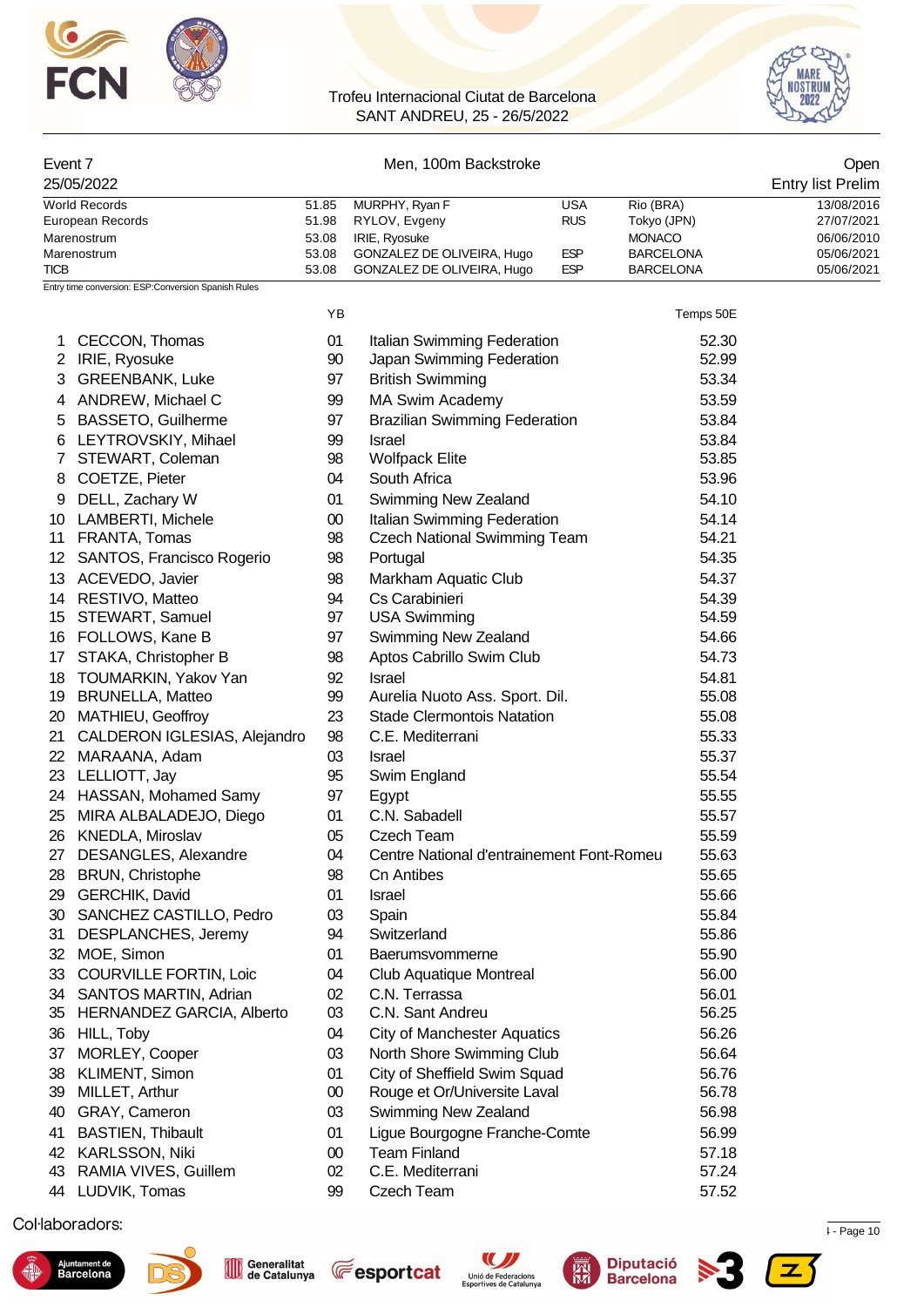Trofeu Internacional Ciutat de Barcelona
SANT ANDREU, 25 - 26/5/2022

| Event 7 | Men, 100m Backstroke | Open |
|---|---|---|
| 25/05/2022 | | Entry list Prelim |

| | | | | | |
|---|---|---|---|---|---|
| World Records | 51.85 | MURPHY, Ryan F | USA | Rio (BRA) | 13/08/2016 |
| European Records | 51.98 | RYLOV, Evgeny | RUS | Tokyo (JPN) | 27/07/2021 |
| Marenostrum | 53.08 | IRIE, Ryosuke | | MONACO | 06/06/2010 |
| Marenostrum | 53.08 | GONZALEZ DE OLIVEIRA, Hugo | ESP | BARCELONA | 05/06/2021 |
| TICB | 53.08 | GONZALEZ DE OLIVEIRA, Hugo | ESP | BARCELONA | 05/06/2021 |

Entry time conversion: ESP:Conversion Spanish Rules

| | | YB | | Temps 50E |
|---|---|---|---|---|
| 1 | CECCON, Thomas | 01 | Italian Swimming Federation | 52.30 |
| 2 | IRIE, Ryosuke | 90 | Japan Swimming Federation | 52.99 |
| 3 | GREENBANK, Luke | 97 | British Swimming | 53.34 |
| 4 | ANDREW, Michael C | 99 | MA Swim Academy | 53.59 |
| 5 | BASSETO, Guilherme | 97 | Brazilian Swimming Federation | 53.84 |
| 6 | LEYTROVSKIY, Mihael | 99 | Israel | 53.84 |
| 7 | STEWART, Coleman | 98 | Wolfpack Elite | 53.85 |
| 8 | COETZE, Pieter | 04 | South Africa | 53.96 |
| 9 | DELL, Zachary W | 01 | Swimming New Zealand | 54.10 |
| 10 | LAMBERTI, Michele | 00 | Italian Swimming Federation | 54.14 |
| 11 | FRANTA, Tomas | 98 | Czech National Swimming Team | 54.21 |
| 12 | SANTOS, Francisco Rogerio | 98 | Portugal | 54.35 |
| 13 | ACEVEDO, Javier | 98 | Markham Aquatic Club | 54.37 |
| 14 | RESTIVO, Matteo | 94 | Cs Carabinieri | 54.39 |
| 15 | STEWART, Samuel | 97 | USA Swimming | 54.59 |
| 16 | FOLLOWS, Kane B | 97 | Swimming New Zealand | 54.66 |
| 17 | STAKA, Christopher B | 98 | Aptos Cabrillo Swim Club | 54.73 |
| 18 | TOUMARKIN, Yakov Yan | 92 | Israel | 54.81 |
| 19 | BRUNELLA, Matteo | 99 | Aurelia Nuoto Ass. Sport. Dil. | 55.08 |
| 20 | MATHIEU, Geoffroy | 23 | Stade Clermontois Natation | 55.08 |
| 21 | CALDERON IGLESIAS, Alejandro | 98 | C.E. Mediterrani | 55.33 |
| 22 | MARAANA, Adam | 03 | Israel | 55.37 |
| 23 | LELLIOTT, Jay | 95 | Swim England | 55.54 |
| 24 | HASSAN, Mohamed Samy | 97 | Egypt | 55.55 |
| 25 | MIRA ALBALADEJO, Diego | 01 | C.N. Sabadell | 55.57 |
| 26 | KNEDLA, Miroslav | 05 | Czech Team | 55.59 |
| 27 | DESANGLES, Alexandre | 04 | Centre National d'entrainement Font-Romeu | 55.63 |
| 28 | BRUN, Christophe | 98 | Cn Antibes | 55.65 |
| 29 | GERCHIK, David | 01 | Israel | 55.66 |
| 30 | SANCHEZ CASTILLO, Pedro | 03 | Spain | 55.84 |
| 31 | DESPLANCHES, Jeremy | 94 | Switzerland | 55.86 |
| 32 | MOE, Simon | 01 | Baerumsvommerne | 55.90 |
| 33 | COURVILLE FORTIN, Loic | 04 | Club Aquatique Montreal | 56.00 |
| 34 | SANTOS MARTIN, Adrian | 02 | C.N. Terrassa | 56.01 |
| 35 | HERNANDEZ GARCIA, Alberto | 03 | C.N. Sant Andreu | 56.25 |
| 36 | HILL, Toby | 04 | City of Manchester Aquatics | 56.26 |
| 37 | MORLEY, Cooper | 03 | North Shore Swimming Club | 56.64 |
| 38 | KLIMENT, Simon | 01 | City of Sheffield Swim Squad | 56.76 |
| 39 | MILLET, Arthur | 00 | Rouge et Or/Universite Laval | 56.78 |
| 40 | GRAY, Cameron | 03 | Swimming New Zealand | 56.98 |
| 41 | BASTIEN, Thibault | 01 | Ligue Bourgogne Franche-Comte | 56.99 |
| 42 | KARLSSON, Niki | 00 | Team Finland | 57.18 |
| 43 | RAMIA VIVES, Guillem | 02 | C.E. Mediterrani | 57.24 |
| 44 | LUDVIK, Tomas | 99 | Czech Team | 57.52 |

Col·laboradors: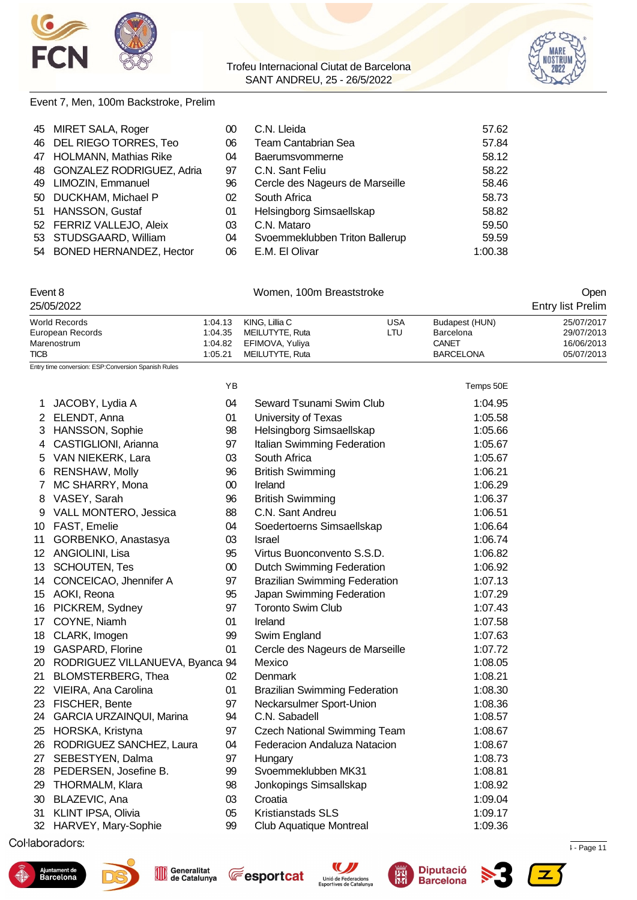Event 7, Men, 100m Backstroke, Prelim

| | | | | |
|---|---|---|---|---|
| 45 | MIRET SALA, Roger | 00 | C.N. Lleida | 57.62 |
| 46 | DEL RIEGO TORRES, Teo | 06 | Team Cantabrian Sea | 57.84 |
| 47 | HOLMANN, Mathias Rike | 04 | Baerumsvommerne | 58.12 |
| 48 | GONZALEZ RODRIGUEZ, Adria | 97 | C.N. Sant Feliu | 58.22 |
| 49 | LIMOZIN, Emmanuel | 96 | Cercle des Nageurs de Marseille | 58.46 |
| 50 | DUCKHAM, Michael P | 02 | South Africa | 58.73 |
| 51 | HANSSON, Gustaf | 01 | Helsingborg Simsaellskap | 58.82 |
| 52 | FERRIZ VALLEJO, Aleix | 03 | C.N. Mataro | 59.50 |
| 53 | STUDSGAARD, William | 04 | Svoemmeklubben Triton Ballerup | 59.59 |
| 54 | BONED HERNANDEZ, Hector | 06 | E.M. El Olivar | 1:00.38 |

Event 8 — Women, 100m Breaststroke — Open

25/05/2022 — Entry list Prelim

| | | | | | |
|---|---|---|---|---|---|
| World Records | 1:04.13 | KING, Lillia C | USA | Budapest (HUN) | 25/07/2017 |
| European Records | 1:04.35 | MEILUTYTE, Ruta | LTU | Barcelona | 29/07/2013 |
| Marenostrum | 1:04.82 | EFIMOVA, Yuliya | | CANET | 16/06/2013 |
| TICB | 1:05.21 | MEILUTYTE, Ruta | | BARCELONA | 05/07/2013 |

Entry time conversion: ESP:Conversion Spanish Rules

| | | YB | | Temps 50E |
|---|---|---|---|---|
| 1 | JACOBY, Lydia A | 04 | Seward Tsunami Swim Club | 1:04.95 |
| 2 | ELENDT, Anna | 01 | University of Texas | 1:05.58 |
| 3 | HANSSON, Sophie | 98 | Helsingborg Simsaellskap | 1:05.66 |
| 4 | CASTIGLIONI, Arianna | 97 | Italian Swimming Federation | 1:05.67 |
| 5 | VAN NIEKERK, Lara | 03 | South Africa | 1:05.67 |
| 6 | RENSHAW, Molly | 96 | British Swimming | 1:06.21 |
| 7 | MC SHARRY, Mona | 00 | Ireland | 1:06.29 |
| 8 | VASEY, Sarah | 96 | British Swimming | 1:06.37 |
| 9 | VALL MONTERO, Jessica | 88 | C.N. Sant Andreu | 1:06.51 |
| 10 | FAST, Emelie | 04 | Soedertoerns Simsaellskap | 1:06.64 |
| 11 | GORBENKO, Anastasya | 03 | Israel | 1:06.74 |
| 12 | ANGIOLINI, Lisa | 95 | Virtus Buonconvento S.S.D. | 1:06.82 |
| 13 | SCHOUTEN, Tes | 00 | Dutch Swimming Federation | 1:06.92 |
| 14 | CONCEICAO, Jhennifer A | 97 | Brazilian Swimming Federation | 1:07.13 |
| 15 | AOKI, Reona | 95 | Japan Swimming Federation | 1:07.29 |
| 16 | PICKREM, Sydney | 97 | Toronto Swim Club | 1:07.43 |
| 17 | COYNE, Niamh | 01 | Ireland | 1:07.58 |
| 18 | CLARK, Imogen | 99 | Swim England | 1:07.63 |
| 19 | GASPARD, Florine | 01 | Cercle des Nageurs de Marseille | 1:07.72 |
| 20 | RODRIGUEZ VILLANUEVA, Byanca | 94 | Mexico | 1:08.05 |
| 21 | BLOMSTERBERG, Thea | 02 | Denmark | 1:08.21 |
| 22 | VIEIRA, Ana Carolina | 01 | Brazilian Swimming Federation | 1:08.30 |
| 23 | FISCHER, Bente | 97 | Neckarsulmer Sport-Union | 1:08.36 |
| 24 | GARCIA URZAINQUI, Marina | 94 | C.N. Sabadell | 1:08.57 |
| 25 | HORSKA, Kristyna | 97 | Czech National Swimming Team | 1:08.67 |
| 26 | RODRIGUEZ SANCHEZ, Laura | 04 | Federacion Andaluza Natacion | 1:08.67 |
| 27 | SEBESTYEN, Dalma | 97 | Hungary | 1:08.73 |
| 28 | PEDERSEN, Josefine B. | 99 | Svoemmeklubben MK31 | 1:08.81 |
| 29 | THORMALM, Klara | 98 | Jonkopings Simsallskap | 1:08.92 |
| 30 | BLAZEVIC, Ana | 03 | Croatia | 1:09.04 |
| 31 | KLINT IPSA, Olivia | 05 | Kristianstads SLS | 1:09.17 |
| 32 | HARVEY, Mary-Sophie | 99 | Club Aquatique Montreal | 1:09.36 |

Col·laboradors: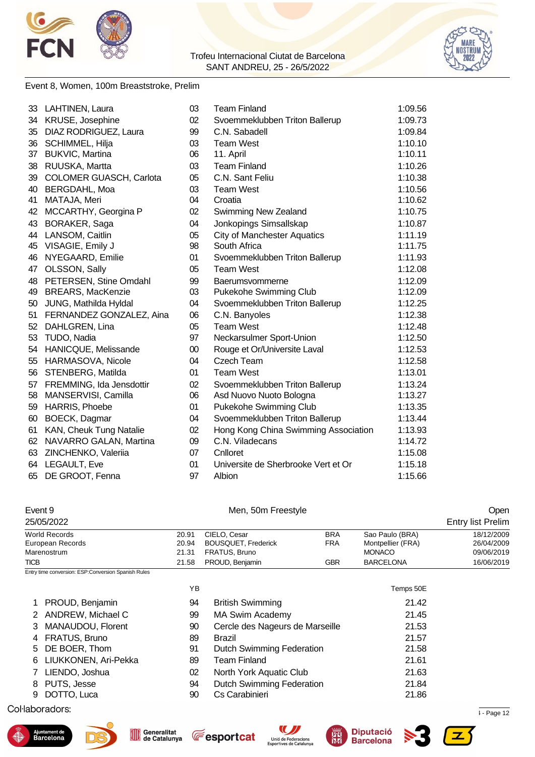Event 8, Women, 100m Breaststroke, Prelim

| | | | | |
|---|---|---|---|---|
| 33 | LAHTINEN, Laura | 03 | Team Finland | 1:09.56 |
| 34 | KRUSE, Josephine | 02 | Svoemmeklubben Triton Ballerup | 1:09.73 |
| 35 | DIAZ RODRIGUEZ, Laura | 99 | C.N. Sabadell | 1:09.84 |
| 36 | SCHIMMEL, Hilja | 03 | Team West | 1:10.10 |
| 37 | BUKVIC, Martina | 06 | 11. April | 1:10.11 |
| 38 | RUUSKA, Martta | 03 | Team Finland | 1:10.26 |
| 39 | COLOMER GUASCH, Carlota | 05 | C.N. Sant Feliu | 1:10.38 |
| 40 | BERGDAHL, Moa | 03 | Team West | 1:10.56 |
| 41 | MATAJA, Meri | 04 | Croatia | 1:10.62 |
| 42 | MCCARTHY, Georgina P | 02 | Swimming New Zealand | 1:10.75 |
| 43 | BORAKER, Saga | 04 | Jonkopings Simsallskap | 1:10.87 |
| 44 | LANSOM, Caitlin | 05 | City of Manchester Aquatics | 1:11.19 |
| 45 | VISAGIE, Emily J | 98 | South Africa | 1:11.75 |
| 46 | NYEGAARD, Emilie | 01 | Svoemmeklubben Triton Ballerup | 1:11.93 |
| 47 | OLSSON, Sally | 05 | Team West | 1:12.08 |
| 48 | PETERSEN, Stine Omdahl | 99 | Baerumsvommerne | 1:12.09 |
| 49 | BREARS, MacKenzie | 03 | Pukekohe Swimming Club | 1:12.09 |
| 50 | JUNG, Mathilda Hyldal | 04 | Svoemmeklubben Triton Ballerup | 1:12.25 |
| 51 | FERNANDEZ GONZALEZ, Aina | 06 | C.N. Banyoles | 1:12.38 |
| 52 | DAHLGREN, Lina | 05 | Team West | 1:12.48 |
| 53 | TUDO, Nadia | 97 | Neckarsulmer Sport-Union | 1:12.50 |
| 54 | HANICQUE, Melissande | 00 | Rouge et Or/Universite Laval | 1:12.53 |
| 55 | HARMASOVA, Nicole | 04 | Czech Team | 1:12.58 |
| 56 | STENBERG, Matilda | 01 | Team West | 1:13.01 |
| 57 | FREMMING, Ida Jensdottir | 02 | Svoemmeklubben Triton Ballerup | 1:13.24 |
| 58 | MANSERVISI, Camilla | 06 | Asd Nuovo Nuoto Bologna | 1:13.27 |
| 59 | HARRIS, Phoebe | 01 | Pukekohe Swimming Club | 1:13.35 |
| 60 | BOECK, Dagmar | 04 | Svoemmeklubben Triton Ballerup | 1:13.44 |
| 61 | KAN, Cheuk Tung Natalie | 02 | Hong Kong China Swimming Association | 1:13.93 |
| 62 | NAVARRO GALAN, Martina | 09 | C.N. Viladecans | 1:14.72 |
| 63 | ZINCHENKO, Valeriia | 07 | Cnlloret | 1:15.08 |
| 64 | LEGAULT, Eve | 01 | Universite de Sherbrooke Vert et Or | 1:15.18 |
| 65 | DE GROOT, Fenna | 97 | Albion | 1:15.66 |

Event 9 — Men, 50m Freestyle — Open

25/05/2022 — Entry list Prelim

| | | | | | |
|---|---|---|---|---|---|
| World Records | 20.91 | CIELO, Cesar | BRA | Sao Paulo (BRA) | 18/12/2009 |
| European Records | 20.94 | BOUSQUET, Frederick | FRA | Montpellier (FRA) | 26/04/2009 |
| Marenostrum | 21.31 | FRATUS, Bruno | | MONACO | 09/06/2019 |
| TICB | 21.58 | PROUD, Benjamin | GBR | BARCELONA | 16/06/2019 |

Entry time conversion: ESP:Conversion Spanish Rules

| | | YB | | Temps 50E |
|---|---|---|---|---|
| 1 | PROUD, Benjamin | 94 | British Swimming | 21.42 |
| 2 | ANDREW, Michael C | 99 | MA Swim Academy | 21.45 |
| 3 | MANAUDOU, Florent | 90 | Cercle des Nageurs de Marseille | 21.53 |
| 4 | FRATUS, Bruno | 89 | Brazil | 21.57 |
| 5 | DE BOER, Thom | 91 | Dutch Swimming Federation | 21.58 |
| 6 | LIUKKONEN, Ari-Pekka | 89 | Team Finland | 21.61 |
| 7 | LIENDO, Joshua | 02 | North York Aquatic Club | 21.63 |
| 8 | PUTS, Jesse | 94 | Dutch Swimming Federation | 21.84 |
| 9 | DOTTO, Luca | 90 | Cs Carabinieri | 21.86 |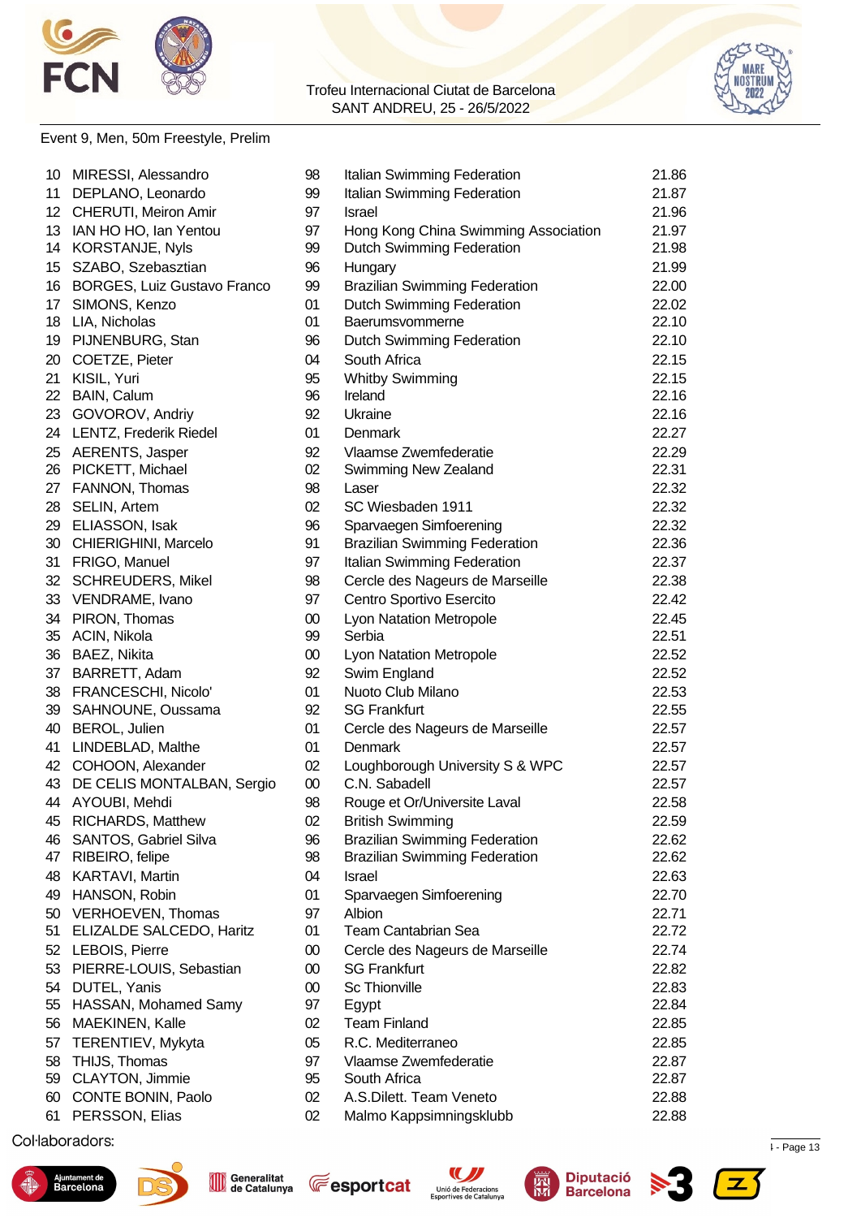Trofeu Internacional Ciutat de Barcelona
SANT ANDREU, 25 - 26/5/2022

Event 9, Men, 50m Freestyle, Prelim

| | | | | |
|---|---|---|---|---|
| 10 | MIRESSI, Alessandro | 98 | Italian Swimming Federation | 21.86 |
| 11 | DEPLANO, Leonardo | 99 | Italian Swimming Federation | 21.87 |
| 12 | CHERUTI, Meiron Amir | 97 | Israel | 21.96 |
| 13 | IAN HO HO, Ian Yentou | 97 | Hong Kong China Swimming Association | 21.97 |
| 14 | KORSTANJE, Nyls | 99 | Dutch Swimming Federation | 21.98 |
| 15 | SZABO, Szebasztian | 96 | Hungary | 21.99 |
| 16 | BORGES, Luiz Gustavo Franco | 99 | Brazilian Swimming Federation | 22.00 |
| 17 | SIMONS, Kenzo | 01 | Dutch Swimming Federation | 22.02 |
| 18 | LIA, Nicholas | 01 | Baerumsvommerne | 22.10 |
| 19 | PIJNENBURG, Stan | 96 | Dutch Swimming Federation | 22.10 |
| 20 | COETZE, Pieter | 04 | South Africa | 22.15 |
| 21 | KISIL, Yuri | 95 | Whitby Swimming | 22.15 |
| 22 | BAIN, Calum | 96 | Ireland | 22.16 |
| 23 | GOVOROV, Andriy | 92 | Ukraine | 22.16 |
| 24 | LENTZ, Frederik Riedel | 01 | Denmark | 22.27 |
| 25 | AERENTS, Jasper | 92 | Vlaamse Zwemfederatie | 22.29 |
| 26 | PICKETT, Michael | 02 | Swimming New Zealand | 22.31 |
| 27 | FANNON, Thomas | 98 | Laser | 22.32 |
| 28 | SELIN, Artem | 02 | SC Wiesbaden 1911 | 22.32 |
| 29 | ELIASSON, Isak | 96 | Sparvaegen Simfoerening | 22.32 |
| 30 | CHIERIGHINI, Marcelo | 91 | Brazilian Swimming Federation | 22.36 |
| 31 | FRIGO, Manuel | 97 | Italian Swimming Federation | 22.37 |
| 32 | SCHREUDERS, Mikel | 98 | Cercle des Nageurs de Marseille | 22.38 |
| 33 | VENDRAME, Ivano | 97 | Centro Sportivo Esercito | 22.42 |
| 34 | PIRON, Thomas | 00 | Lyon Natation Metropole | 22.45 |
| 35 | ACIN, Nikola | 99 | Serbia | 22.51 |
| 36 | BAEZ, Nikita | 00 | Lyon Natation Metropole | 22.52 |
| 37 | BARRETT, Adam | 92 | Swim England | 22.52 |
| 38 | FRANCESCHI, Nicolo' | 01 | Nuoto Club Milano | 22.53 |
| 39 | SAHNOUNE, Oussama | 92 | SG Frankfurt | 22.55 |
| 40 | BEROL, Julien | 01 | Cercle des Nageurs de Marseille | 22.57 |
| 41 | LINDEBLAD, Malthe | 01 | Denmark | 22.57 |
| 42 | COHOON, Alexander | 02 | Loughborough University S & WPC | 22.57 |
| 43 | DE CELIS MONTALBAN, Sergio | 00 | C.N. Sabadell | 22.57 |
| 44 | AYOUBI, Mehdi | 98 | Rouge et Or/Universite Laval | 22.58 |
| 45 | RICHARDS, Matthew | 02 | British Swimming | 22.59 |
| 46 | SANTOS, Gabriel Silva | 96 | Brazilian Swimming Federation | 22.62 |
| 47 | RIBEIRO, felipe | 98 | Brazilian Swimming Federation | 22.62 |
| 48 | KARTAVI, Martin | 04 | Israel | 22.63 |
| 49 | HANSON, Robin | 01 | Sparvaegen Simfoerening | 22.70 |
| 50 | VERHOEVEN, Thomas | 97 | Albion | 22.71 |
| 51 | ELIZALDE SALCEDO, Haritz | 01 | Team Cantabrian Sea | 22.72 |
| 52 | LEBOIS, Pierre | 00 | Cercle des Nageurs de Marseille | 22.74 |
| 53 | PIERRE-LOUIS, Sebastian | 00 | SG Frankfurt | 22.82 |
| 54 | DUTEL, Yanis | 00 | Sc Thionville | 22.83 |
| 55 | HASSAN, Mohamed Samy | 97 | Egypt | 22.84 |
| 56 | MAEKINEN, Kalle | 02 | Team Finland | 22.85 |
| 57 | TERENTIEV, Mykyta | 05 | R.C. Mediterraneo | 22.85 |
| 58 | THIJS, Thomas | 97 | Vlaamse Zwemfederatie | 22.87 |
| 59 | CLAYTON, Jimmie | 95 | South Africa | 22.87 |
| 60 | CONTE BONIN, Paolo | 02 | A.S.Dilett. Team Veneto | 22.88 |
| 61 | PERSSON, Elias | 02 | Malmo Kappsimningsklubb | 22.88 |

Col·laboradors: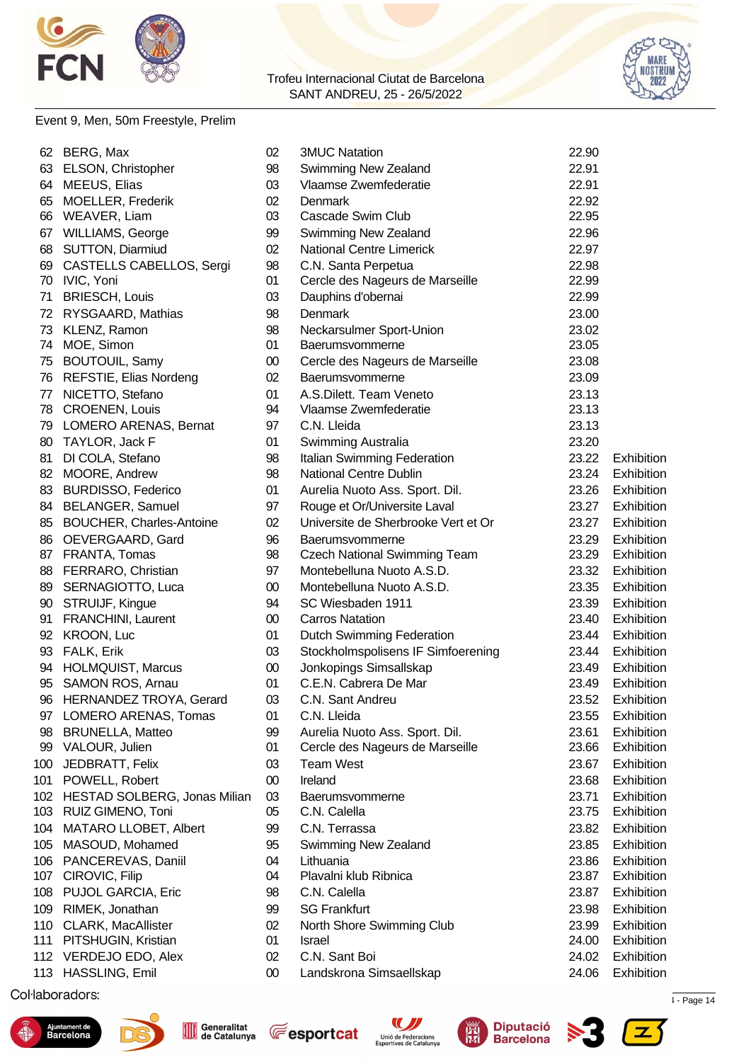Trofeu Internacional Ciutat de Barcelona
SANT ANDREU, 25 - 26/5/2022

Event 9, Men, 50m Freestyle, Prelim

| | | | | | |
|---|---|---|---|---|---|
| 62 | BERG, Max | 02 | 3MUC Natation | 22.90 | |
| 63 | ELSON, Christopher | 98 | Swimming New Zealand | 22.91 | |
| 64 | MEEUS, Elias | 03 | Vlaamse Zwemfederatie | 22.91 | |
| 65 | MOELLER, Frederik | 02 | Denmark | 22.92 | |
| 66 | WEAVER, Liam | 03 | Cascade Swim Club | 22.95 | |
| 67 | WILLIAMS, George | 99 | Swimming New Zealand | 22.96 | |
| 68 | SUTTON, Diarmiud | 02 | National Centre Limerick | 22.97 | |
| 69 | CASTELLS CABELLOS, Sergi | 98 | C.N. Santa Perpetua | 22.98 | |
| 70 | IVIC, Yoni | 01 | Cercle des Nageurs de Marseille | 22.99 | |
| 71 | BRIESCH, Louis | 03 | Dauphins d'obernai | 22.99 | |
| 72 | RYSGAARD, Mathias | 98 | Denmark | 23.00 | |
| 73 | KLENZ, Ramon | 98 | Neckarsulmer Sport-Union | 23.02 | |
| 74 | MOE, Simon | 01 | Baerumsvommerne | 23.05 | |
| 75 | BOUTOUIL, Samy | 00 | Cercle des Nageurs de Marseille | 23.08 | |
| 76 | REFSTIE, Elias Nordeng | 02 | Baerumsvommerne | 23.09 | |
| 77 | NICETTO, Stefano | 01 | A.S.Dilett. Team Veneto | 23.13 | |
| 78 | CROENEN, Louis | 94 | Vlaamse Zwemfederatie | 23.13 | |
| 79 | LOMERO ARENAS, Bernat | 97 | C.N. Lleida | 23.13 | |
| 80 | TAYLOR, Jack F | 01 | Swimming Australia | 23.20 | |
| 81 | DI COLA, Stefano | 98 | Italian Swimming Federation | 23.22 | Exhibition |
| 82 | MOORE, Andrew | 98 | National Centre Dublin | 23.24 | Exhibition |
| 83 | BURDISSO, Federico | 01 | Aurelia Nuoto Ass. Sport. Dil. | 23.26 | Exhibition |
| 84 | BELANGER, Samuel | 97 | Rouge et Or/Universite Laval | 23.27 | Exhibition |
| 85 | BOUCHER, Charles-Antoine | 02 | Universite de Sherbrooke Vert et Or | 23.27 | Exhibition |
| 86 | OEVERGAARD, Gard | 96 | Baerumsvommerne | 23.29 | Exhibition |
| 87 | FRANTA, Tomas | 98 | Czech National Swimming Team | 23.29 | Exhibition |
| 88 | FERRARO, Christian | 97 | Montebelluna Nuoto A.S.D. | 23.32 | Exhibition |
| 89 | SERNAGIOTTO, Luca | 00 | Montebelluna Nuoto A.S.D. | 23.35 | Exhibition |
| 90 | STRUIJF, Kingue | 94 | SC Wiesbaden 1911 | 23.39 | Exhibition |
| 91 | FRANCHINI, Laurent | 00 | Carros Natation | 23.40 | Exhibition |
| 92 | KROON, Luc | 01 | Dutch Swimming Federation | 23.44 | Exhibition |
| 93 | FALK, Erik | 03 | Stockholmspolisens IF Simfoerening | 23.44 | Exhibition |
| 94 | HOLMQUIST, Marcus | 00 | Jonkopings Simsallskap | 23.49 | Exhibition |
| 95 | SAMON ROS, Arnau | 01 | C.E.N. Cabrera De Mar | 23.49 | Exhibition |
| 96 | HERNANDEZ TROYA, Gerard | 03 | C.N. Sant Andreu | 23.52 | Exhibition |
| 97 | LOMERO ARENAS, Tomas | 01 | C.N. Lleida | 23.55 | Exhibition |
| 98 | BRUNELLA, Matteo | 99 | Aurelia Nuoto Ass. Sport. Dil. | 23.61 | Exhibition |
| 99 | VALOUR, Julien | 01 | Cercle des Nageurs de Marseille | 23.66 | Exhibition |
| 100 | JEDBRATT, Felix | 03 | Team West | 23.67 | Exhibition |
| 101 | POWELL, Robert | 00 | Ireland | 23.68 | Exhibition |
| 102 | HESTAD SOLBERG, Jonas Milian | 03 | Baerumsvommerne | 23.71 | Exhibition |
| 103 | RUIZ GIMENO, Toni | 05 | C.N. Calella | 23.75 | Exhibition |
| 104 | MATARO LLOBET, Albert | 99 | C.N. Terrassa | 23.82 | Exhibition |
| 105 | MASOUD, Mohamed | 95 | Swimming New Zealand | 23.85 | Exhibition |
| 106 | PANCEREVAS, Daniil | 04 | Lithuania | 23.86 | Exhibition |
| 107 | CIROVIC, Filip | 04 | Plavalni klub Ribnica | 23.87 | Exhibition |
| 108 | PUJOL GARCIA, Eric | 98 | C.N. Calella | 23.87 | Exhibition |
| 109 | RIMEK, Jonathan | 99 | SG Frankfurt | 23.98 | Exhibition |
| 110 | CLARK, MacAllister | 02 | North Shore Swimming Club | 23.99 | Exhibition |
| 111 | PITSHUGIN, Kristian | 01 | Israel | 24.00 | Exhibition |
| 112 | VERDEJO EDO, Alex | 02 | C.N. Sant Boi | 24.02 | Exhibition |
| 113 | HASSLING, Emil | 00 | Landskrona Simsaellskap | 24.06 | Exhibition |

Col·laboradors: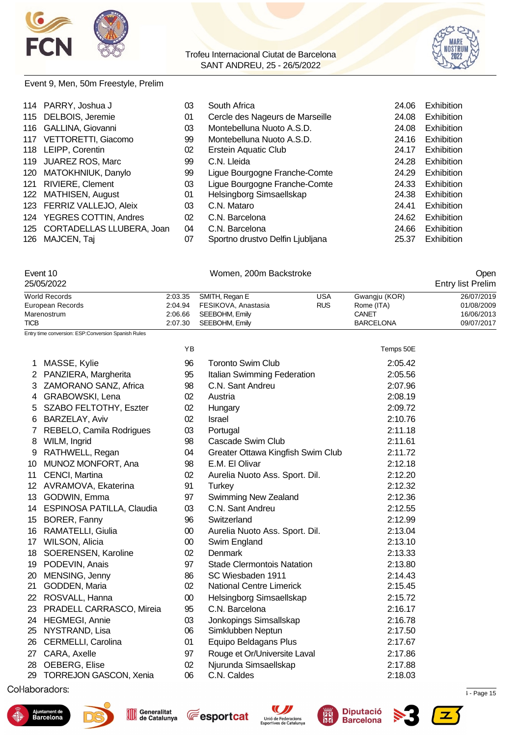Trofeu Internacional Ciutat de Barcelona
SANT ANDREU, 25 - 26/5/2022

Event 9, Men, 50m Freestyle, Prelim

| | | | | | |
|---|---|---|---|---|---|
| 114 | PARRY, Joshua J | 03 | South Africa | 24.06 | Exhibition |
| 115 | DELBOIS, Jeremie | 01 | Cercle des Nageurs de Marseille | 24.08 | Exhibition |
| 116 | GALLINA, Giovanni | 03 | Montebelluna Nuoto A.S.D. | 24.08 | Exhibition |
| 117 | VETTORETTI, Giacomo | 99 | Montebelluna Nuoto A.S.D. | 24.16 | Exhibition |
| 118 | LEIPP, Corentin | 02 | Erstein Aquatic Club | 24.17 | Exhibition |
| 119 | JUAREZ ROS, Marc | 99 | C.N. Lleida | 24.28 | Exhibition |
| 120 | MATOKHNIUK, Danylo | 99 | Ligue Bourgogne Franche-Comte | 24.29 | Exhibition |
| 121 | RIVIERE, Clement | 03 | Ligue Bourgogne Franche-Comte | 24.33 | Exhibition |
| 122 | MATHISEN, August | 01 | Helsingborg Simsaellskap | 24.38 | Exhibition |
| 123 | FERRIZ VALLEJO, Aleix | 03 | C.N. Mataro | 24.41 | Exhibition |
| 124 | YEGRES COTTIN, Andres | 02 | C.N. Barcelona | 24.62 | Exhibition |
| 125 | CORTADELLAS LLUBERA, Joan | 04 | C.N. Barcelona | 24.66 | Exhibition |
| 126 | MAJCEN, Taj | 07 | Sportno drustvo Delfin Ljubljana | 25.37 | Exhibition |

Event 10 — Women, 200m Backstroke — Open
25/05/2022 — Entry list Prelim

| | | | | | |
|---|---|---|---|---|---|
| World Records | 2:03.35 | SMITH, Regan E | USA | Gwangju (KOR) | 26/07/2019 |
| European Records | 2:04.94 | FESIKOVA, Anastasia | RUS | Rome (ITA) | 01/08/2009 |
| Marenostrum | 2:06.66 | SEEBOHM, Emily | | CANET | 16/06/2013 |
| TICB | 2:07.30 | SEEBOHM, Emily | | BARCELONA | 09/07/2017 |

Entry time conversion: ESP:Conversion Spanish Rules

| | | YB | | Temps 50E |
|---|---|---|---|---|
| 1 | MASSE, Kylie | 96 | Toronto Swim Club | 2:05.42 |
| 2 | PANZIERA, Margherita | 95 | Italian Swimming Federation | 2:05.56 |
| 3 | ZAMORANO SANZ, Africa | 98 | C.N. Sant Andreu | 2:07.96 |
| 4 | GRABOWSKI, Lena | 02 | Austria | 2:08.19 |
| 5 | SZABO FELTOTHY, Eszter | 02 | Hungary | 2:09.72 |
| 6 | BARZELAY, Aviv | 02 | Israel | 2:10.76 |
| 7 | REBELO, Camila Rodrigues | 03 | Portugal | 2:11.18 |
| 8 | WILM, Ingrid | 98 | Cascade Swim Club | 2:11.61 |
| 9 | RATHWELL, Regan | 04 | Greater Ottawa Kingfish Swim Club | 2:11.72 |
| 10 | MUNOZ MONFORT, Ana | 98 | E.M. El Olivar | 2:12.18 |
| 11 | CENCI, Martina | 02 | Aurelia Nuoto Ass. Sport. Dil. | 2:12.20 |
| 12 | AVRAMOVA, Ekaterina | 91 | Turkey | 2:12.32 |
| 13 | GODWIN, Emma | 97 | Swimming New Zealand | 2:12.36 |
| 14 | ESPINOSA PATILLA, Claudia | 03 | C.N. Sant Andreu | 2:12.55 |
| 15 | BORER, Fanny | 96 | Switzerland | 2:12.99 |
| 16 | RAMATELLI, Giulia | 00 | Aurelia Nuoto Ass. Sport. Dil. | 2:13.04 |
| 17 | WILSON, Alicia | 00 | Swim England | 2:13.10 |
| 18 | SOERENSEN, Karoline | 02 | Denmark | 2:13.33 |
| 19 | PODEVIN, Anais | 97 | Stade Clermontois Natation | 2:13.80 |
| 20 | MENSING, Jenny | 86 | SC Wiesbaden 1911 | 2:14.43 |
| 21 | GODDEN, Maria | 02 | National Centre Limerick | 2:15.45 |
| 22 | ROSVALL, Hanna | 00 | Helsingborg Simsaellskap | 2:15.72 |
| 23 | PRADELL CARRASCO, Mireia | 95 | C.N. Barcelona | 2:16.17 |
| 24 | HEGMEGI, Annie | 03 | Jonkopings Simsallskap | 2:16.78 |
| 25 | NYSTRAND, Lisa | 06 | Simklubben Neptun | 2:17.50 |
| 26 | CERMELLI, Carolina | 01 | Equipo Beldagans Plus | 2:17.67 |
| 27 | CARA, Axelle | 97 | Rouge et Or/Universite Laval | 2:17.86 |
| 28 | OEBERG, Elise | 02 | Njurunda Simsaellskap | 2:17.88 |
| 29 | TORREJON GASCON, Xenia | 06 | C.N. Caldes | 2:18.03 |

Col·laboradors: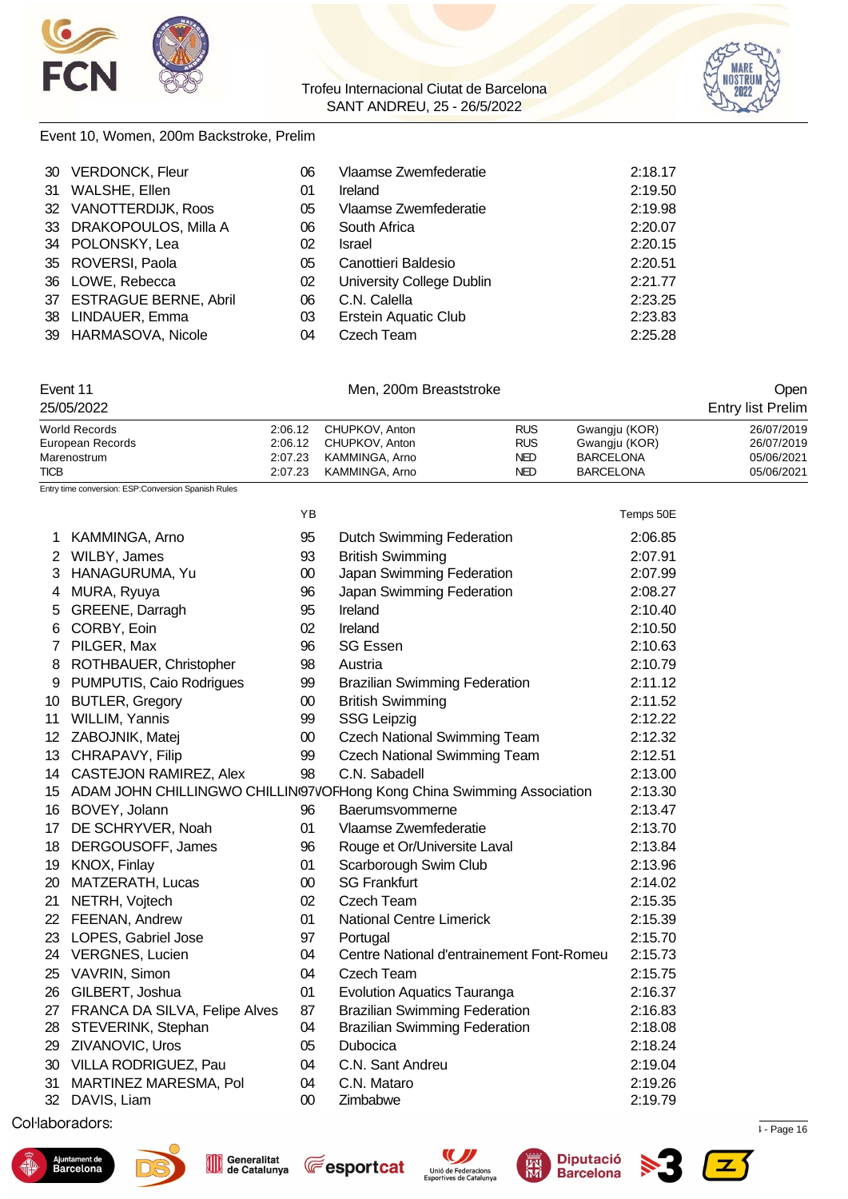Event 10, Women, 200m Backstroke, Prelim

| | | | | |
|---|---|---|---|---|
| 30 | VERDONCK, Fleur | 06 | Vlaamse Zwemfederatie | 2:18.17 |
| 31 | WALSHE, Ellen | 01 | Ireland | 2:19.50 |
| 32 | VANOTTERDIJK, Roos | 05 | Vlaamse Zwemfederatie | 2:19.98 |
| 33 | DRAKOPOULOS, Milla A | 06 | South Africa | 2:20.07 |
| 34 | POLONSKY, Lea | 02 | Israel | 2:20.15 |
| 35 | ROVERSI, Paola | 05 | Canottieri Baldesio | 2:20.51 |
| 36 | LOWE, Rebecca | 02 | University College Dublin | 2:21.77 |
| 37 | ESTRAGUE BERNE, Abril | 06 | C.N. Calella | 2:23.25 |
| 38 | LINDAUER, Emma | 03 | Erstein Aquatic Club | 2:23.83 |
| 39 | HARMASOVA, Nicole | 04 | Czech Team | 2:25.28 |

## Event 11 — Men, 200m Breaststroke — Open

25/05/2022 — Entry list Prelim

| | | | | | |
|---|---|---|---|---|---|
| World Records | 2:06.12 | CHUPKOV, Anton | RUS | Gwangju (KOR) | 26/07/2019 |
| European Records | 2:06.12 | CHUPKOV, Anton | RUS | Gwangju (KOR) | 26/07/2019 |
| Marenostrum | 2:07.23 | KAMMINGA, Arno | NED | BARCELONA | 05/06/2021 |
| TICB | 2:07.23 | KAMMINGA, Arno | NED | BARCELONA | 05/06/2021 |

Entry time conversion: ESP:Conversion Spanish Rules

| | | YB | | Temps 50E |
|---|---|---|---|---|
| 1 | KAMMINGA, Arno | 95 | Dutch Swimming Federation | 2:06.85 |
| 2 | WILBY, James | 93 | British Swimming | 2:07.91 |
| 3 | HANAGURUMA, Yu | 00 | Japan Swimming Federation | 2:07.99 |
| 4 | MURA, Ryuya | 96 | Japan Swimming Federation | 2:08.27 |
| 5 | GREENE, Darragh | 95 | Ireland | 2:10.40 |
| 6 | CORBY, Eoin | 02 | Ireland | 2:10.50 |
| 7 | PILGER, Max | 96 | SG Essen | 2:10.63 |
| 8 | ROTHBAUER, Christopher | 98 | Austria | 2:10.79 |
| 9 | PUMPUTIS, Caio Rodrigues | 99 | Brazilian Swimming Federation | 2:11.12 |
| 10 | BUTLER, Gregory | 00 | British Swimming | 2:11.52 |
| 11 | WILLIM, Yannis | 99 | SSG Leipzig | 2:12.22 |
| 12 | ZABOJNIK, Matej | 00 | Czech National Swimming Team | 2:12.32 |
| 13 | CHRAPAVY, Filip | 99 | Czech National Swimming Team | 2:12.51 |
| 14 | CASTEJON RAMIREZ, Alex | 98 | C.N. Sabadell | 2:13.00 |
| 15 | ADAM JOHN CHILLINGWO CHILLIN | 97 | VOF Hong Kong China Swimming Association | 2:13.30 |
| 16 | BOVEY, Jolann | 96 | Baerumsvommerne | 2:13.47 |
| 17 | DE SCHRYVER, Noah | 01 | Vlaamse Zwemfederatie | 2:13.70 |
| 18 | DERGOUSOFF, James | 96 | Rouge et Or/Universite Laval | 2:13.84 |
| 19 | KNOX, Finlay | 01 | Scarborough Swim Club | 2:13.96 |
| 20 | MATZERATH, Lucas | 00 | SG Frankfurt | 2:14.02 |
| 21 | NETRH, Vojtech | 02 | Czech Team | 2:15.35 |
| 22 | FEENAN, Andrew | 01 | National Centre Limerick | 2:15.39 |
| 23 | LOPES, Gabriel Jose | 97 | Portugal | 2:15.70 |
| 24 | VERGNES, Lucien | 04 | Centre National d'entrainement Font-Romeu | 2:15.73 |
| 25 | VAVRIN, Simon | 04 | Czech Team | 2:15.75 |
| 26 | GILBERT, Joshua | 01 | Evolution Aquatics Tauranga | 2:16.37 |
| 27 | FRANCA DA SILVA, Felipe Alves | 87 | Brazilian Swimming Federation | 2:16.83 |
| 28 | STEVERINK, Stephan | 04 | Brazilian Swimming Federation | 2:18.08 |
| 29 | ZIVANOVIC, Uros | 05 | Dubocica | 2:18.24 |
| 30 | VILLA RODRIGUEZ, Pau | 04 | C.N. Sant Andreu | 2:19.04 |
| 31 | MARTINEZ MARESMA, Pol | 04 | C.N. Mataro | 2:19.26 |
| 32 | DAVIS, Liam | 00 | Zimbabwe | 2:19.79 |

Col·laboradors: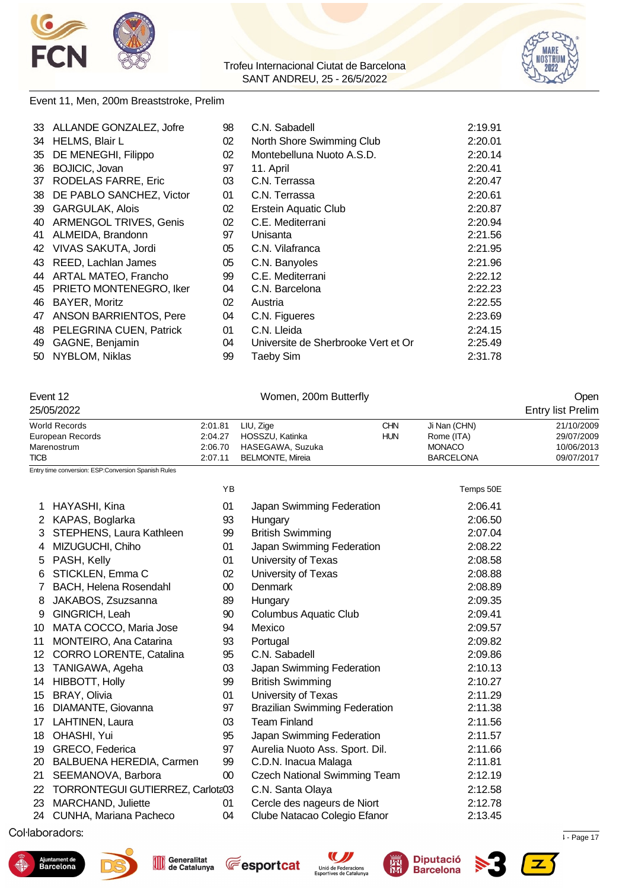Event 11, Men, 200m Breaststroke, Prelim

| | | | | |
|---|---|---|---|---|
| 33 | ALLANDE GONZALEZ, Jofre | 98 | C.N. Sabadell | 2:19.91 |
| 34 | HELMS, Blair L | 02 | North Shore Swimming Club | 2:20.01 |
| 35 | DE MENEGHI, Filippo | 02 | Montebelluna Nuoto A.S.D. | 2:20.14 |
| 36 | BOJICIC, Jovan | 97 | 11. April | 2:20.41 |
| 37 | RODELAS FARRE, Eric | 03 | C.N. Terrassa | 2:20.47 |
| 38 | DE PABLO SANCHEZ, Victor | 01 | C.N. Terrassa | 2:20.61 |
| 39 | GARGULAK, Alois | 02 | Erstein Aquatic Club | 2:20.87 |
| 40 | ARMENGOL TRIVES, Genis | 02 | C.E. Mediterrani | 2:20.94 |
| 41 | ALMEIDA, Brandonn | 97 | Unisanta | 2:21.56 |
| 42 | VIVAS SAKUTA, Jordi | 05 | C.N. Vilafranca | 2:21.95 |
| 43 | REED, Lachlan James | 05 | C.N. Banyoles | 2:21.96 |
| 44 | ARTAL MATEO, Francho | 99 | C.E. Mediterrani | 2:22.12 |
| 45 | PRIETO MONTENEGRO, Iker | 04 | C.N. Barcelona | 2:22.23 |
| 46 | BAYER, Moritz | 02 | Austria | 2:22.55 |
| 47 | ANSON BARRIENTOS, Pere | 04 | C.N. Figueres | 2:23.69 |
| 48 | PELEGRINA CUEN, Patrick | 01 | C.N. Lleida | 2:24.15 |
| 49 | GAGNE, Benjamin | 04 | Universite de Sherbrooke Vert et Or | 2:25.49 |
| 50 | NYBLOM, Niklas | 99 | Taeby Sim | 2:31.78 |

## Event 12 — Women, 200m Butterfly — Open

25/05/2022 — Entry list Prelim

| | | | | | |
|---|---|---|---|---|---|
| World Records | 2:01.81 | LIU, Zige | CHN | Ji Nan (CHN) | 21/10/2009 |
| European Records | 2:04.27 | HOSSZU, Katinka | HUN | Rome (ITA) | 29/07/2009 |
| Marenostrum | 2:06.70 | HASEGAWA, Suzuka | | MONACO | 10/06/2013 |
| TICB | 2:07.11 | BELMONTE, Mireia | | BARCELONA | 09/07/2017 |

Entry time conversion: ESP:Conversion Spanish Rules

| | | YB | | Temps 50E |
|---|---|---|---|---|
| 1 | HAYASHI, Kina | 01 | Japan Swimming Federation | 2:06.41 |
| 2 | KAPAS, Boglarka | 93 | Hungary | 2:06.50 |
| 3 | STEPHENS, Laura Kathleen | 99 | British Swimming | 2:07.04 |
| 4 | MIZUGUCHI, Chiho | 01 | Japan Swimming Federation | 2:08.22 |
| 5 | PASH, Kelly | 01 | University of Texas | 2:08.58 |
| 6 | STICKLEN, Emma C | 02 | University of Texas | 2:08.88 |
| 7 | BACH, Helena Rosendahl | 00 | Denmark | 2:08.89 |
| 8 | JAKABOS, Zsuzsanna | 89 | Hungary | 2:09.35 |
| 9 | GINGRICH, Leah | 90 | Columbus Aquatic Club | 2:09.41 |
| 10 | MATA COCCO, Maria Jose | 94 | Mexico | 2:09.57 |
| 11 | MONTEIRO, Ana Catarina | 93 | Portugal | 2:09.82 |
| 12 | CORRO LORENTE, Catalina | 95 | C.N. Sabadell | 2:09.86 |
| 13 | TANIGAWA, Ageha | 03 | Japan Swimming Federation | 2:10.13 |
| 14 | HIBBOTT, Holly | 99 | British Swimming | 2:10.27 |
| 15 | BRAY, Olivia | 01 | University of Texas | 2:11.29 |
| 16 | DIAMANTE, Giovanna | 97 | Brazilian Swimming Federation | 2:11.38 |
| 17 | LAHTINEN, Laura | 03 | Team Finland | 2:11.56 |
| 18 | OHASHI, Yui | 95 | Japan Swimming Federation | 2:11.57 |
| 19 | GRECO, Federica | 97 | Aurelia Nuoto Ass. Sport. Dil. | 2:11.66 |
| 20 | BALBUENA HEREDIA, Carmen | 99 | C.D.N. Inacua Malaga | 2:11.81 |
| 21 | SEEMANOVA, Barbora | 00 | Czech National Swimming Team | 2:12.19 |
| 22 | TORRONTEGUI GUTIERREZ, Carlota | 03 | C.N. Santa Olaya | 2:12.58 |
| 23 | MARCHAND, Juliette | 01 | Cercle des nageurs de Niort | 2:12.78 |
| 24 | CUNHA, Mariana Pacheco | 04 | Clube Natacao Colegio Efanor | 2:13.45 |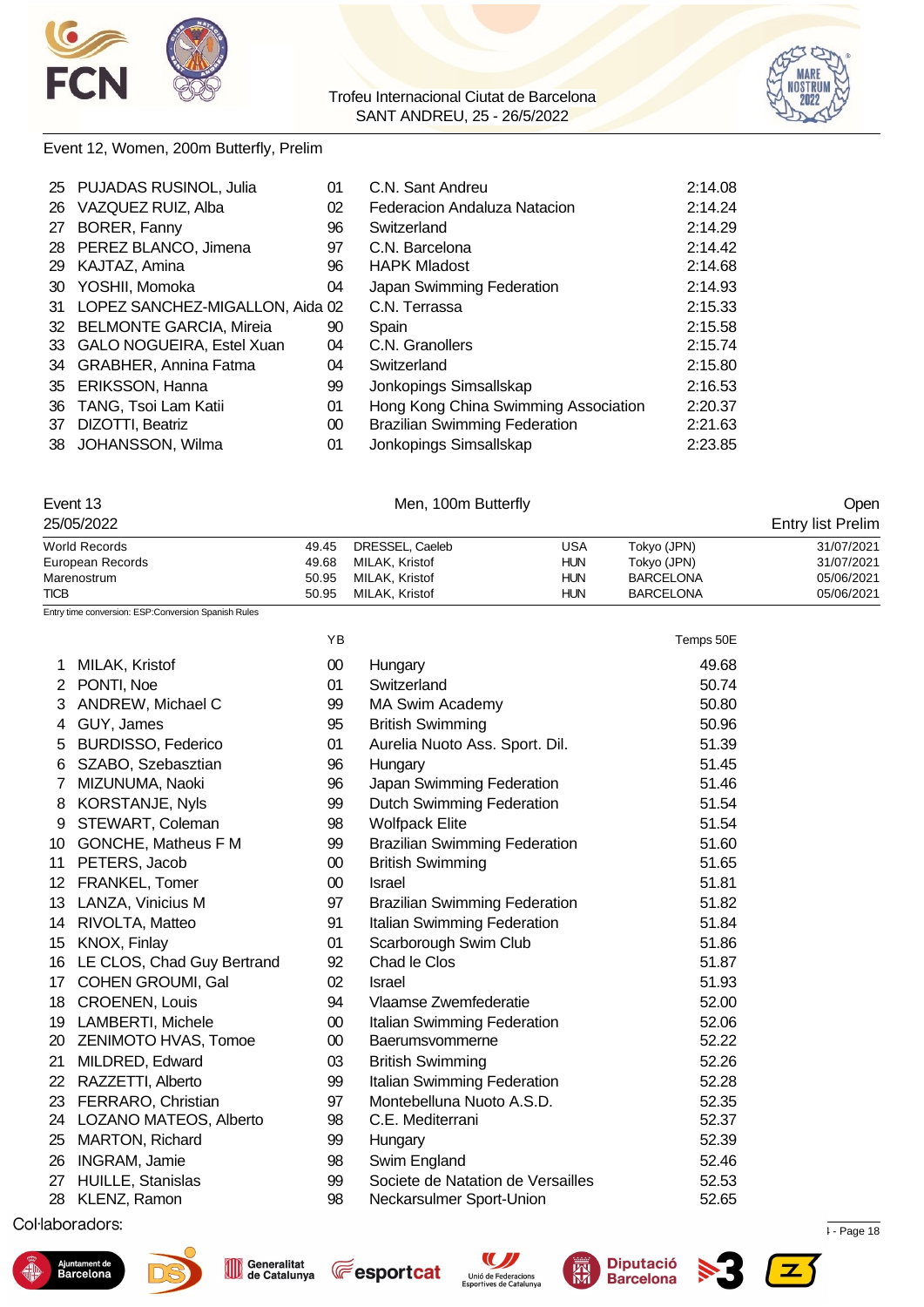Event 12, Women, 200m Butterfly, Prelim

| | | | | |
|---|---|---|---|---|
| 25 | PUJADAS RUSINOL, Julia | 01 | C.N. Sant Andreu | 2:14.08 |
| 26 | VAZQUEZ RUIZ, Alba | 02 | Federacion Andaluza Natacion | 2:14.24 |
| 27 | BORER, Fanny | 96 | Switzerland | 2:14.29 |
| 28 | PEREZ BLANCO, Jimena | 97 | C.N. Barcelona | 2:14.42 |
| 29 | KAJTAZ, Amina | 96 | HAPK Mladost | 2:14.68 |
| 30 | YOSHII, Momoka | 04 | Japan Swimming Federation | 2:14.93 |
| 31 | LOPEZ SANCHEZ-MIGALLON, Aida | 02 | C.N. Terrassa | 2:15.33 |
| 32 | BELMONTE GARCIA, Mireia | 90 | Spain | 2:15.58 |
| 33 | GALO NOGUEIRA, Estel Xuan | 04 | C.N. Granollers | 2:15.74 |
| 34 | GRABHER, Annina Fatma | 04 | Switzerland | 2:15.80 |
| 35 | ERIKSSON, Hanna | 99 | Jonkopings Simsallskap | 2:16.53 |
| 36 | TANG, Tsoi Lam Katii | 01 | Hong Kong China Swimming Association | 2:20.37 |
| 37 | DIZOTTI, Beatriz | 00 | Brazilian Swimming Federation | 2:21.63 |
| 38 | JOHANSSON, Wilma | 01 | Jonkopings Simsallskap | 2:23.85 |

## Event 13 — Men, 100m Butterfly — Open

25/05/2022 — Entry list Prelim

| Record | Time | Name | Nation | Place | Date |
|---|---|---|---|---|---|
| World Records | 49.45 | DRESSEL, Caeleb | USA | Tokyo (JPN) | 31/07/2021 |
| European Records | 49.68 | MILAK, Kristof | HUN | Tokyo (JPN) | 31/07/2021 |
| Marenostrum | 50.95 | MILAK, Kristof | HUN | BARCELONA | 05/06/2021 |
| TICB | 50.95 | MILAK, Kristof | HUN | BARCELONA | 05/06/2021 |

Entry time conversion: ESP:Conversion Spanish Rules

| | | YB | | Temps 50E |
|---|---|---|---|---|
| 1 | MILAK, Kristof | 00 | Hungary | 49.68 |
| 2 | PONTI, Noe | 01 | Switzerland | 50.74 |
| 3 | ANDREW, Michael C | 99 | MA Swim Academy | 50.80 |
| 4 | GUY, James | 95 | British Swimming | 50.96 |
| 5 | BURDISSO, Federico | 01 | Aurelia Nuoto Ass. Sport. Dil. | 51.39 |
| 6 | SZABO, Szebasztian | 96 | Hungary | 51.45 |
| 7 | MIZUNUMA, Naoki | 96 | Japan Swimming Federation | 51.46 |
| 8 | KORSTANJE, Nyls | 99 | Dutch Swimming Federation | 51.54 |
| 9 | STEWART, Coleman | 98 | Wolfpack Elite | 51.54 |
| 10 | GONCHE, Matheus F M | 99 | Brazilian Swimming Federation | 51.60 |
| 11 | PETERS, Jacob | 00 | British Swimming | 51.65 |
| 12 | FRANKEL, Tomer | 00 | Israel | 51.81 |
| 13 | LANZA, Vinicius M | 97 | Brazilian Swimming Federation | 51.82 |
| 14 | RIVOLTA, Matteo | 91 | Italian Swimming Federation | 51.84 |
| 15 | KNOX, Finlay | 01 | Scarborough Swim Club | 51.86 |
| 16 | LE CLOS, Chad Guy Bertrand | 92 | Chad le Clos | 51.87 |
| 17 | COHEN GROUMI, Gal | 02 | Israel | 51.93 |
| 18 | CROENEN, Louis | 94 | Vlaamse Zwemfederatie | 52.00 |
| 19 | LAMBERTI, Michele | 00 | Italian Swimming Federation | 52.06 |
| 20 | ZENIMOTO HVAS, Tomoe | 00 | Baerumsvommerne | 52.22 |
| 21 | MILDRED, Edward | 03 | British Swimming | 52.26 |
| 22 | RAZZETTI, Alberto | 99 | Italian Swimming Federation | 52.28 |
| 23 | FERRARO, Christian | 97 | Montebelluna Nuoto A.S.D. | 52.35 |
| 24 | LOZANO MATEOS, Alberto | 98 | C.E. Mediterrani | 52.37 |
| 25 | MARTON, Richard | 99 | Hungary | 52.39 |
| 26 | INGRAM, Jamie | 98 | Swim England | 52.46 |
| 27 | HUILLE, Stanislas | 99 | Societe de Natation de Versailles | 52.53 |
| 28 | KLENZ, Ramon | 98 | Neckarsulmer Sport-Union | 52.65 |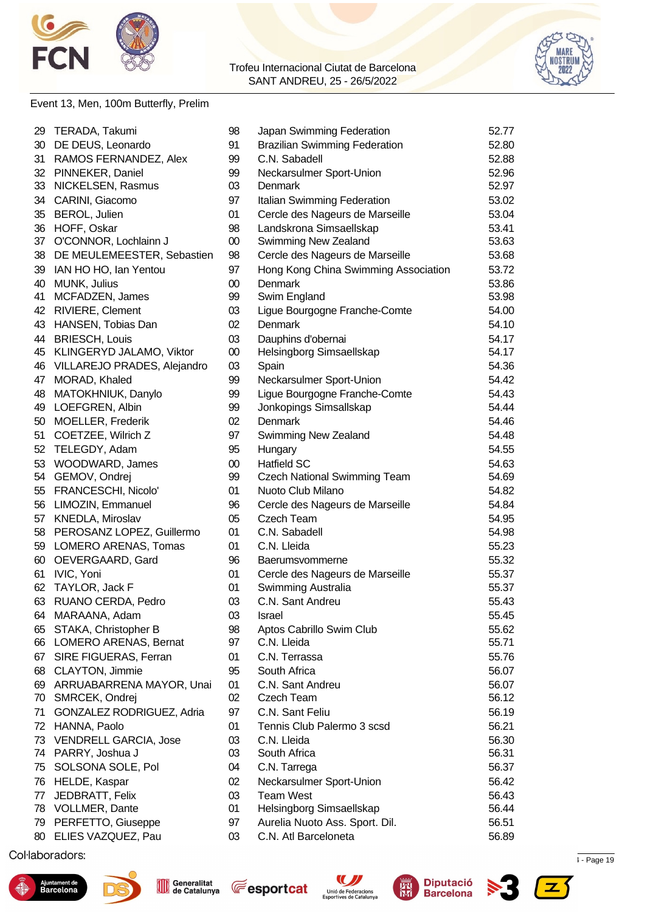Trofeu Internacional Ciutat de Barcelona
SANT ANDREU, 25 - 26/5/2022

Event 13, Men, 100m Butterfly, Prelim

| | | | | |
|---|---|---|---|---|
| 29 | TERADA, Takumi | 98 | Japan Swimming Federation | 52.77 |
| 30 | DE DEUS, Leonardo | 91 | Brazilian Swimming Federation | 52.80 |
| 31 | RAMOS FERNANDEZ, Alex | 99 | C.N. Sabadell | 52.88 |
| 32 | PINNEKER, Daniel | 99 | Neckarsulmer Sport-Union | 52.96 |
| 33 | NICKELSEN, Rasmus | 03 | Denmark | 52.97 |
| 34 | CARINI, Giacomo | 97 | Italian Swimming Federation | 53.02 |
| 35 | BEROL, Julien | 01 | Cercle des Nageurs de Marseille | 53.04 |
| 36 | HOFF, Oskar | 98 | Landskrona Simsaellskap | 53.41 |
| 37 | O'CONNOR, Lochlainn J | 00 | Swimming New Zealand | 53.63 |
| 38 | DE MEULEMEESTER, Sebastien | 98 | Cercle des Nageurs de Marseille | 53.68 |
| 39 | IAN HO HO, Ian Yentou | 97 | Hong Kong China Swimming Association | 53.72 |
| 40 | MUNK, Julius | 00 | Denmark | 53.86 |
| 41 | MCFADZEN, James | 99 | Swim England | 53.98 |
| 42 | RIVIERE, Clement | 03 | Ligue Bourgogne Franche-Comte | 54.00 |
| 43 | HANSEN, Tobias Dan | 02 | Denmark | 54.10 |
| 44 | BRIESCH, Louis | 03 | Dauphins d'obernai | 54.17 |
| 45 | KLINGERYD JALAMO, Viktor | 00 | Helsingborg Simsaellskap | 54.17 |
| 46 | VILLAREJO PRADES, Alejandro | 03 | Spain | 54.36 |
| 47 | MORAD, Khaled | 99 | Neckarsulmer Sport-Union | 54.42 |
| 48 | MATOKHNIUK, Danylo | 99 | Ligue Bourgogne Franche-Comte | 54.43 |
| 49 | LOEFGREN, Albin | 99 | Jonkopings Simsallskap | 54.44 |
| 50 | MOELLER, Frederik | 02 | Denmark | 54.46 |
| 51 | COETZEE, Wilrich Z | 97 | Swimming New Zealand | 54.48 |
| 52 | TELEGDY, Adam | 95 | Hungary | 54.55 |
| 53 | WOODWARD, James | 00 | Hatfield SC | 54.63 |
| 54 | GEMOV, Ondrej | 99 | Czech National Swimming Team | 54.69 |
| 55 | FRANCESCHI, Nicolo' | 01 | Nuoto Club Milano | 54.82 |
| 56 | LIMOZIN, Emmanuel | 96 | Cercle des Nageurs de Marseille | 54.84 |
| 57 | KNEDLA, Miroslav | 05 | Czech Team | 54.95 |
| 58 | PEROSANZ LOPEZ, Guillermo | 01 | C.N. Sabadell | 54.98 |
| 59 | LOMERO ARENAS, Tomas | 01 | C.N. Lleida | 55.23 |
| 60 | OEVERGAARD, Gard | 96 | Baerumsvommerne | 55.32 |
| 61 | IVIC, Yoni | 01 | Cercle des Nageurs de Marseille | 55.37 |
| 62 | TAYLOR, Jack F | 01 | Swimming Australia | 55.37 |
| 63 | RUANO CERDA, Pedro | 03 | C.N. Sant Andreu | 55.43 |
| 64 | MARAANA, Adam | 03 | Israel | 55.45 |
| 65 | STAKA, Christopher B | 98 | Aptos Cabrillo Swim Club | 55.62 |
| 66 | LOMERO ARENAS, Bernat | 97 | C.N. Lleida | 55.71 |
| 67 | SIRE FIGUERAS, Ferran | 01 | C.N. Terrassa | 55.76 |
| 68 | CLAYTON, Jimmie | 95 | South Africa | 56.07 |
| 69 | ARRUABARRENA MAYOR, Unai | 01 | C.N. Sant Andreu | 56.07 |
| 70 | SMRCEK, Ondrej | 02 | Czech Team | 56.12 |
| 71 | GONZALEZ RODRIGUEZ, Adria | 97 | C.N. Sant Feliu | 56.19 |
| 72 | HANNA, Paolo | 01 | Tennis Club Palermo 3 scsd | 56.21 |
| 73 | VENDRELL GARCIA, Jose | 03 | C.N. Lleida | 56.30 |
| 74 | PARRY, Joshua J | 03 | South Africa | 56.31 |
| 75 | SOLSONA SOLE, Pol | 04 | C.N. Tarrega | 56.37 |
| 76 | HELDE, Kaspar | 02 | Neckarsulmer Sport-Union | 56.42 |
| 77 | JEDBRATT, Felix | 03 | Team West | 56.43 |
| 78 | VOLLMER, Dante | 01 | Helsingborg Simsaellskap | 56.44 |
| 79 | PERFETTO, Giuseppe | 97 | Aurelia Nuoto Ass. Sport. Dil. | 56.51 |
| 80 | ELIES VAZQUEZ, Pau | 03 | C.N. Atl Barceloneta | 56.89 |

Col·laboradors: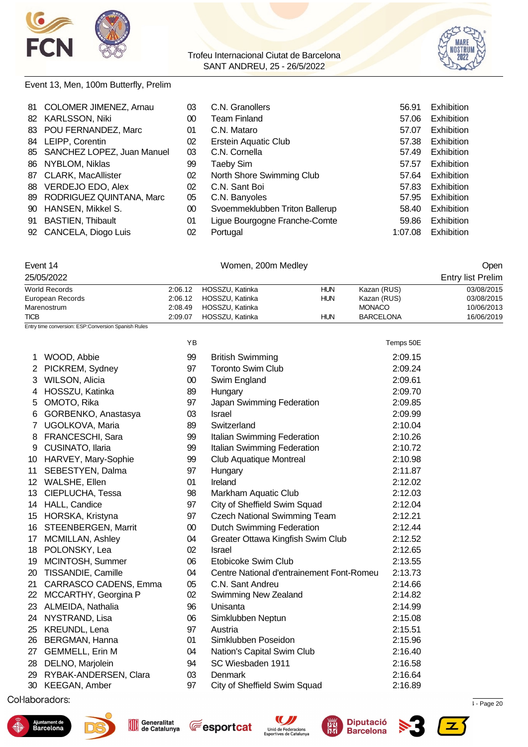Event 13, Men, 100m Butterfly, Prelim

| | | | | | |
|---|---|---|---|---|---|
| 81 | COLOMER JIMENEZ, Arnau | 03 | C.N. Granollers | 56.91 | Exhibition |
| 82 | KARLSSON, Niki | 00 | Team Finland | 57.06 | Exhibition |
| 83 | POU FERNANDEZ, Marc | 01 | C.N. Mataro | 57.07 | Exhibition |
| 84 | LEIPP, Corentin | 02 | Erstein Aquatic Club | 57.38 | Exhibition |
| 85 | SANCHEZ LOPEZ, Juan Manuel | 03 | C.N. Cornella | 57.49 | Exhibition |
| 86 | NYBLOM, Niklas | 99 | Taeby Sim | 57.57 | Exhibition |
| 87 | CLARK, MacAllister | 02 | North Shore Swimming Club | 57.64 | Exhibition |
| 88 | VERDEJO EDO, Alex | 02 | C.N. Sant Boi | 57.83 | Exhibition |
| 89 | RODRIGUEZ QUINTANA, Marc | 05 | C.N. Banyoles | 57.95 | Exhibition |
| 90 | HANSEN, Mikkel S. | 00 | Svoemmeklubben Triton Ballerup | 58.40 | Exhibition |
| 91 | BASTIEN, Thibault | 01 | Ligue Bourgogne Franche-Comte | 59.86 | Exhibition |
| 92 | CANCELA, Diogo Luis | 02 | Portugal | 1:07.08 | Exhibition |

Event 14 — Women, 200m Medley — Open

25/05/2022 — Entry list Prelim

| | | | | | |
|---|---|---|---|---|---|
| World Records | 2:06.12 | HOSSZU, Katinka | HUN | Kazan (RUS) | 03/08/2015 |
| European Records | 2:06.12 | HOSSZU, Katinka | HUN | Kazan (RUS) | 03/08/2015 |
| Marenostrum | 2:08.49 | HOSSZU, Katinka | | MONACO | 10/06/2013 |
| TICB | 2:09.07 | HOSSZU, Katinka | HUN | BARCELONA | 16/06/2019 |

Entry time conversion: ESP:Conversion Spanish Rules

| | | YB | | Temps 50E |
|---|---|---|---|---|
| 1 | WOOD, Abbie | 99 | British Swimming | 2:09.15 |
| 2 | PICKREM, Sydney | 97 | Toronto Swim Club | 2:09.24 |
| 3 | WILSON, Alicia | 00 | Swim England | 2:09.61 |
| 4 | HOSSZU, Katinka | 89 | Hungary | 2:09.70 |
| 5 | OMOTO, Rika | 97 | Japan Swimming Federation | 2:09.85 |
| 6 | GORBENKO, Anastasya | 03 | Israel | 2:09.99 |
| 7 | UGOLKOVA, Maria | 89 | Switzerland | 2:10.04 |
| 8 | FRANCESCHI, Sara | 99 | Italian Swimming Federation | 2:10.26 |
| 9 | CUSINATO, Ilaria | 99 | Italian Swimming Federation | 2:10.72 |
| 10 | HARVEY, Mary-Sophie | 99 | Club Aquatique Montreal | 2:10.98 |
| 11 | SEBESTYEN, Dalma | 97 | Hungary | 2:11.87 |
| 12 | WALSHE, Ellen | 01 | Ireland | 2:12.02 |
| 13 | CIEPLUCHA, Tessa | 98 | Markham Aquatic Club | 2:12.03 |
| 14 | HALL, Candice | 97 | City of Sheffield Swim Squad | 2:12.04 |
| 15 | HORSKA, Kristyna | 97 | Czech National Swimming Team | 2:12.21 |
| 16 | STEENBERGEN, Marrit | 00 | Dutch Swimming Federation | 2:12.44 |
| 17 | MCMILLAN, Ashley | 04 | Greater Ottawa Kingfish Swim Club | 2:12.52 |
| 18 | POLONSKY, Lea | 02 | Israel | 2:12.65 |
| 19 | MCINTOSH, Summer | 06 | Etobicoke Swim Club | 2:13.55 |
| 20 | TISSANDIE, Camille | 04 | Centre National d'entrainement Font-Romeu | 2:13.73 |
| 21 | CARRASCO CADENS, Emma | 05 | C.N. Sant Andreu | 2:14.66 |
| 22 | MCCARTHY, Georgina P | 02 | Swimming New Zealand | 2:14.82 |
| 23 | ALMEIDA, Nathalia | 96 | Unisanta | 2:14.99 |
| 24 | NYSTRAND, Lisa | 06 | Simklubben Neptun | 2:15.08 |
| 25 | KREUNDL, Lena | 97 | Austria | 2:15.51 |
| 26 | BERGMAN, Hanna | 01 | Simklubben Poseidon | 2:15.96 |
| 27 | GEMMELL, Erin M | 04 | Nation's Capital Swim Club | 2:16.40 |
| 28 | DELNO, Marjolein | 94 | SC Wiesbaden 1911 | 2:16.58 |
| 29 | RYBAK-ANDERSEN, Clara | 03 | Denmark | 2:16.64 |
| 30 | KEEGAN, Amber | 97 | City of Sheffield Swim Squad | 2:16.89 |

Col·laboradors: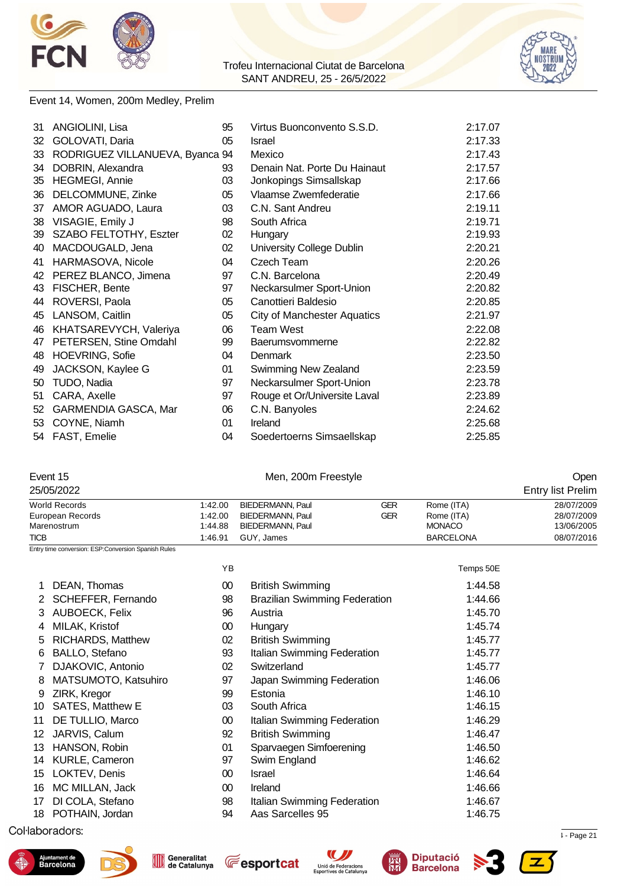Trofeu Internacional Ciutat de Barcelona
SANT ANDREU, 25 - 26/5/2022

Event 14, Women, 200m Medley, Prelim

| | | | | |
|---|---|---|---|---|
| 31 | ANGIOLINI, Lisa | 95 | Virtus Buonconvento S.S.D. | 2:17.07 |
| 32 | GOLOVATI, Daria | 05 | Israel | 2:17.33 |
| 33 | RODRIGUEZ VILLANUEVA, Byanca | 94 | Mexico | 2:17.43 |
| 34 | DOBRIN, Alexandra | 93 | Denain Nat. Porte Du Hainaut | 2:17.57 |
| 35 | HEGMEGI, Annie | 03 | Jonkopings Simsallskap | 2:17.66 |
| 36 | DELCOMMUNE, Zinke | 05 | Vlaamse Zwemfederatie | 2:17.66 |
| 37 | AMOR AGUADO, Laura | 03 | C.N. Sant Andreu | 2:19.11 |
| 38 | VISAGIE, Emily J | 98 | South Africa | 2:19.71 |
| 39 | SZABO FELTOTHY, Eszter | 02 | Hungary | 2:19.93 |
| 40 | MACDOUGALD, Jena | 02 | University College Dublin | 2:20.21 |
| 41 | HARMASOVA, Nicole | 04 | Czech Team | 2:20.26 |
| 42 | PEREZ BLANCO, Jimena | 97 | C.N. Barcelona | 2:20.49 |
| 43 | FISCHER, Bente | 97 | Neckarsulmer Sport-Union | 2:20.82 |
| 44 | ROVERSI, Paola | 05 | Canottieri Baldesio | 2:20.85 |
| 45 | LANSOM, Caitlin | 05 | City of Manchester Aquatics | 2:21.97 |
| 46 | KHATSAREVYCH, Valeriya | 06 | Team West | 2:22.08 |
| 47 | PETERSEN, Stine Omdahl | 99 | Baerumsvommerne | 2:22.82 |
| 48 | HOEVRING, Sofie | 04 | Denmark | 2:23.50 |
| 49 | JACKSON, Kaylee G | 01 | Swimming New Zealand | 2:23.59 |
| 50 | TUDO, Nadia | 97 | Neckarsulmer Sport-Union | 2:23.78 |
| 51 | CARA, Axelle | 97 | Rouge et Or/Universite Laval | 2:23.89 |
| 52 | GARMENDIA GASCA, Mar | 06 | C.N. Banyoles | 2:24.62 |
| 53 | COYNE, Niamh | 01 | Ireland | 2:25.68 |
| 54 | FAST, Emelie | 04 | Soedertoerns Simsaellskap | 2:25.85 |

Event 15 — Men, 200m Freestyle — Open
25/05/2022 — Entry list Prelim

| | | | | | |
|---|---|---|---|---|---|
| World Records | 1:42.00 | BIEDERMANN, Paul | GER | Rome (ITA) | 28/07/2009 |
| European Records | 1:42.00 | BIEDERMANN, Paul | GER | Rome (ITA) | 28/07/2009 |
| Marenostrum | 1:44.88 | BIEDERMANN, Paul | | MONACO | 13/06/2005 |
| TICB | 1:46.91 | GUY, James | | BARCELONA | 08/07/2016 |

Entry time conversion: ESP:Conversion Spanish Rules

| | | YB | | Temps 50E |
|---|---|---|---|---|
| 1 | DEAN, Thomas | 00 | British Swimming | 1:44.58 |
| 2 | SCHEFFER, Fernando | 98 | Brazilian Swimming Federation | 1:44.66 |
| 3 | AUBOECK, Felix | 96 | Austria | 1:45.70 |
| 4 | MILAK, Kristof | 00 | Hungary | 1:45.74 |
| 5 | RICHARDS, Matthew | 02 | British Swimming | 1:45.77 |
| 6 | BALLO, Stefano | 93 | Italian Swimming Federation | 1:45.77 |
| 7 | DJAKOVIC, Antonio | 02 | Switzerland | 1:45.77 |
| 8 | MATSUMOTO, Katsuhiro | 97 | Japan Swimming Federation | 1:46.06 |
| 9 | ZIRK, Kregor | 99 | Estonia | 1:46.10 |
| 10 | SATES, Matthew E | 03 | South Africa | 1:46.15 |
| 11 | DE TULLIO, Marco | 00 | Italian Swimming Federation | 1:46.29 |
| 12 | JARVIS, Calum | 92 | British Swimming | 1:46.47 |
| 13 | HANSON, Robin | 01 | Sparvaegen Simfoerening | 1:46.50 |
| 14 | KURLE, Cameron | 97 | Swim England | 1:46.62 |
| 15 | LOKTEV, Denis | 00 | Israel | 1:46.64 |
| 16 | MC MILLAN, Jack | 00 | Ireland | 1:46.66 |
| 17 | DI COLA, Stefano | 98 | Italian Swimming Federation | 1:46.67 |
| 18 | POTHAIN, Jordan | 94 | Aas Sarcelles 95 | 1:46.75 |

Col·laboradors: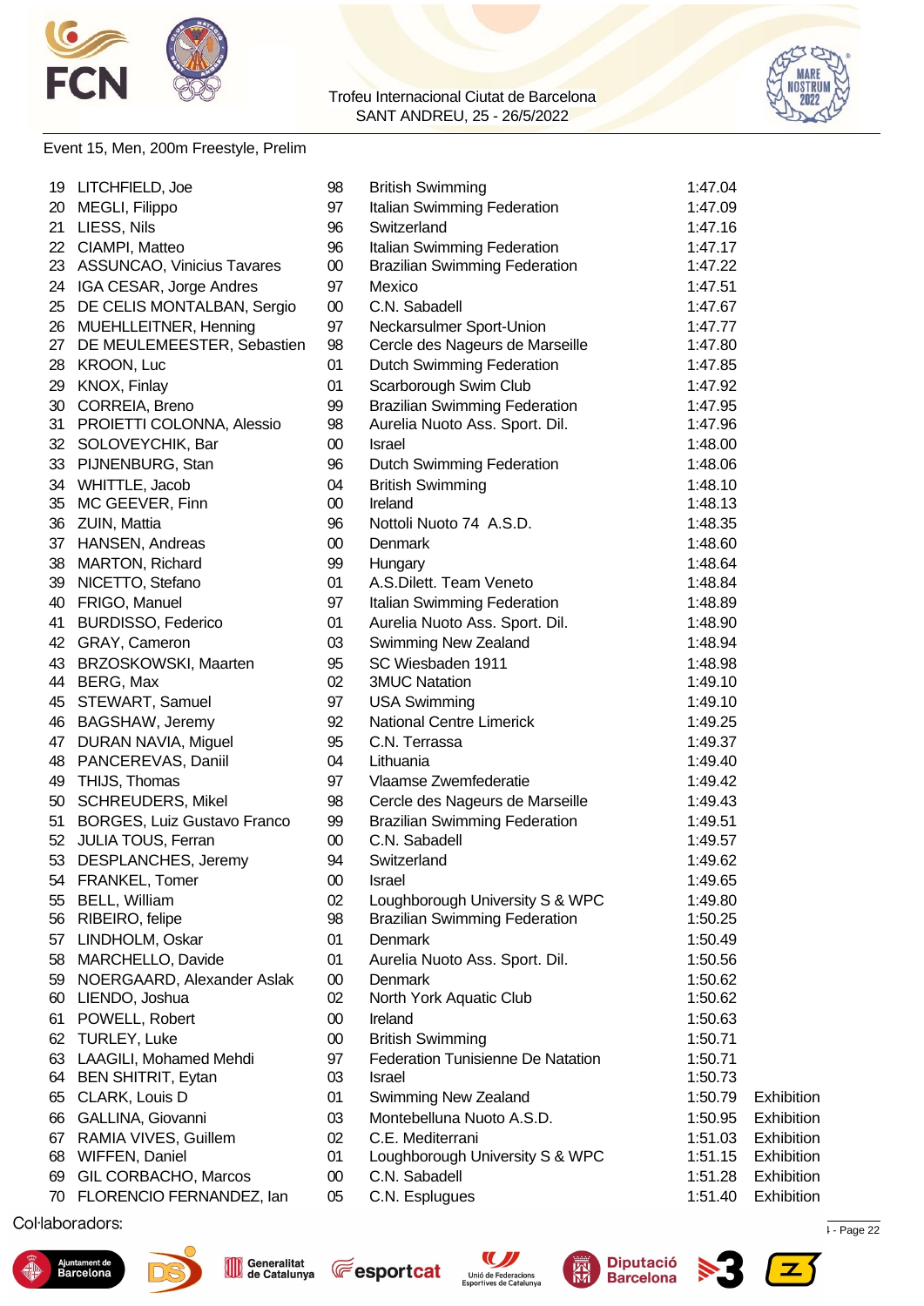Trofeu Internacional Ciutat de Barcelona
SANT ANDREU, 25 - 26/5/2022

Event 15, Men, 200m Freestyle, Prelim

| | | | | | |
|---|---|---|---|---|---|
| 19 | LITCHFIELD, Joe | 98 | British Swimming | 1:47.04 | |
| 20 | MEGLI, Filippo | 97 | Italian Swimming Federation | 1:47.09 | |
| 21 | LIESS, Nils | 96 | Switzerland | 1:47.16 | |
| 22 | CIAMPI, Matteo | 96 | Italian Swimming Federation | 1:47.17 | |
| 23 | ASSUNCAO, Vinicius Tavares | 00 | Brazilian Swimming Federation | 1:47.22 | |
| 24 | IGA CESAR, Jorge Andres | 97 | Mexico | 1:47.51 | |
| 25 | DE CELIS MONTALBAN, Sergio | 00 | C.N. Sabadell | 1:47.67 | |
| 26 | MUEHLLEITNER, Henning | 97 | Neckarsulmer Sport-Union | 1:47.77 | |
| 27 | DE MEULEMEESTER, Sebastien | 98 | Cercle des Nageurs de Marseille | 1:47.80 | |
| 28 | KROON, Luc | 01 | Dutch Swimming Federation | 1:47.85 | |
| 29 | KNOX, Finlay | 01 | Scarborough Swim Club | 1:47.92 | |
| 30 | CORREIA, Breno | 99 | Brazilian Swimming Federation | 1:47.95 | |
| 31 | PROIETTI COLONNA, Alessio | 98 | Aurelia Nuoto Ass. Sport. Dil. | 1:47.96 | |
| 32 | SOLOVEYCHIK, Bar | 00 | Israel | 1:48.00 | |
| 33 | PIJNENBURG, Stan | 96 | Dutch Swimming Federation | 1:48.06 | |
| 34 | WHITTLE, Jacob | 04 | British Swimming | 1:48.10 | |
| 35 | MC GEEVER, Finn | 00 | Ireland | 1:48.13 | |
| 36 | ZUIN, Mattia | 96 | Nottoli Nuoto 74 A.S.D. | 1:48.35 | |
| 37 | HANSEN, Andreas | 00 | Denmark | 1:48.60 | |
| 38 | MARTON, Richard | 99 | Hungary | 1:48.64 | |
| 39 | NICETTO, Stefano | 01 | A.S.Dilett. Team Veneto | 1:48.84 | |
| 40 | FRIGO, Manuel | 97 | Italian Swimming Federation | 1:48.89 | |
| 41 | BURDISSO, Federico | 01 | Aurelia Nuoto Ass. Sport. Dil. | 1:48.90 | |
| 42 | GRAY, Cameron | 03 | Swimming New Zealand | 1:48.94 | |
| 43 | BRZOSKOWSKI, Maarten | 95 | SC Wiesbaden 1911 | 1:48.98 | |
| 44 | BERG, Max | 02 | 3MUC Natation | 1:49.10 | |
| 45 | STEWART, Samuel | 97 | USA Swimming | 1:49.10 | |
| 46 | BAGSHAW, Jeremy | 92 | National Centre Limerick | 1:49.25 | |
| 47 | DURAN NAVIA, Miguel | 95 | C.N. Terrassa | 1:49.37 | |
| 48 | PANCEREVAS, Daniil | 04 | Lithuania | 1:49.40 | |
| 49 | THIJS, Thomas | 97 | Vlaamse Zwemfederatie | 1:49.42 | |
| 50 | SCHREUDERS, Mikel | 98 | Cercle des Nageurs de Marseille | 1:49.43 | |
| 51 | BORGES, Luiz Gustavo Franco | 99 | Brazilian Swimming Federation | 1:49.51 | |
| 52 | JULIA TOUS, Ferran | 00 | C.N. Sabadell | 1:49.57 | |
| 53 | DESPLANCHES, Jeremy | 94 | Switzerland | 1:49.62 | |
| 54 | FRANKEL, Tomer | 00 | Israel | 1:49.65 | |
| 55 | BELL, William | 02 | Loughborough University S & WPC | 1:49.80 | |
| 56 | RIBEIRO, felipe | 98 | Brazilian Swimming Federation | 1:50.25 | |
| 57 | LINDHOLM, Oskar | 01 | Denmark | 1:50.49 | |
| 58 | MARCHELLO, Davide | 01 | Aurelia Nuoto Ass. Sport. Dil. | 1:50.56 | |
| 59 | NOERGAARD, Alexander Aslak | 00 | Denmark | 1:50.62 | |
| 60 | LIENDO, Joshua | 02 | North York Aquatic Club | 1:50.62 | |
| 61 | POWELL, Robert | 00 | Ireland | 1:50.63 | |
| 62 | TURLEY, Luke | 00 | British Swimming | 1:50.71 | |
| 63 | LAAGILI, Mohamed Mehdi | 97 | Federation Tunisienne De Natation | 1:50.71 | |
| 64 | BEN SHITRIT, Eytan | 03 | Israel | 1:50.73 | |
| 65 | CLARK, Louis D | 01 | Swimming New Zealand | 1:50.79 | Exhibition |
| 66 | GALLINA, Giovanni | 03 | Montebelluna Nuoto A.S.D. | 1:50.95 | Exhibition |
| 67 | RAMIA VIVES, Guillem | 02 | C.E. Mediterrani | 1:51.03 | Exhibition |
| 68 | WIFFEN, Daniel | 01 | Loughborough University S & WPC | 1:51.15 | Exhibition |
| 69 | GIL CORBACHO, Marcos | 00 | C.N. Sabadell | 1:51.28 | Exhibition |
| 70 | FLORENCIO FERNANDEZ, Ian | 05 | C.N. Esplugues | 1:51.40 | Exhibition |

Col·laboradors: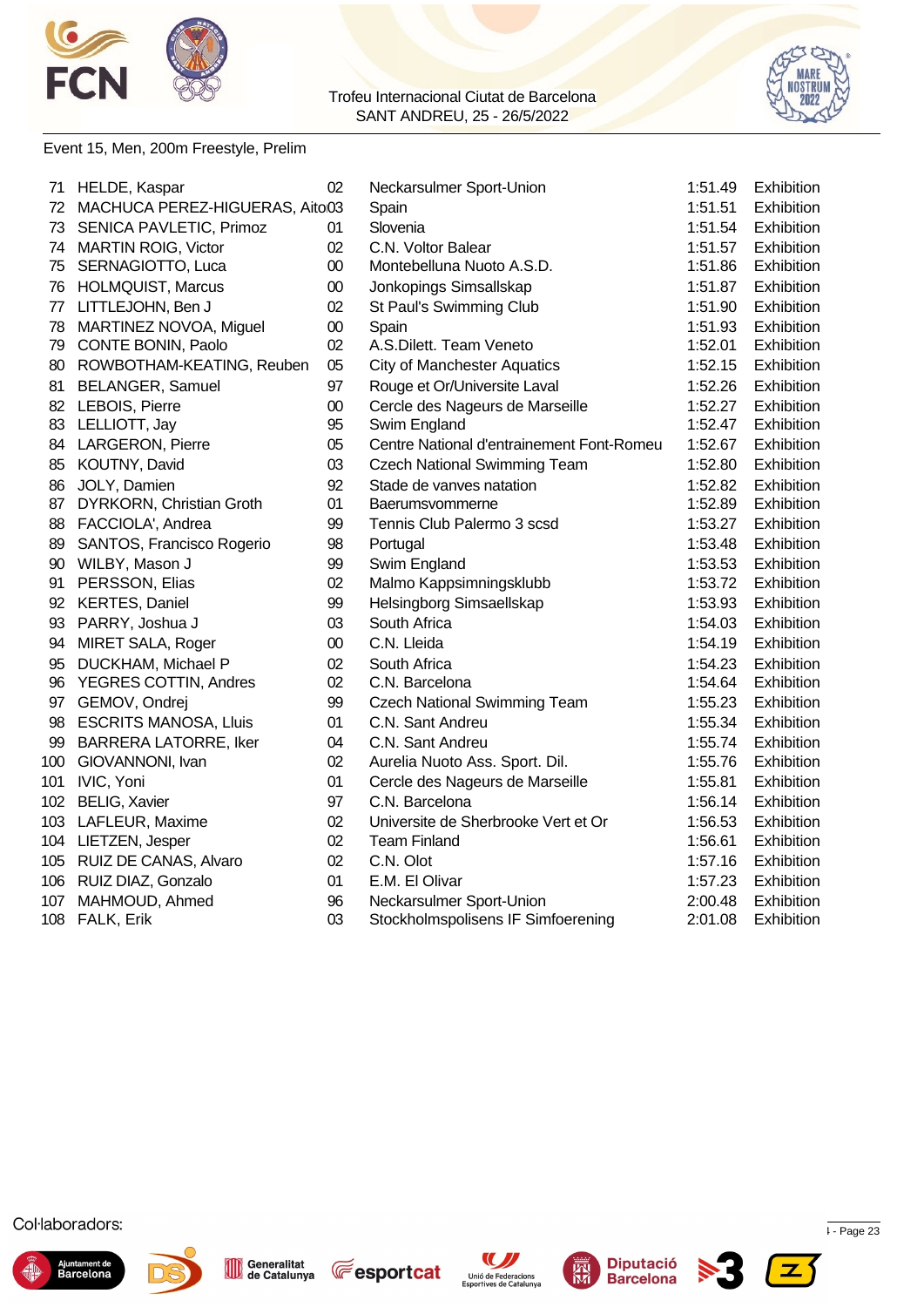Trofeu Internacional Ciutat de Barcelona
SANT ANDREU, 25 - 26/5/2022

Event 15, Men, 200m Freestyle, Prelim

| | | | | | |
|---|---|---|---|---|---|
| 71 | HELDE, Kaspar | 02 | Neckarsulmer Sport-Union | 1:51.49 | Exhibition |
| 72 | MACHUCA PEREZ-HIGUERAS, Aito | 03 | Spain | 1:51.51 | Exhibition |
| 73 | SENICA PAVLETIC, Primoz | 01 | Slovenia | 1:51.54 | Exhibition |
| 74 | MARTIN ROIG, Victor | 02 | C.N. Voltor Balear | 1:51.57 | Exhibition |
| 75 | SERNAGIOTTO, Luca | 00 | Montebelluna Nuoto A.S.D. | 1:51.86 | Exhibition |
| 76 | HOLMQUIST, Marcus | 00 | Jonkopings Simsallskap | 1:51.87 | Exhibition |
| 77 | LITTLEJOHN, Ben J | 02 | St Paul's Swimming Club | 1:51.90 | Exhibition |
| 78 | MARTINEZ NOVOA, Miguel | 00 | Spain | 1:51.93 | Exhibition |
| 79 | CONTE BONIN, Paolo | 02 | A.S.Dilett. Team Veneto | 1:52.01 | Exhibition |
| 80 | ROWBOTHAM-KEATING, Reuben | 05 | City of Manchester Aquatics | 1:52.15 | Exhibition |
| 81 | BELANGER, Samuel | 97 | Rouge et Or/Universite Laval | 1:52.26 | Exhibition |
| 82 | LEBOIS, Pierre | 00 | Cercle des Nageurs de Marseille | 1:52.27 | Exhibition |
| 83 | LELLIOTT, Jay | 95 | Swim England | 1:52.47 | Exhibition |
| 84 | LARGERON, Pierre | 05 | Centre National d'entrainement Font-Romeu | 1:52.67 | Exhibition |
| 85 | KOUTNY, David | 03 | Czech National Swimming Team | 1:52.80 | Exhibition |
| 86 | JOLY, Damien | 92 | Stade de vanves natation | 1:52.82 | Exhibition |
| 87 | DYRKORN, Christian Groth | 01 | Baerumsvommerne | 1:52.89 | Exhibition |
| 88 | FACCIOLA', Andrea | 99 | Tennis Club Palermo 3 scsd | 1:53.27 | Exhibition |
| 89 | SANTOS, Francisco Rogerio | 98 | Portugal | 1:53.48 | Exhibition |
| 90 | WILBY, Mason J | 99 | Swim England | 1:53.53 | Exhibition |
| 91 | PERSSON, Elias | 02 | Malmo Kappsimningsklubb | 1:53.72 | Exhibition |
| 92 | KERTES, Daniel | 99 | Helsingborg Simsaellskap | 1:53.93 | Exhibition |
| 93 | PARRY, Joshua J | 03 | South Africa | 1:54.03 | Exhibition |
| 94 | MIRET SALA, Roger | 00 | C.N. Lleida | 1:54.19 | Exhibition |
| 95 | DUCKHAM, Michael P | 02 | South Africa | 1:54.23 | Exhibition |
| 96 | YEGRES COTTIN, Andres | 02 | C.N. Barcelona | 1:54.64 | Exhibition |
| 97 | GEMOV, Ondrej | 99 | Czech National Swimming Team | 1:55.23 | Exhibition |
| 98 | ESCRITS MANOSA, Lluis | 01 | C.N. Sant Andreu | 1:55.34 | Exhibition |
| 99 | BARRERA LATORRE, Iker | 04 | C.N. Sant Andreu | 1:55.74 | Exhibition |
| 100 | GIOVANNONI, Ivan | 02 | Aurelia Nuoto Ass. Sport. Dil. | 1:55.76 | Exhibition |
| 101 | IVIC, Yoni | 01 | Cercle des Nageurs de Marseille | 1:55.81 | Exhibition |
| 102 | BELIG, Xavier | 97 | C.N. Barcelona | 1:56.14 | Exhibition |
| 103 | LAFLEUR, Maxime | 02 | Universite de Sherbrooke Vert et Or | 1:56.53 | Exhibition |
| 104 | LIETZEN, Jesper | 02 | Team Finland | 1:56.61 | Exhibition |
| 105 | RUIZ DE CANAS, Alvaro | 02 | C.N. Olot | 1:57.16 | Exhibition |
| 106 | RUIZ DIAZ, Gonzalo | 01 | E.M. El Olivar | 1:57.23 | Exhibition |
| 107 | MAHMOUD, Ahmed | 96 | Neckarsulmer Sport-Union | 2:00.48 | Exhibition |
| 108 | FALK, Erik | 03 | Stockholmspolisens IF Simfoerening | 2:01.08 | Exhibition |

Col·laboradors: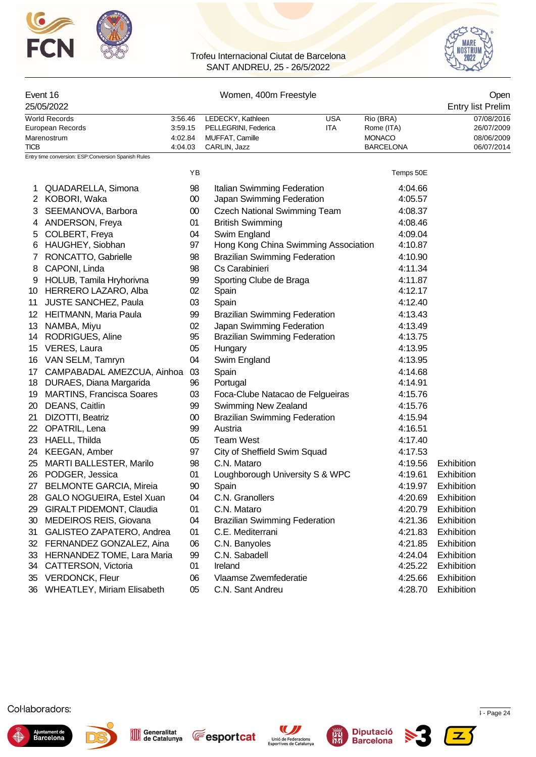Trofeu Internacional Ciutat de Barcelona
SANT ANDREU, 25 - 26/5/2022

## Event 16 — Women, 400m Freestyle — Open

25/05/2022 — Entry list Prelim

| | | | | | |
|---|---|---|---|---|---|
| World Records | 3:56.46 | LEDECKY, Kathleen | USA | Rio (BRA) | 07/08/2016 |
| European Records | 3:59.15 | PELLEGRINI, Federica | ITA | Rome (ITA) | 26/07/2009 |
| Marenostrum | 4:02.84 | MUFFAT, Camille | | MONACO | 08/06/2009 |
| TICB | 4:04.03 | CARLIN, Jazz | | BARCELONA | 06/07/2014 |

Entry time conversion: ESP:Conversion Spanish Rules

| | Name | YB | Club | Temps 50E | |
|---|---|---|---|---|---|
| 1 | QUADARELLA, Simona | 98 | Italian Swimming Federation | 4:04.66 | |
| 2 | KOBORI, Waka | 00 | Japan Swimming Federation | 4:05.57 | |
| 3 | SEEMANOVA, Barbora | 00 | Czech National Swimming Team | 4:08.37 | |
| 4 | ANDERSON, Freya | 01 | British Swimming | 4:08.46 | |
| 5 | COLBERT, Freya | 04 | Swim England | 4:09.04 | |
| 6 | HAUGHEY, Siobhan | 97 | Hong Kong China Swimming Association | 4:10.87 | |
| 7 | RONCATTO, Gabrielle | 98 | Brazilian Swimming Federation | 4:10.90 | |
| 8 | CAPONI, Linda | 98 | Cs Carabinieri | 4:11.34 | |
| 9 | HOLUB, Tamila Hryhorivna | 99 | Sporting Clube de Braga | 4:11.87 | |
| 10 | HERRERO LAZARO, Alba | 02 | Spain | 4:12.17 | |
| 11 | JUSTE SANCHEZ, Paula | 03 | Spain | 4:12.40 | |
| 12 | HEITMANN, Maria Paula | 99 | Brazilian Swimming Federation | 4:13.43 | |
| 13 | NAMBA, Miyu | 02 | Japan Swimming Federation | 4:13.49 | |
| 14 | RODRIGUES, Aline | 95 | Brazilian Swimming Federation | 4:13.75 | |
| 15 | VERES, Laura | 05 | Hungary | 4:13.95 | |
| 16 | VAN SELM, Tamryn | 04 | Swim England | 4:13.95 | |
| 17 | CAMPABADAL AMEZCUA, Ainhoa | 03 | Spain | 4:14.68 | |
| 18 | DURAES, Diana Margarida | 96 | Portugal | 4:14.91 | |
| 19 | MARTINS, Francisca Soares | 03 | Foca-Clube Natacao de Felgueiras | 4:15.76 | |
| 20 | DEANS, Caitlin | 99 | Swimming New Zealand | 4:15.76 | |
| 21 | DIZOTTI, Beatriz | 00 | Brazilian Swimming Federation | 4:15.94 | |
| 22 | OPATRIL, Lena | 99 | Austria | 4:16.51 | |
| 23 | HAELL, Thilda | 05 | Team West | 4:17.40 | |
| 24 | KEEGAN, Amber | 97 | City of Sheffield Swim Squad | 4:17.53 | |
| 25 | MARTI BALLESTER, Marilo | 98 | C.N. Mataro | 4:19.56 | Exhibition |
| 26 | PODGER, Jessica | 01 | Loughborough University S & WPC | 4:19.61 | Exhibition |
| 27 | BELMONTE GARCIA, Mireia | 90 | Spain | 4:19.97 | Exhibition |
| 28 | GALO NOGUEIRA, Estel Xuan | 04 | C.N. Granollers | 4:20.69 | Exhibition |
| 29 | GIRALT PIDEMONT, Claudia | 01 | C.N. Mataro | 4:20.79 | Exhibition |
| 30 | MEDEIROS REIS, Giovana | 04 | Brazilian Swimming Federation | 4:21.36 | Exhibition |
| 31 | GALISTEO ZAPATERO, Andrea | 01 | C.E. Mediterrani | 4:21.83 | Exhibition |
| 32 | FERNANDEZ GONZALEZ, Aina | 06 | C.N. Banyoles | 4:21.85 | Exhibition |
| 33 | HERNANDEZ TOME, Lara Maria | 99 | C.N. Sabadell | 4:24.04 | Exhibition |
| 34 | CATTERSON, Victoria | 01 | Ireland | 4:25.22 | Exhibition |
| 35 | VERDONCK, Fleur | 06 | Vlaamse Zwemfederatie | 4:25.66 | Exhibition |
| 36 | WHEATLEY, Miriam Elisabeth | 05 | C.N. Sant Andreu | 4:28.70 | Exhibition |

Col·laboradors: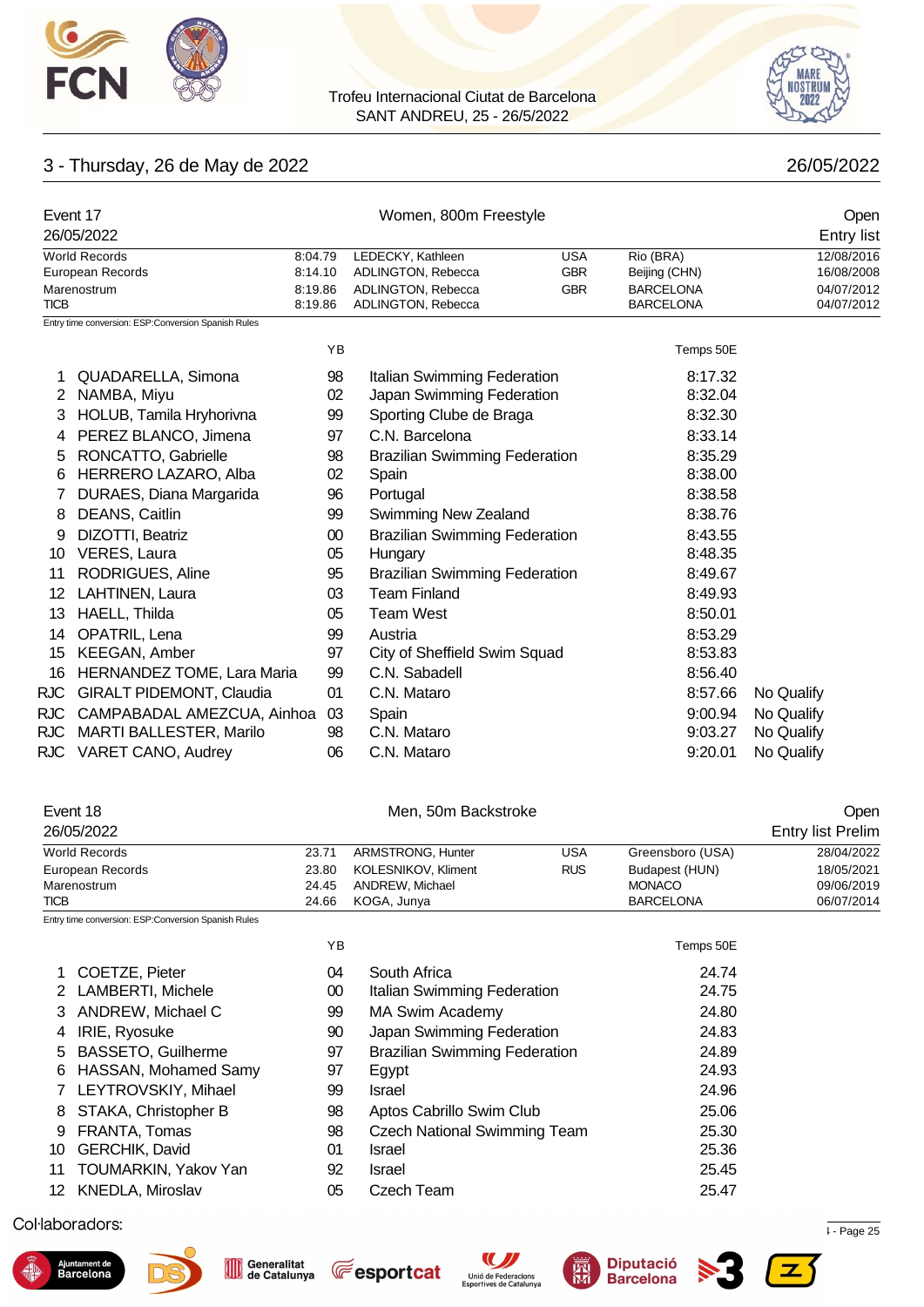Trofeu Internacional Ciutat de Barcelona
SANT ANDREU, 25 - 26/5/2022

## 3 - Thursday, 26 de May de 2022 — 26/05/2022

### Event 17 — Women, 800m Freestyle — Open

26/05/2022 — Entry list

| | | | | | |
|---|---|---|---|---|---|
| World Records | 8:04.79 | LEDECKY, Kathleen | USA | Rio (BRA) | 12/08/2016 |
| European Records | 8:14.10 | ADLINGTON, Rebecca | GBR | Beijing (CHN) | 16/08/2008 |
| Marenostrum | 8:19.86 | ADLINGTON, Rebecca | GBR | BARCELONA | 04/07/2012 |
| TICB | 8:19.86 | ADLINGTON, Rebecca | | BARCELONA | 04/07/2012 |

Entry time conversion: ESP:Conversion Spanish Rules

| | Name | YB | Club | Temps 50E | |
|---|---|---|---|---|---|
| 1 | QUADARELLA, Simona | 98 | Italian Swimming Federation | 8:17.32 | |
| 2 | NAMBA, Miyu | 02 | Japan Swimming Federation | 8:32.04 | |
| 3 | HOLUB, Tamila Hryhorivna | 99 | Sporting Clube de Braga | 8:32.30 | |
| 4 | PEREZ BLANCO, Jimena | 97 | C.N. Barcelona | 8:33.14 | |
| 5 | RONCATTO, Gabrielle | 98 | Brazilian Swimming Federation | 8:35.29 | |
| 6 | HERRERO LAZARO, Alba | 02 | Spain | 8:38.00 | |
| 7 | DURAES, Diana Margarida | 96 | Portugal | 8:38.58 | |
| 8 | DEANS, Caitlin | 99 | Swimming New Zealand | 8:38.76 | |
| 9 | DIZOTTI, Beatriz | 00 | Brazilian Swimming Federation | 8:43.55 | |
| 10 | VERES, Laura | 05 | Hungary | 8:48.35 | |
| 11 | RODRIGUES, Aline | 95 | Brazilian Swimming Federation | 8:49.67 | |
| 12 | LAHTINEN, Laura | 03 | Team Finland | 8:49.93 | |
| 13 | HAELL, Thilda | 05 | Team West | 8:50.01 | |
| 14 | OPATRIL, Lena | 99 | Austria | 8:53.29 | |
| 15 | KEEGAN, Amber | 97 | City of Sheffield Swim Squad | 8:53.83 | |
| 16 | HERNANDEZ TOME, Lara Maria | 99 | C.N. Sabadell | 8:56.40 | |
| RJC | GIRALT PIDEMONT, Claudia | 01 | C.N. Mataro | 8:57.66 | No Qualify |
| RJC | CAMPABADAL AMEZCUA, Ainhoa | 03 | Spain | 9:00.94 | No Qualify |
| RJC | MARTI BALLESTER, Marilo | 98 | C.N. Mataro | 9:03.27 | No Qualify |
| RJC | VARET CANO, Audrey | 06 | C.N. Mataro | 9:20.01 | No Qualify |

### Event 18 — Men, 50m Backstroke — Open

26/05/2022 — Entry list Prelim

| | | | | | |
|---|---|---|---|---|---|
| World Records | 23.71 | ARMSTRONG, Hunter | USA | Greensboro (USA) | 28/04/2022 |
| European Records | 23.80 | KOLESNIKOV, Kliment | RUS | Budapest (HUN) | 18/05/2021 |
| Marenostrum | 24.45 | ANDREW, Michael | | MONACO | 09/06/2019 |
| TICB | 24.66 | KOGA, Junya | | BARCELONA | 06/07/2014 |

Entry time conversion: ESP:Conversion Spanish Rules

| | Name | YB | Club | Temps 50E |
|---|---|---|---|---|
| 1 | COETZE, Pieter | 04 | South Africa | 24.74 |
| 2 | LAMBERTI, Michele | 00 | Italian Swimming Federation | 24.75 |
| 3 | ANDREW, Michael C | 99 | MA Swim Academy | 24.80 |
| 4 | IRIE, Ryosuke | 90 | Japan Swimming Federation | 24.83 |
| 5 | BASSETO, Guilherme | 97 | Brazilian Swimming Federation | 24.89 |
| 6 | HASSAN, Mohamed Samy | 97 | Egypt | 24.93 |
| 7 | LEYTROVSKIY, Mihael | 99 | Israel | 24.96 |
| 8 | STAKA, Christopher B | 98 | Aptos Cabrillo Swim Club | 25.06 |
| 9 | FRANTA, Tomas | 98 | Czech National Swimming Team | 25.30 |
| 10 | GERCHIK, David | 01 | Israel | 25.36 |
| 11 | TOUMARKIN, Yakov Yan | 92 | Israel | 25.45 |
| 12 | KNEDLA, Miroslav | 05 | Czech Team | 25.47 |

Col·laboradors: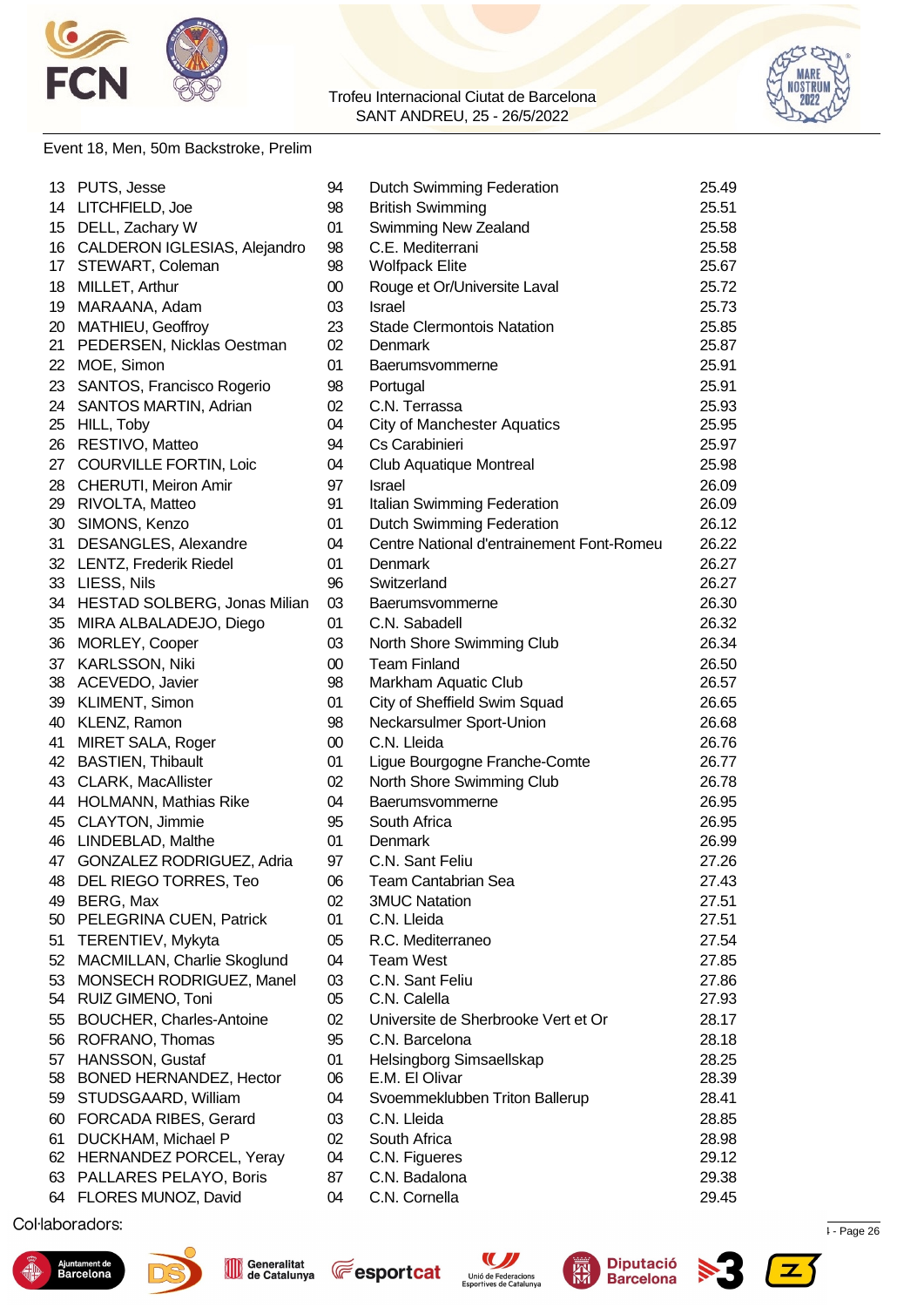Trofeu Internacional Ciutat de Barcelona
SANT ANDREU, 25 - 26/5/2022

Event 18, Men, 50m Backstroke, Prelim

| | | | | |
|---|---|---|---|---|
| 13 | PUTS, Jesse | 94 | Dutch Swimming Federation | 25.49 |
| 14 | LITCHFIELD, Joe | 98 | British Swimming | 25.51 |
| 15 | DELL, Zachary W | 01 | Swimming New Zealand | 25.58 |
| 16 | CALDERON IGLESIAS, Alejandro | 98 | C.E. Mediterrani | 25.58 |
| 17 | STEWART, Coleman | 98 | Wolfpack Elite | 25.67 |
| 18 | MILLET, Arthur | 00 | Rouge et Or/Universite Laval | 25.72 |
| 19 | MARAANA, Adam | 03 | Israel | 25.73 |
| 20 | MATHIEU, Geoffroy | 23 | Stade Clermontois Natation | 25.85 |
| 21 | PEDERSEN, Nicklas Oestman | 02 | Denmark | 25.87 |
| 22 | MOE, Simon | 01 | Baerumsvommerne | 25.91 |
| 23 | SANTOS, Francisco Rogerio | 98 | Portugal | 25.91 |
| 24 | SANTOS MARTIN, Adrian | 02 | C.N. Terrassa | 25.93 |
| 25 | HILL, Toby | 04 | City of Manchester Aquatics | 25.95 |
| 26 | RESTIVO, Matteo | 94 | Cs Carabinieri | 25.97 |
| 27 | COURVILLE FORTIN, Loic | 04 | Club Aquatique Montreal | 25.98 |
| 28 | CHERUTI, Meiron Amir | 97 | Israel | 26.09 |
| 29 | RIVOLTA, Matteo | 91 | Italian Swimming Federation | 26.09 |
| 30 | SIMONS, Kenzo | 01 | Dutch Swimming Federation | 26.12 |
| 31 | DESANGLES, Alexandre | 04 | Centre National d'entrainement Font-Romeu | 26.22 |
| 32 | LENTZ, Frederik Riedel | 01 | Denmark | 26.27 |
| 33 | LIESS, Nils | 96 | Switzerland | 26.27 |
| 34 | HESTAD SOLBERG, Jonas Milian | 03 | Baerumsvommerne | 26.30 |
| 35 | MIRA ALBALADEJO, Diego | 01 | C.N. Sabadell | 26.32 |
| 36 | MORLEY, Cooper | 03 | North Shore Swimming Club | 26.34 |
| 37 | KARLSSON, Niki | 00 | Team Finland | 26.50 |
| 38 | ACEVEDO, Javier | 98 | Markham Aquatic Club | 26.57 |
| 39 | KLIMENT, Simon | 01 | City of Sheffield Swim Squad | 26.65 |
| 40 | KLENZ, Ramon | 98 | Neckarsulmer Sport-Union | 26.68 |
| 41 | MIRET SALA, Roger | 00 | C.N. Lleida | 26.76 |
| 42 | BASTIEN, Thibault | 01 | Ligue Bourgogne Franche-Comte | 26.77 |
| 43 | CLARK, MacAllister | 02 | North Shore Swimming Club | 26.78 |
| 44 | HOLMANN, Mathias Rike | 04 | Baerumsvommerne | 26.95 |
| 45 | CLAYTON, Jimmie | 95 | South Africa | 26.95 |
| 46 | LINDEBLAD, Malthe | 01 | Denmark | 26.99 |
| 47 | GONZALEZ RODRIGUEZ, Adria | 97 | C.N. Sant Feliu | 27.26 |
| 48 | DEL RIEGO TORRES, Teo | 06 | Team Cantabrian Sea | 27.43 |
| 49 | BERG, Max | 02 | 3MUC Natation | 27.51 |
| 50 | PELEGRINA CUEN, Patrick | 01 | C.N. Lleida | 27.51 |
| 51 | TERENTIEV, Mykyta | 05 | R.C. Mediterraneo | 27.54 |
| 52 | MACMILLAN, Charlie Skoglund | 04 | Team West | 27.85 |
| 53 | MONSECH RODRIGUEZ, Manel | 03 | C.N. Sant Feliu | 27.86 |
| 54 | RUIZ GIMENO, Toni | 05 | C.N. Calella | 27.93 |
| 55 | BOUCHER, Charles-Antoine | 02 | Universite de Sherbrooke Vert et Or | 28.17 |
| 56 | ROFRANO, Thomas | 95 | C.N. Barcelona | 28.18 |
| 57 | HANSSON, Gustaf | 01 | Helsingborg Simsaellskap | 28.25 |
| 58 | BONED HERNANDEZ, Hector | 06 | E.M. El Olivar | 28.39 |
| 59 | STUDSGAARD, William | 04 | Svoemmeklubben Triton Ballerup | 28.41 |
| 60 | FORCADA RIBES, Gerard | 03 | C.N. Lleida | 28.85 |
| 61 | DUCKHAM, Michael P | 02 | South Africa | 28.98 |
| 62 | HERNANDEZ PORCEL, Yeray | 04 | C.N. Figueres | 29.12 |
| 63 | PALLARES PELAYO, Boris | 87 | C.N. Badalona | 29.38 |
| 64 | FLORES MUNOZ, David | 04 | C.N. Cornella | 29.45 |

Col·laboradors: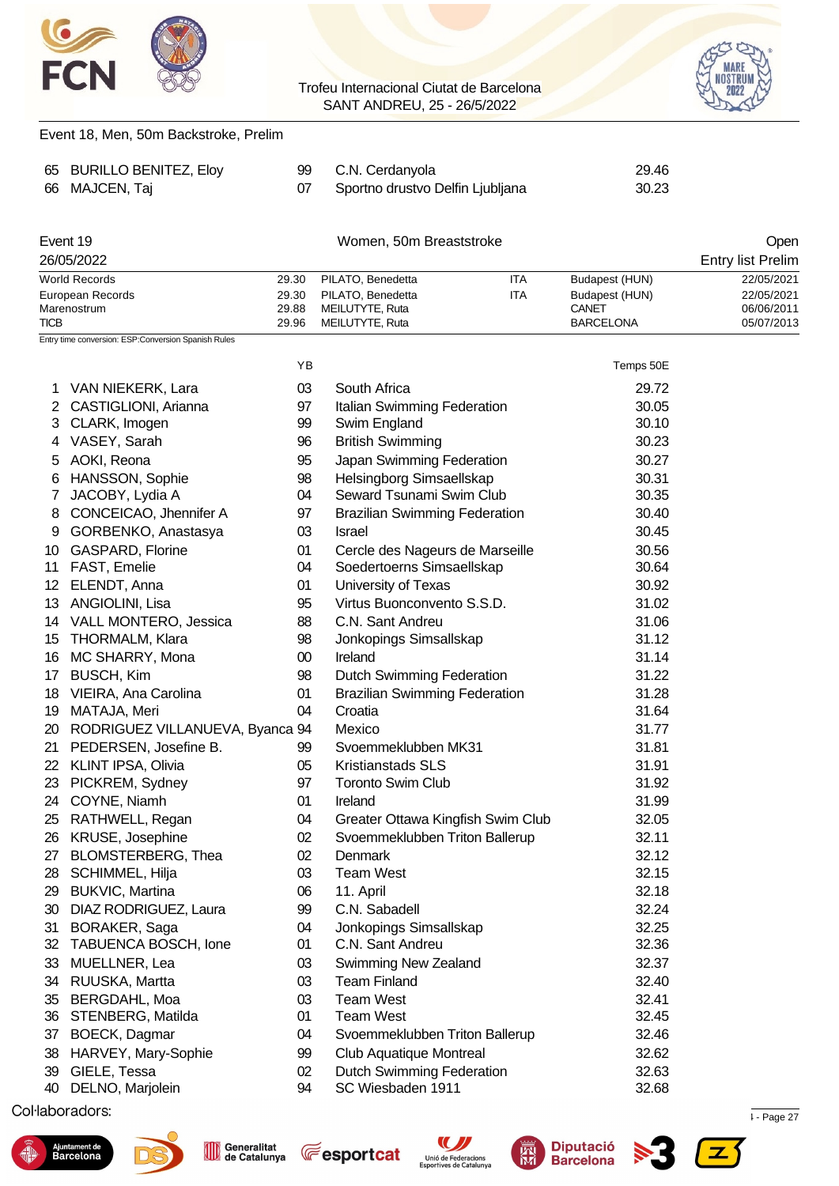Event 18, Men, 50m Backstroke, Prelim

| | | | | |
|---|---|---|---|---|
| 65 | BURILLO BENITEZ, Eloy | 99 | C.N. Cerdanyola | 29.46 |
| 66 | MAJCEN, Taj | 07 | Sportno drustvo Delfin Ljubljana | 30.23 |

Event 19 — Women, 50m Breaststroke — Open

26/05/2022 — Entry list Prelim

| | | | | | |
|---|---|---|---|---|---|
| World Records | 29.30 | PILATO, Benedetta | ITA | Budapest (HUN) | 22/05/2021 |
| European Records | 29.30 | PILATO, Benedetta | ITA | Budapest (HUN) | 22/05/2021 |
| Marenostrum | 29.88 | MEILUTYTE, Ruta | | CANET | 06/06/2011 |
| TICB | 29.96 | MEILUTYTE, Ruta | | BARCELONA | 05/07/2013 |

Entry time conversion: ESP:Conversion Spanish Rules

| | | YB | | Temps 50E |
|---|---|---|---|---|
| 1 | VAN NIEKERK, Lara | 03 | South Africa | 29.72 |
| 2 | CASTIGLIONI, Arianna | 97 | Italian Swimming Federation | 30.05 |
| 3 | CLARK, Imogen | 99 | Swim England | 30.10 |
| 4 | VASEY, Sarah | 96 | British Swimming | 30.23 |
| 5 | AOKI, Reona | 95 | Japan Swimming Federation | 30.27 |
| 6 | HANSSON, Sophie | 98 | Helsingborg Simsaellskap | 30.31 |
| 7 | JACOBY, Lydia A | 04 | Seward Tsunami Swim Club | 30.35 |
| 8 | CONCEICAO, Jhennifer A | 97 | Brazilian Swimming Federation | 30.40 |
| 9 | GORBENKO, Anastasya | 03 | Israel | 30.45 |
| 10 | GASPARD, Florine | 01 | Cercle des Nageurs de Marseille | 30.56 |
| 11 | FAST, Emelie | 04 | Soedertoerns Simsaellskap | 30.64 |
| 12 | ELENDT, Anna | 01 | University of Texas | 30.92 |
| 13 | ANGIOLINI, Lisa | 95 | Virtus Buonconvento S.S.D. | 31.02 |
| 14 | VALL MONTERO, Jessica | 88 | C.N. Sant Andreu | 31.06 |
| 15 | THORMALM, Klara | 98 | Jonkopings Simsallskap | 31.12 |
| 16 | MC SHARRY, Mona | 00 | Ireland | 31.14 |
| 17 | BUSCH, Kim | 98 | Dutch Swimming Federation | 31.22 |
| 18 | VIEIRA, Ana Carolina | 01 | Brazilian Swimming Federation | 31.28 |
| 19 | MATAJA, Meri | 04 | Croatia | 31.64 |
| 20 | RODRIGUEZ VILLANUEVA, Byanca | 94 | Mexico | 31.77 |
| 21 | PEDERSEN, Josefine B. | 99 | Svoemmeklubben MK31 | 31.81 |
| 22 | KLINT IPSA, Olivia | 05 | Kristianstads SLS | 31.91 |
| 23 | PICKREM, Sydney | 97 | Toronto Swim Club | 31.92 |
| 24 | COYNE, Niamh | 01 | Ireland | 31.99 |
| 25 | RATHWELL, Regan | 04 | Greater Ottawa Kingfish Swim Club | 32.05 |
| 26 | KRUSE, Josephine | 02 | Svoemmeklubben Triton Ballerup | 32.11 |
| 27 | BLOMSTERBERG, Thea | 02 | Denmark | 32.12 |
| 28 | SCHIMMEL, Hilja | 03 | Team West | 32.15 |
| 29 | BUKVIC, Martina | 06 | 11. April | 32.18 |
| 30 | DIAZ RODRIGUEZ, Laura | 99 | C.N. Sabadell | 32.24 |
| 31 | BORAKER, Saga | 04 | Jonkopings Simsallskap | 32.25 |
| 32 | TABUENCA BOSCH, Ione | 01 | C.N. Sant Andreu | 32.36 |
| 33 | MUELLNER, Lea | 03 | Swimming New Zealand | 32.37 |
| 34 | RUUSKA, Martta | 03 | Team Finland | 32.40 |
| 35 | BERGDAHL, Moa | 03 | Team West | 32.41 |
| 36 | STENBERG, Matilda | 01 | Team West | 32.45 |
| 37 | BOECK, Dagmar | 04 | Svoemmeklubben Triton Ballerup | 32.46 |
| 38 | HARVEY, Mary-Sophie | 99 | Club Aquatique Montreal | 32.62 |
| 39 | GIELE, Tessa | 02 | Dutch Swimming Federation | 32.63 |
| 40 | DELNO, Marjolein | 94 | SC Wiesbaden 1911 | 32.68 |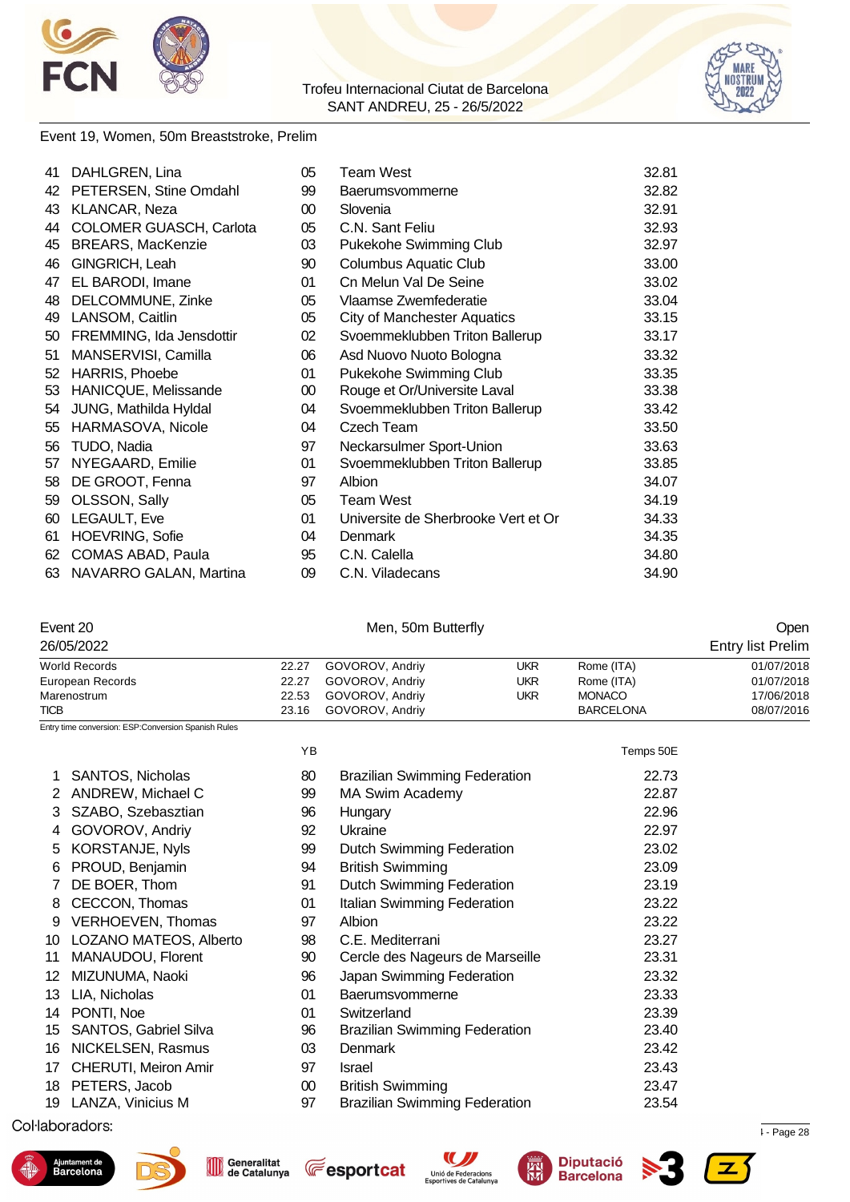Event 19, Women, 50m Breaststroke, Prelim

| | | | | |
|---|---|---|---|---|
| 41 | DAHLGREN, Lina | 05 | Team West | 32.81 |
| 42 | PETERSEN, Stine Omdahl | 99 | Baerumsvommerne | 32.82 |
| 43 | KLANCAR, Neza | 00 | Slovenia | 32.91 |
| 44 | COLOMER GUASCH, Carlota | 05 | C.N. Sant Feliu | 32.93 |
| 45 | BREARS, MacKenzie | 03 | Pukekohe Swimming Club | 32.97 |
| 46 | GINGRICH, Leah | 90 | Columbus Aquatic Club | 33.00 |
| 47 | EL BARODI, Imane | 01 | Cn Melun Val De Seine | 33.02 |
| 48 | DELCOMMUNE, Zinke | 05 | Vlaamse Zwemfederatie | 33.04 |
| 49 | LANSOM, Caitlin | 05 | City of Manchester Aquatics | 33.15 |
| 50 | FREMMING, Ida Jensdottir | 02 | Svoemmeklubben Triton Ballerup | 33.17 |
| 51 | MANSERVISI, Camilla | 06 | Asd Nuovo Nuoto Bologna | 33.32 |
| 52 | HARRIS, Phoebe | 01 | Pukekohe Swimming Club | 33.35 |
| 53 | HANICQUE, Melissande | 00 | Rouge et Or/Universite Laval | 33.38 |
| 54 | JUNG, Mathilda Hyldal | 04 | Svoemmeklubben Triton Ballerup | 33.42 |
| 55 | HARMASOVA, Nicole | 04 | Czech Team | 33.50 |
| 56 | TUDO, Nadia | 97 | Neckarsulmer Sport-Union | 33.63 |
| 57 | NYEGAARD, Emilie | 01 | Svoemmeklubben Triton Ballerup | 33.85 |
| 58 | DE GROOT, Fenna | 97 | Albion | 34.07 |
| 59 | OLSSON, Sally | 05 | Team West | 34.19 |
| 60 | LEGAULT, Eve | 01 | Universite de Sherbrooke Vert et Or | 34.33 |
| 61 | HOEVRING, Sofie | 04 | Denmark | 34.35 |
| 62 | COMAS ABAD, Paula | 95 | C.N. Calella | 34.80 |
| 63 | NAVARRO GALAN, Martina | 09 | C.N. Viladecans | 34.90 |

Event 20 — Men, 50m Butterfly — Open

26/05/2022 — Entry list Prelim

| | | | | | |
|---|---|---|---|---|---|
| World Records | 22.27 | GOVOROV, Andriy | UKR | Rome (ITA) | 01/07/2018 |
| European Records | 22.27 | GOVOROV, Andriy | UKR | Rome (ITA) | 01/07/2018 |
| Marenostrum | 22.53 | GOVOROV, Andriy | UKR | MONACO | 17/06/2018 |
| TICB | 23.16 | GOVOROV, Andriy | | BARCELONA | 08/07/2016 |

Entry time conversion: ESP:Conversion Spanish Rules

| | | YB | | Temps 50E |
|---|---|---|---|---|
| 1 | SANTOS, Nicholas | 80 | Brazilian Swimming Federation | 22.73 |
| 2 | ANDREW, Michael C | 99 | MA Swim Academy | 22.87 |
| 3 | SZABO, Szebasztian | 96 | Hungary | 22.96 |
| 4 | GOVOROV, Andriy | 92 | Ukraine | 22.97 |
| 5 | KORSTANJE, Nyls | 99 | Dutch Swimming Federation | 23.02 |
| 6 | PROUD, Benjamin | 94 | British Swimming | 23.09 |
| 7 | DE BOER, Thom | 91 | Dutch Swimming Federation | 23.19 |
| 8 | CECCON, Thomas | 01 | Italian Swimming Federation | 23.22 |
| 9 | VERHOEVEN, Thomas | 97 | Albion | 23.22 |
| 10 | LOZANO MATEOS, Alberto | 98 | C.E. Mediterrani | 23.27 |
| 11 | MANAUDOU, Florent | 90 | Cercle des Nageurs de Marseille | 23.31 |
| 12 | MIZUNUMA, Naoki | 96 | Japan Swimming Federation | 23.32 |
| 13 | LIA, Nicholas | 01 | Baerumsvommerne | 23.33 |
| 14 | PONTI, Noe | 01 | Switzerland | 23.39 |
| 15 | SANTOS, Gabriel Silva | 96 | Brazilian Swimming Federation | 23.40 |
| 16 | NICKELSEN, Rasmus | 03 | Denmark | 23.42 |
| 17 | CHERUTI, Meiron Amir | 97 | Israel | 23.43 |
| 18 | PETERS, Jacob | 00 | British Swimming | 23.47 |
| 19 | LANZA, Vinicius M | 97 | Brazilian Swimming Federation | 23.54 |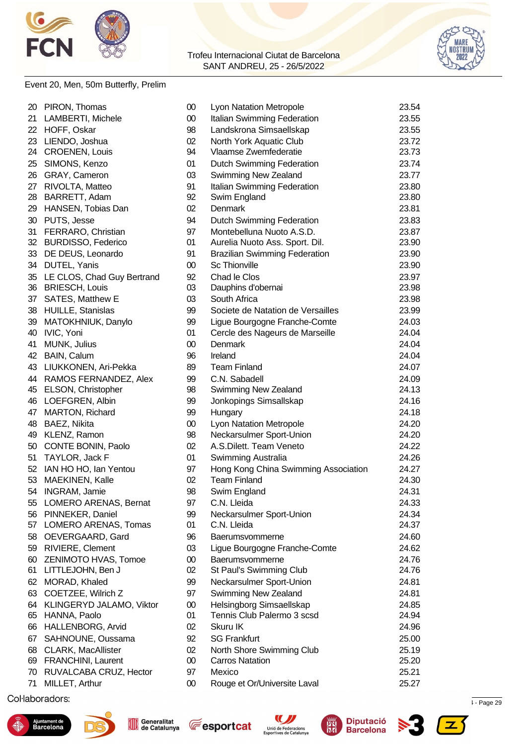Trofeu Internacional Ciutat de Barcelona
SANT ANDREU, 25 - 26/5/2022

Event 20, Men, 50m Butterfly, Prelim

| | | | | |
|---|---|---|---|---|
| 20 | PIRON, Thomas | 00 | Lyon Natation Metropole | 23.54 |
| 21 | LAMBERTI, Michele | 00 | Italian Swimming Federation | 23.55 |
| 22 | HOFF, Oskar | 98 | Landskrona Simsaellskap | 23.55 |
| 23 | LIENDO, Joshua | 02 | North York Aquatic Club | 23.72 |
| 24 | CROENEN, Louis | 94 | Vlaamse Zwemfederatie | 23.73 |
| 25 | SIMONS, Kenzo | 01 | Dutch Swimming Federation | 23.74 |
| 26 | GRAY, Cameron | 03 | Swimming New Zealand | 23.77 |
| 27 | RIVOLTA, Matteo | 91 | Italian Swimming Federation | 23.80 |
| 28 | BARRETT, Adam | 92 | Swim England | 23.80 |
| 29 | HANSEN, Tobias Dan | 02 | Denmark | 23.81 |
| 30 | PUTS, Jesse | 94 | Dutch Swimming Federation | 23.83 |
| 31 | FERRARO, Christian | 97 | Montebelluna Nuoto A.S.D. | 23.87 |
| 32 | BURDISSO, Federico | 01 | Aurelia Nuoto Ass. Sport. Dil. | 23.90 |
| 33 | DE DEUS, Leonardo | 91 | Brazilian Swimming Federation | 23.90 |
| 34 | DUTEL, Yanis | 00 | Sc Thionville | 23.90 |
| 35 | LE CLOS, Chad Guy Bertrand | 92 | Chad le Clos | 23.97 |
| 36 | BRIESCH, Louis | 03 | Dauphins d'obernai | 23.98 |
| 37 | SATES, Matthew E | 03 | South Africa | 23.98 |
| 38 | HUILLE, Stanislas | 99 | Societe de Natation de Versailles | 23.99 |
| 39 | MATOKHNIUK, Danylo | 99 | Ligue Bourgogne Franche-Comte | 24.03 |
| 40 | IVIC, Yoni | 01 | Cercle des Nageurs de Marseille | 24.04 |
| 41 | MUNK, Julius | 00 | Denmark | 24.04 |
| 42 | BAIN, Calum | 96 | Ireland | 24.04 |
| 43 | LIUKKONEN, Ari-Pekka | 89 | Team Finland | 24.07 |
| 44 | RAMOS FERNANDEZ, Alex | 99 | C.N. Sabadell | 24.09 |
| 45 | ELSON, Christopher | 98 | Swimming New Zealand | 24.13 |
| 46 | LOEFGREN, Albin | 99 | Jonkopings Simsallskap | 24.16 |
| 47 | MARTON, Richard | 99 | Hungary | 24.18 |
| 48 | BAEZ, Nikita | 00 | Lyon Natation Metropole | 24.20 |
| 49 | KLENZ, Ramon | 98 | Neckarsulmer Sport-Union | 24.20 |
| 50 | CONTE BONIN, Paolo | 02 | A.S.Dilett. Team Veneto | 24.22 |
| 51 | TAYLOR, Jack F | 01 | Swimming Australia | 24.26 |
| 52 | IAN HO HO, Ian Yentou | 97 | Hong Kong China Swimming Association | 24.27 |
| 53 | MAEKINEN, Kalle | 02 | Team Finland | 24.30 |
| 54 | INGRAM, Jamie | 98 | Swim England | 24.31 |
| 55 | LOMERO ARENAS, Bernat | 97 | C.N. Lleida | 24.33 |
| 56 | PINNEKER, Daniel | 99 | Neckarsulmer Sport-Union | 24.34 |
| 57 | LOMERO ARENAS, Tomas | 01 | C.N. Lleida | 24.37 |
| 58 | OEVERGAARD, Gard | 96 | Baerumsvommerne | 24.60 |
| 59 | RIVIERE, Clement | 03 | Ligue Bourgogne Franche-Comte | 24.62 |
| 60 | ZENIMOTO HVAS, Tomoe | 00 | Baerumsvommerne | 24.76 |
| 61 | LITTLEJOHN, Ben J | 02 | St Paul's Swimming Club | 24.76 |
| 62 | MORAD, Khaled | 99 | Neckarsulmer Sport-Union | 24.81 |
| 63 | COETZEE, Wilrich Z | 97 | Swimming New Zealand | 24.81 |
| 64 | KLINGERYD JALAMO, Viktor | 00 | Helsingborg Simsaellskap | 24.85 |
| 65 | HANNA, Paolo | 01 | Tennis Club Palermo 3 scsd | 24.94 |
| 66 | HALLENBORG, Arvid | 02 | Skuru IK | 24.96 |
| 67 | SAHNOUNE, Oussama | 92 | SG Frankfurt | 25.00 |
| 68 | CLARK, MacAllister | 02 | North Shore Swimming Club | 25.19 |
| 69 | FRANCHINI, Laurent | 00 | Carros Natation | 25.20 |
| 70 | RUVALCABA CRUZ, Hector | 97 | Mexico | 25.21 |
| 71 | MILLET, Arthur | 00 | Rouge et Or/Universite Laval | 25.27 |

Col·laboradors: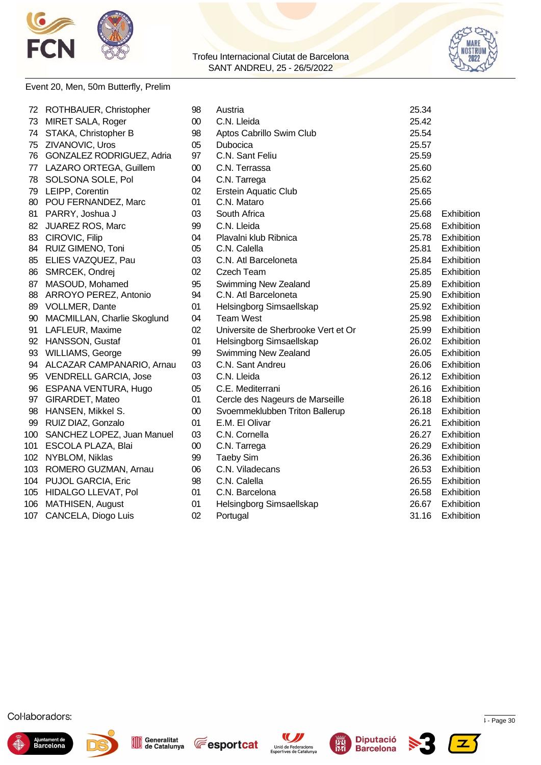Trofeu Internacional Ciutat de Barcelona
SANT ANDREU, 25 - 26/5/2022

Event 20, Men, 50m Butterfly, Prelim

| | | | | | |
|---|---|---|---|---|---|
| 72 | ROTHBAUER, Christopher | 98 | Austria | 25.34 | |
| 73 | MIRET SALA, Roger | 00 | C.N. Lleida | 25.42 | |
| 74 | STAKA, Christopher B | 98 | Aptos Cabrillo Swim Club | 25.54 | |
| 75 | ZIVANOVIC, Uros | 05 | Dubocica | 25.57 | |
| 76 | GONZALEZ RODRIGUEZ, Adria | 97 | C.N. Sant Feliu | 25.59 | |
| 77 | LAZARO ORTEGA, Guillem | 00 | C.N. Terrassa | 25.60 | |
| 78 | SOLSONA SOLE, Pol | 04 | C.N. Tarrega | 25.62 | |
| 79 | LEIPP, Corentin | 02 | Erstein Aquatic Club | 25.65 | |
| 80 | POU FERNANDEZ, Marc | 01 | C.N. Mataro | 25.66 | |
| 81 | PARRY, Joshua J | 03 | South Africa | 25.68 | Exhibition |
| 82 | JUAREZ ROS, Marc | 99 | C.N. Lleida | 25.68 | Exhibition |
| 83 | CIROVIC, Filip | 04 | Plavalni klub Ribnica | 25.78 | Exhibition |
| 84 | RUIZ GIMENO, Toni | 05 | C.N. Calella | 25.81 | Exhibition |
| 85 | ELIES VAZQUEZ, Pau | 03 | C.N. Atl Barceloneta | 25.84 | Exhibition |
| 86 | SMRCEK, Ondrej | 02 | Czech Team | 25.85 | Exhibition |
| 87 | MASOUD, Mohamed | 95 | Swimming New Zealand | 25.89 | Exhibition |
| 88 | ARROYO PEREZ, Antonio | 94 | C.N. Atl Barceloneta | 25.90 | Exhibition |
| 89 | VOLLMER, Dante | 01 | Helsingborg Simsaellskap | 25.92 | Exhibition |
| 90 | MACMILLAN, Charlie Skoglund | 04 | Team West | 25.98 | Exhibition |
| 91 | LAFLEUR, Maxime | 02 | Universite de Sherbrooke Vert et Or | 25.99 | Exhibition |
| 92 | HANSSON, Gustaf | 01 | Helsingborg Simsaellskap | 26.02 | Exhibition |
| 93 | WILLIAMS, George | 99 | Swimming New Zealand | 26.05 | Exhibition |
| 94 | ALCAZAR CAMPANARIO, Arnau | 03 | C.N. Sant Andreu | 26.06 | Exhibition |
| 95 | VENDRELL GARCIA, Jose | 03 | C.N. Lleida | 26.12 | Exhibition |
| 96 | ESPANA VENTURA, Hugo | 05 | C.E. Mediterrani | 26.16 | Exhibition |
| 97 | GIRARDET, Mateo | 01 | Cercle des Nageurs de Marseille | 26.18 | Exhibition |
| 98 | HANSEN, Mikkel S. | 00 | Svoemmeklubben Triton Ballerup | 26.18 | Exhibition |
| 99 | RUIZ DIAZ, Gonzalo | 01 | E.M. El Olivar | 26.21 | Exhibition |
| 100 | SANCHEZ LOPEZ, Juan Manuel | 03 | C.N. Cornella | 26.27 | Exhibition |
| 101 | ESCOLA PLAZA, Blai | 00 | C.N. Tarrega | 26.29 | Exhibition |
| 102 | NYBLOM, Niklas | 99 | Taeby Sim | 26.36 | Exhibition |
| 103 | ROMERO GUZMAN, Arnau | 06 | C.N. Viladecans | 26.53 | Exhibition |
| 104 | PUJOL GARCIA, Eric | 98 | C.N. Calella | 26.55 | Exhibition |
| 105 | HIDALGO LLEVAT, Pol | 01 | C.N. Barcelona | 26.58 | Exhibition |
| 106 | MATHISEN, August | 01 | Helsingborg Simsaellskap | 26.67 | Exhibition |
| 107 | CANCELA, Diogo Luis | 02 | Portugal | 31.16 | Exhibition |

Col·laboradors: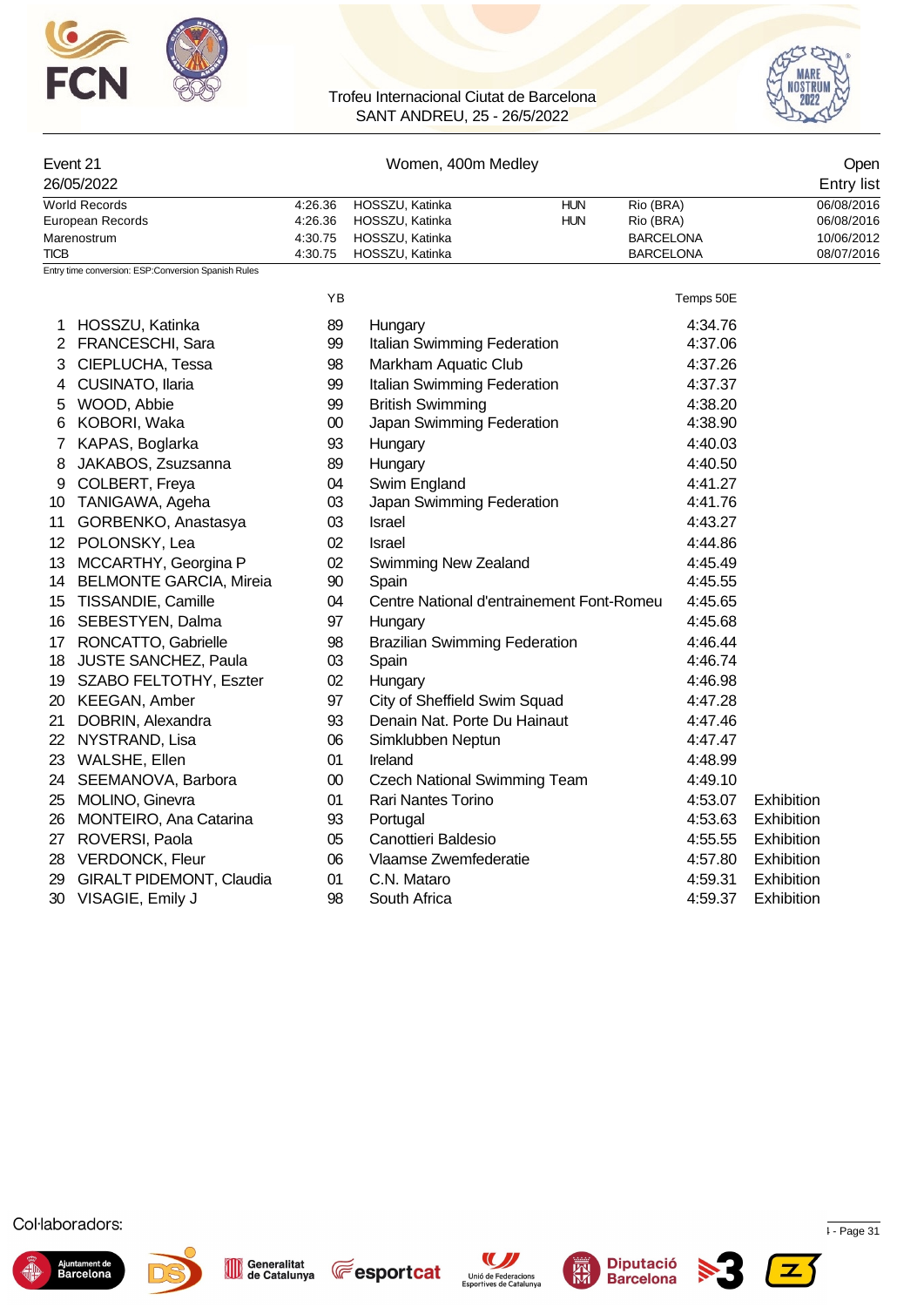Trofeu Internacional Ciutat de Barcelona
SANT ANDREU, 25 - 26/5/2022

| Event 21 | Women, 400m Medley | Open |
|---|---|---|
| 26/05/2022 | | Entry list |

| | | | | | |
|---|---|---|---|---|---|
| World Records | 4:26.36 | HOSSZU, Katinka | HUN | Rio (BRA) | 06/08/2016 |
| European Records | 4:26.36 | HOSSZU, Katinka | HUN | Rio (BRA) | 06/08/2016 |
| Marenostrum | 4:30.75 | HOSSZU, Katinka | | BARCELONA | 10/06/2012 |
| TICB | 4:30.75 | HOSSZU, Katinka | | BARCELONA | 08/07/2016 |

Entry time conversion: ESP:Conversion Spanish Rules

| | Name | YB | Club | Temps 50E | |
|---|---|---|---|---|---|
| 1 | HOSSZU, Katinka | 89 | Hungary | 4:34.76 | |
| 2 | FRANCESCHI, Sara | 99 | Italian Swimming Federation | 4:37.06 | |
| 3 | CIEPLUCHA, Tessa | 98 | Markham Aquatic Club | 4:37.26 | |
| 4 | CUSINATO, Ilaria | 99 | Italian Swimming Federation | 4:37.37 | |
| 5 | WOOD, Abbie | 99 | British Swimming | 4:38.20 | |
| 6 | KOBORI, Waka | 00 | Japan Swimming Federation | 4:38.90 | |
| 7 | KAPAS, Boglarka | 93 | Hungary | 4:40.03 | |
| 8 | JAKABOS, Zsuzsanna | 89 | Hungary | 4:40.50 | |
| 9 | COLBERT, Freya | 04 | Swim England | 4:41.27 | |
| 10 | TANIGAWA, Ageha | 03 | Japan Swimming Federation | 4:41.76 | |
| 11 | GORBENKO, Anastasya | 03 | Israel | 4:43.27 | |
| 12 | POLONSKY, Lea | 02 | Israel | 4:44.86 | |
| 13 | MCCARTHY, Georgina P | 02 | Swimming New Zealand | 4:45.49 | |
| 14 | BELMONTE GARCIA, Mireia | 90 | Spain | 4:45.55 | |
| 15 | TISSANDIE, Camille | 04 | Centre National d'entrainement Font-Romeu | 4:45.65 | |
| 16 | SEBESTYEN, Dalma | 97 | Hungary | 4:45.68 | |
| 17 | RONCATTO, Gabrielle | 98 | Brazilian Swimming Federation | 4:46.44 | |
| 18 | JUSTE SANCHEZ, Paula | 03 | Spain | 4:46.74 | |
| 19 | SZABO FELTOTHY, Eszter | 02 | Hungary | 4:46.98 | |
| 20 | KEEGAN, Amber | 97 | City of Sheffield Swim Squad | 4:47.28 | |
| 21 | DOBRIN, Alexandra | 93 | Denain Nat. Porte Du Hainaut | 4:47.46 | |
| 22 | NYSTRAND, Lisa | 06 | Simklubben Neptun | 4:47.47 | |
| 23 | WALSHE, Ellen | 01 | Ireland | 4:48.99 | |
| 24 | SEEMANOVA, Barbora | 00 | Czech National Swimming Team | 4:49.10 | |
| 25 | MOLINO, Ginevra | 01 | Rari Nantes Torino | 4:53.07 | Exhibition |
| 26 | MONTEIRO, Ana Catarina | 93 | Portugal | 4:53.63 | Exhibition |
| 27 | ROVERSI, Paola | 05 | Canottieri Baldesio | 4:55.55 | Exhibition |
| 28 | VERDONCK, Fleur | 06 | Vlaamse Zwemfederatie | 4:57.80 | Exhibition |
| 29 | GIRALT PIDEMONT, Claudia | 01 | C.N. Mataro | 4:59.31 | Exhibition |
| 30 | VISAGIE, Emily J | 98 | South Africa | 4:59.37 | Exhibition |

Col·laboradors: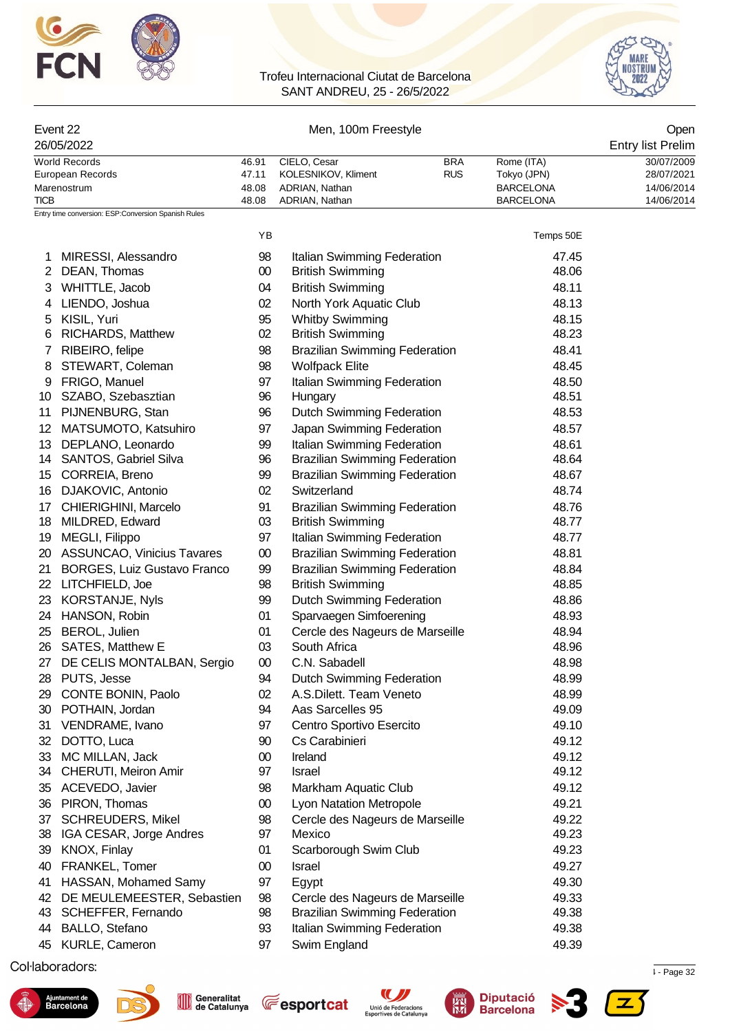Trofeu Internacional Ciutat de Barcelona
SANT ANDREU, 25 - 26/5/2022

| Event 22 | Men, 100m Freestyle | Open |
|---|---|---|
| 26/05/2022 | | Entry list Prelim |

| | | | | | |
|---|---|---|---|---|---|
| World Records | 46.91 | CIELO, Cesar | BRA | Rome (ITA) | 30/07/2009 |
| European Records | 47.11 | KOLESNIKOV, Kliment | RUS | Tokyo (JPN) | 28/07/2021 |
| Marenostrum | 48.08 | ADRIAN, Nathan | | BARCELONA | 14/06/2014 |
| TICB | 48.08 | ADRIAN, Nathan | | BARCELONA | 14/06/2014 |

Entry time conversion: ESP:Conversion Spanish Rules

| | | YB | | Temps 50E |
|---|---|---|---|---|
| 1 | MIRESSI, Alessandro | 98 | Italian Swimming Federation | 47.45 |
| 2 | DEAN, Thomas | 00 | British Swimming | 48.06 |
| 3 | WHITTLE, Jacob | 04 | British Swimming | 48.11 |
| 4 | LIENDO, Joshua | 02 | North York Aquatic Club | 48.13 |
| 5 | KISIL, Yuri | 95 | Whitby Swimming | 48.15 |
| 6 | RICHARDS, Matthew | 02 | British Swimming | 48.23 |
| 7 | RIBEIRO, felipe | 98 | Brazilian Swimming Federation | 48.41 |
| 8 | STEWART, Coleman | 98 | Wolfpack Elite | 48.45 |
| 9 | FRIGO, Manuel | 97 | Italian Swimming Federation | 48.50 |
| 10 | SZABO, Szebasztian | 96 | Hungary | 48.51 |
| 11 | PIJNENBURG, Stan | 96 | Dutch Swimming Federation | 48.53 |
| 12 | MATSUMOTO, Katsuhiro | 97 | Japan Swimming Federation | 48.57 |
| 13 | DEPLANO, Leonardo | 99 | Italian Swimming Federation | 48.61 |
| 14 | SANTOS, Gabriel Silva | 96 | Brazilian Swimming Federation | 48.64 |
| 15 | CORREIA, Breno | 99 | Brazilian Swimming Federation | 48.67 |
| 16 | DJAKOVIC, Antonio | 02 | Switzerland | 48.74 |
| 17 | CHIERIGHINI, Marcelo | 91 | Brazilian Swimming Federation | 48.76 |
| 18 | MILDRED, Edward | 03 | British Swimming | 48.77 |
| 19 | MEGLI, Filippo | 97 | Italian Swimming Federation | 48.77 |
| 20 | ASSUNCAO, Vinicius Tavares | 00 | Brazilian Swimming Federation | 48.81 |
| 21 | BORGES, Luiz Gustavo Franco | 99 | Brazilian Swimming Federation | 48.84 |
| 22 | LITCHFIELD, Joe | 98 | British Swimming | 48.85 |
| 23 | KORSTANJE, Nyls | 99 | Dutch Swimming Federation | 48.86 |
| 24 | HANSON, Robin | 01 | Sparvaegen Simfoerening | 48.93 |
| 25 | BEROL, Julien | 01 | Cercle des Nageurs de Marseille | 48.94 |
| 26 | SATES, Matthew E | 03 | South Africa | 48.96 |
| 27 | DE CELIS MONTALBAN, Sergio | 00 | C.N. Sabadell | 48.98 |
| 28 | PUTS, Jesse | 94 | Dutch Swimming Federation | 48.99 |
| 29 | CONTE BONIN, Paolo | 02 | A.S.Dilett. Team Veneto | 48.99 |
| 30 | POTHAIN, Jordan | 94 | Aas Sarcelles 95 | 49.09 |
| 31 | VENDRAME, Ivano | 97 | Centro Sportivo Esercito | 49.10 |
| 32 | DOTTO, Luca | 90 | Cs Carabinieri | 49.12 |
| 33 | MC MILLAN, Jack | 00 | Ireland | 49.12 |
| 34 | CHERUTI, Meiron Amir | 97 | Israel | 49.12 |
| 35 | ACEVEDO, Javier | 98 | Markham Aquatic Club | 49.12 |
| 36 | PIRON, Thomas | 00 | Lyon Natation Metropole | 49.21 |
| 37 | SCHREUDERS, Mikel | 98 | Cercle des Nageurs de Marseille | 49.22 |
| 38 | IGA CESAR, Jorge Andres | 97 | Mexico | 49.23 |
| 39 | KNOX, Finlay | 01 | Scarborough Swim Club | 49.23 |
| 40 | FRANKEL, Tomer | 00 | Israel | 49.27 |
| 41 | HASSAN, Mohamed Samy | 97 | Egypt | 49.30 |
| 42 | DE MEULEMEESTER, Sebastien | 98 | Cercle des Nageurs de Marseille | 49.33 |
| 43 | SCHEFFER, Fernando | 98 | Brazilian Swimming Federation | 49.38 |
| 44 | BALLO, Stefano | 93 | Italian Swimming Federation | 49.38 |
| 45 | KURLE, Cameron | 97 | Swim England | 49.39 |

Col·laboradors: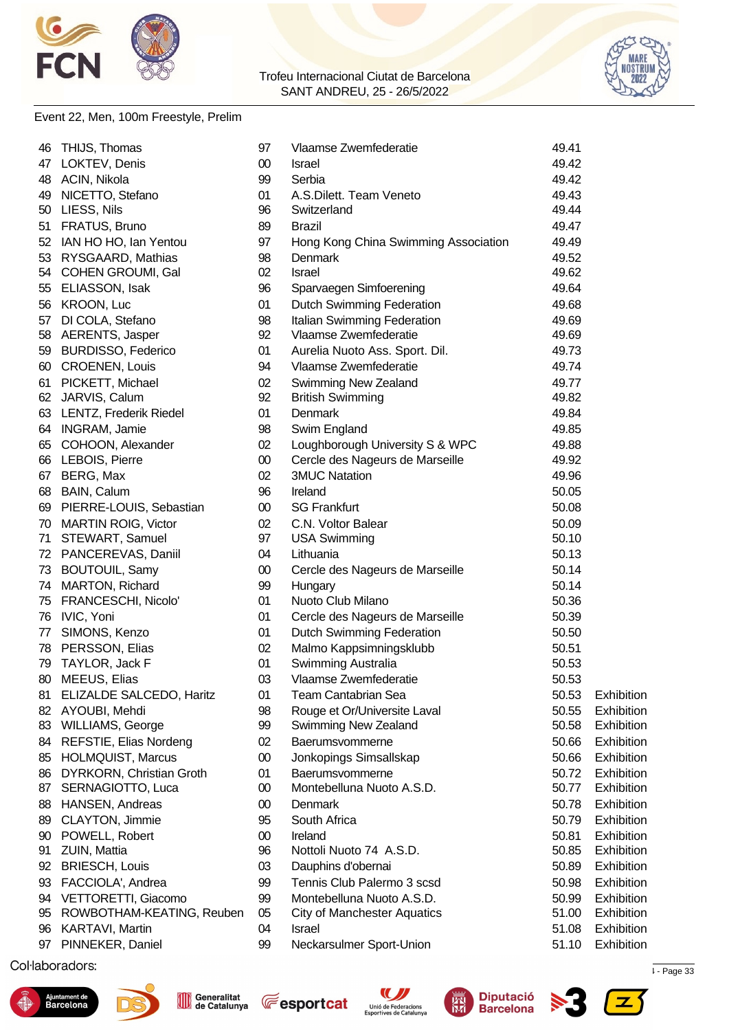Trofeu Internacional Ciutat de Barcelona
SANT ANDREU, 25 - 26/5/2022

Event 22, Men, 100m Freestyle, Prelim

| | | | | | |
|---|---|---|---|---|---|
| 46 | THIJS, Thomas | 97 | Vlaamse Zwemfederatie | 49.41 | |
| 47 | LOKTEV, Denis | 00 | Israel | 49.42 | |
| 48 | ACIN, Nikola | 99 | Serbia | 49.42 | |
| 49 | NICETTO, Stefano | 01 | A.S.Dilett. Team Veneto | 49.43 | |
| 50 | LIESS, Nils | 96 | Switzerland | 49.44 | |
| 51 | FRATUS, Bruno | 89 | Brazil | 49.47 | |
| 52 | IAN HO HO, Ian Yentou | 97 | Hong Kong China Swimming Association | 49.49 | |
| 53 | RYSGAARD, Mathias | 98 | Denmark | 49.52 | |
| 54 | COHEN GROUMI, Gal | 02 | Israel | 49.62 | |
| 55 | ELIASSON, Isak | 96 | Sparvaegen Simfoerening | 49.64 | |
| 56 | KROON, Luc | 01 | Dutch Swimming Federation | 49.68 | |
| 57 | DI COLA, Stefano | 98 | Italian Swimming Federation | 49.69 | |
| 58 | AERENTS, Jasper | 92 | Vlaamse Zwemfederatie | 49.69 | |
| 59 | BURDISSO, Federico | 01 | Aurelia Nuoto Ass. Sport. Dil. | 49.73 | |
| 60 | CROENEN, Louis | 94 | Vlaamse Zwemfederatie | 49.74 | |
| 61 | PICKETT, Michael | 02 | Swimming New Zealand | 49.77 | |
| 62 | JARVIS, Calum | 92 | British Swimming | 49.82 | |
| 63 | LENTZ, Frederik Riedel | 01 | Denmark | 49.84 | |
| 64 | INGRAM, Jamie | 98 | Swim England | 49.85 | |
| 65 | COHOON, Alexander | 02 | Loughborough University S & WPC | 49.88 | |
| 66 | LEBOIS, Pierre | 00 | Cercle des Nageurs de Marseille | 49.92 | |
| 67 | BERG, Max | 02 | 3MUC Natation | 49.96 | |
| 68 | BAIN, Calum | 96 | Ireland | 50.05 | |
| 69 | PIERRE-LOUIS, Sebastian | 00 | SG Frankfurt | 50.08 | |
| 70 | MARTIN ROIG, Victor | 02 | C.N. Voltor Balear | 50.09 | |
| 71 | STEWART, Samuel | 97 | USA Swimming | 50.10 | |
| 72 | PANCEREVAS, Daniil | 04 | Lithuania | 50.13 | |
| 73 | BOUTOUIL, Samy | 00 | Cercle des Nageurs de Marseille | 50.14 | |
| 74 | MARTON, Richard | 99 | Hungary | 50.14 | |
| 75 | FRANCESCHI, Nicolo' | 01 | Nuoto Club Milano | 50.36 | |
| 76 | IVIC, Yoni | 01 | Cercle des Nageurs de Marseille | 50.39 | |
| 77 | SIMONS, Kenzo | 01 | Dutch Swimming Federation | 50.50 | |
| 78 | PERSSON, Elias | 02 | Malmo Kappsimningsklubb | 50.51 | |
| 79 | TAYLOR, Jack F | 01 | Swimming Australia | 50.53 | |
| 80 | MEEUS, Elias | 03 | Vlaamse Zwemfederatie | 50.53 | |
| 81 | ELIZALDE SALCEDO, Haritz | 01 | Team Cantabrian Sea | 50.53 | Exhibition |
| 82 | AYOUBI, Mehdi | 98 | Rouge et Or/Universite Laval | 50.55 | Exhibition |
| 83 | WILLIAMS, George | 99 | Swimming New Zealand | 50.58 | Exhibition |
| 84 | REFSTIE, Elias Nordeng | 02 | Baerumsvommerne | 50.66 | Exhibition |
| 85 | HOLMQUIST, Marcus | 00 | Jonkopings Simsallskap | 50.66 | Exhibition |
| 86 | DYRKORN, Christian Groth | 01 | Baerumsvommerne | 50.72 | Exhibition |
| 87 | SERNAGIOTTO, Luca | 00 | Montebelluna Nuoto A.S.D. | 50.77 | Exhibition |
| 88 | HANSEN, Andreas | 00 | Denmark | 50.78 | Exhibition |
| 89 | CLAYTON, Jimmie | 95 | South Africa | 50.79 | Exhibition |
| 90 | POWELL, Robert | 00 | Ireland | 50.81 | Exhibition |
| 91 | ZUIN, Mattia | 96 | Nottoli Nuoto 74 A.S.D. | 50.85 | Exhibition |
| 92 | BRIESCH, Louis | 03 | Dauphins d'obernai | 50.89 | Exhibition |
| 93 | FACCIOLA', Andrea | 99 | Tennis Club Palermo 3 scsd | 50.98 | Exhibition |
| 94 | VETTORETTI, Giacomo | 99 | Montebelluna Nuoto A.S.D. | 50.99 | Exhibition |
| 95 | ROWBOTHAM-KEATING, Reuben | 05 | City of Manchester Aquatics | 51.00 | Exhibition |
| 96 | KARTAVI, Martin | 04 | Israel | 51.08 | Exhibition |
| 97 | PINNEKER, Daniel | 99 | Neckarsulmer Sport-Union | 51.10 | Exhibition |

Col·laboradors: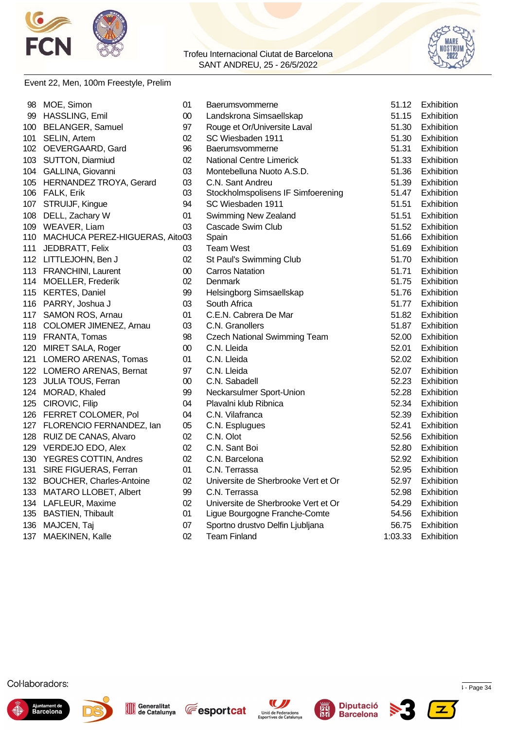Trofeu Internacional Ciutat de Barcelona
SANT ANDREU, 25 - 26/5/2022

Event 22, Men, 100m Freestyle, Prelim

| | | | | | |
|---|---|---|---|---|---|
| 98 | MOE, Simon | 01 | Baerumsvommerne | 51.12 | Exhibition |
| 99 | HASSLING, Emil | 00 | Landskrona Simsaellskap | 51.15 | Exhibition |
| 100 | BELANGER, Samuel | 97 | Rouge et Or/Universite Laval | 51.30 | Exhibition |
| 101 | SELIN, Artem | 02 | SC Wiesbaden 1911 | 51.30 | Exhibition |
| 102 | OEVERGAARD, Gard | 96 | Baerumsvommerne | 51.31 | Exhibition |
| 103 | SUTTON, Diarmiud | 02 | National Centre Limerick | 51.33 | Exhibition |
| 104 | GALLINA, Giovanni | 03 | Montebelluna Nuoto A.S.D. | 51.36 | Exhibition |
| 105 | HERNANDEZ TROYA, Gerard | 03 | C.N. Sant Andreu | 51.39 | Exhibition |
| 106 | FALK, Erik | 03 | Stockholmspolisens IF Simfoerening | 51.47 | Exhibition |
| 107 | STRUIJF, Kingue | 94 | SC Wiesbaden 1911 | 51.51 | Exhibition |
| 108 | DELL, Zachary W | 01 | Swimming New Zealand | 51.51 | Exhibition |
| 109 | WEAVER, Liam | 03 | Cascade Swim Club | 51.52 | Exhibition |
| 110 | MACHUCA PEREZ-HIGUERAS, Aito | 03 | Spain | 51.66 | Exhibition |
| 111 | JEDBRATT, Felix | 03 | Team West | 51.69 | Exhibition |
| 112 | LITTLEJOHN, Ben J | 02 | St Paul's Swimming Club | 51.70 | Exhibition |
| 113 | FRANCHINI, Laurent | 00 | Carros Natation | 51.71 | Exhibition |
| 114 | MOELLER, Frederik | 02 | Denmark | 51.75 | Exhibition |
| 115 | KERTES, Daniel | 99 | Helsingborg Simsaellskap | 51.76 | Exhibition |
| 116 | PARRY, Joshua J | 03 | South Africa | 51.77 | Exhibition |
| 117 | SAMON ROS, Arnau | 01 | C.E.N. Cabrera De Mar | 51.82 | Exhibition |
| 118 | COLOMER JIMENEZ, Arnau | 03 | C.N. Granollers | 51.87 | Exhibition |
| 119 | FRANTA, Tomas | 98 | Czech National Swimming Team | 52.00 | Exhibition |
| 120 | MIRET SALA, Roger | 00 | C.N. Lleida | 52.01 | Exhibition |
| 121 | LOMERO ARENAS, Tomas | 01 | C.N. Lleida | 52.02 | Exhibition |
| 122 | LOMERO ARENAS, Bernat | 97 | C.N. Lleida | 52.07 | Exhibition |
| 123 | JULIA TOUS, Ferran | 00 | C.N. Sabadell | 52.23 | Exhibition |
| 124 | MORAD, Khaled | 99 | Neckarsulmer Sport-Union | 52.28 | Exhibition |
| 125 | CIROVIC, Filip | 04 | Plavalni klub Ribnica | 52.34 | Exhibition |
| 126 | FERRET COLOMER, Pol | 04 | C.N. Vilafranca | 52.39 | Exhibition |
| 127 | FLORENCIO FERNANDEZ, Ian | 05 | C.N. Esplugues | 52.41 | Exhibition |
| 128 | RUIZ DE CANAS, Alvaro | 02 | C.N. Olot | 52.56 | Exhibition |
| 129 | VERDEJO EDO, Alex | 02 | C.N. Sant Boi | 52.80 | Exhibition |
| 130 | YEGRES COTTIN, Andres | 02 | C.N. Barcelona | 52.92 | Exhibition |
| 131 | SIRE FIGUERAS, Ferran | 01 | C.N. Terrassa | 52.95 | Exhibition |
| 132 | BOUCHER, Charles-Antoine | 02 | Universite de Sherbrooke Vert et Or | 52.97 | Exhibition |
| 133 | MATARO LLOBET, Albert | 99 | C.N. Terrassa | 52.98 | Exhibition |
| 134 | LAFLEUR, Maxime | 02 | Universite de Sherbrooke Vert et Or | 54.29 | Exhibition |
| 135 | BASTIEN, Thibault | 01 | Ligue Bourgogne Franche-Comte | 54.56 | Exhibition |
| 136 | MAJCEN, Taj | 07 | Sportno drustvo Delfin Ljubljana | 56.75 | Exhibition |
| 137 | MAEKINEN, Kalle | 02 | Team Finland | 1:03.33 | Exhibition |

Col·laboradors: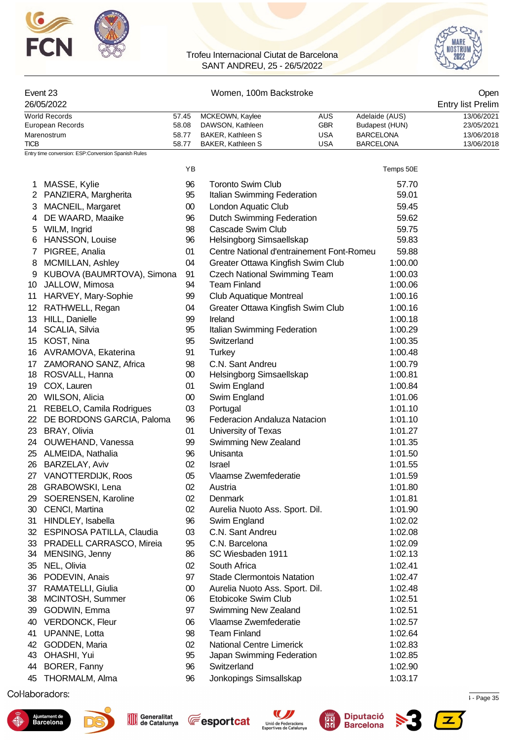Trofeu Internacional Ciutat de Barcelona
SANT ANDREU, 25 - 26/5/2022

Event 23 — Women, 100m Backstroke — Open

26/05/2022 — Entry list Prelim

| | | | | | |
|---|---|---|---|---|---|
| World Records | 57.45 | MCKEOWN, Kaylee | AUS | Adelaide (AUS) | 13/06/2021 |
| European Records | 58.08 | DAWSON, Kathleen | GBR | Budapest (HUN) | 23/05/2021 |
| Marenostrum | 58.77 | BAKER, Kathleen S | USA | BARCELONA | 13/06/2018 |
| TICB | 58.77 | BAKER, Kathleen S | USA | BARCELONA | 13/06/2018 |

Entry time conversion: ESP:Conversion Spanish Rules

| | | YB | | Temps 50E |
|---|---|---|---|---|
| 1 | MASSE, Kylie | 96 | Toronto Swim Club | 57.70 |
| 2 | PANZIERA, Margherita | 95 | Italian Swimming Federation | 59.01 |
| 3 | MACNEIL, Margaret | 00 | London Aquatic Club | 59.45 |
| 4 | DE WAARD, Maaike | 96 | Dutch Swimming Federation | 59.62 |
| 5 | WILM, Ingrid | 98 | Cascade Swim Club | 59.75 |
| 6 | HANSSON, Louise | 96 | Helsingborg Simsaellskap | 59.83 |
| 7 | PIGREE, Analia | 01 | Centre National d'entrainement Font-Romeu | 59.88 |
| 8 | MCMILLAN, Ashley | 04 | Greater Ottawa Kingfish Swim Club | 1:00.00 |
| 9 | KUBOVA (BAUMRTOVA), Simona | 91 | Czech National Swimming Team | 1:00.03 |
| 10 | JALLOW, Mimosa | 94 | Team Finland | 1:00.06 |
| 11 | HARVEY, Mary-Sophie | 99 | Club Aquatique Montreal | 1:00.16 |
| 12 | RATHWELL, Regan | 04 | Greater Ottawa Kingfish Swim Club | 1:00.16 |
| 13 | HILL, Danielle | 99 | Ireland | 1:00.18 |
| 14 | SCALIA, Silvia | 95 | Italian Swimming Federation | 1:00.29 |
| 15 | KOST, Nina | 95 | Switzerland | 1:00.35 |
| 16 | AVRAMOVA, Ekaterina | 91 | Turkey | 1:00.48 |
| 17 | ZAMORANO SANZ, Africa | 98 | C.N. Sant Andreu | 1:00.79 |
| 18 | ROSVALL, Hanna | 00 | Helsingborg Simsaellskap | 1:00.81 |
| 19 | COX, Lauren | 01 | Swim England | 1:00.84 |
| 20 | WILSON, Alicia | 00 | Swim England | 1:01.06 |
| 21 | REBELO, Camila Rodrigues | 03 | Portugal | 1:01.10 |
| 22 | DE BORDONS GARCIA, Paloma | 96 | Federacion Andaluza Natacion | 1:01.10 |
| 23 | BRAY, Olivia | 01 | University of Texas | 1:01.27 |
| 24 | OUWEHAND, Vanessa | 99 | Swimming New Zealand | 1:01.35 |
| 25 | ALMEIDA, Nathalia | 96 | Unisanta | 1:01.50 |
| 26 | BARZELAY, Aviv | 02 | Israel | 1:01.55 |
| 27 | VANOTTERDIJK, Roos | 05 | Vlaamse Zwemfederatie | 1:01.59 |
| 28 | GRABOWSKI, Lena | 02 | Austria | 1:01.80 |
| 29 | SOERENSEN, Karoline | 02 | Denmark | 1:01.81 |
| 30 | CENCI, Martina | 02 | Aurelia Nuoto Ass. Sport. Dil. | 1:01.90 |
| 31 | HINDLEY, Isabella | 96 | Swim England | 1:02.02 |
| 32 | ESPINOSA PATILLA, Claudia | 03 | C.N. Sant Andreu | 1:02.08 |
| 33 | PRADELL CARRASCO, Mireia | 95 | C.N. Barcelona | 1:02.09 |
| 34 | MENSING, Jenny | 86 | SC Wiesbaden 1911 | 1:02.13 |
| 35 | NEL, Olivia | 02 | South Africa | 1:02.41 |
| 36 | PODEVIN, Anais | 97 | Stade Clermontois Natation | 1:02.47 |
| 37 | RAMATELLI, Giulia | 00 | Aurelia Nuoto Ass. Sport. Dil. | 1:02.48 |
| 38 | MCINTOSH, Summer | 06 | Etobicoke Swim Club | 1:02.51 |
| 39 | GODWIN, Emma | 97 | Swimming New Zealand | 1:02.51 |
| 40 | VERDONCK, Fleur | 06 | Vlaamse Zwemfederatie | 1:02.57 |
| 41 | UPANNE, Lotta | 98 | Team Finland | 1:02.64 |
| 42 | GODDEN, Maria | 02 | National Centre Limerick | 1:02.83 |
| 43 | OHASHI, Yui | 95 | Japan Swimming Federation | 1:02.85 |
| 44 | BORER, Fanny | 96 | Switzerland | 1:02.90 |
| 45 | THORMALM, Alma | 96 | Jonkopings Simsallskap | 1:03.17 |

Col·laboradors: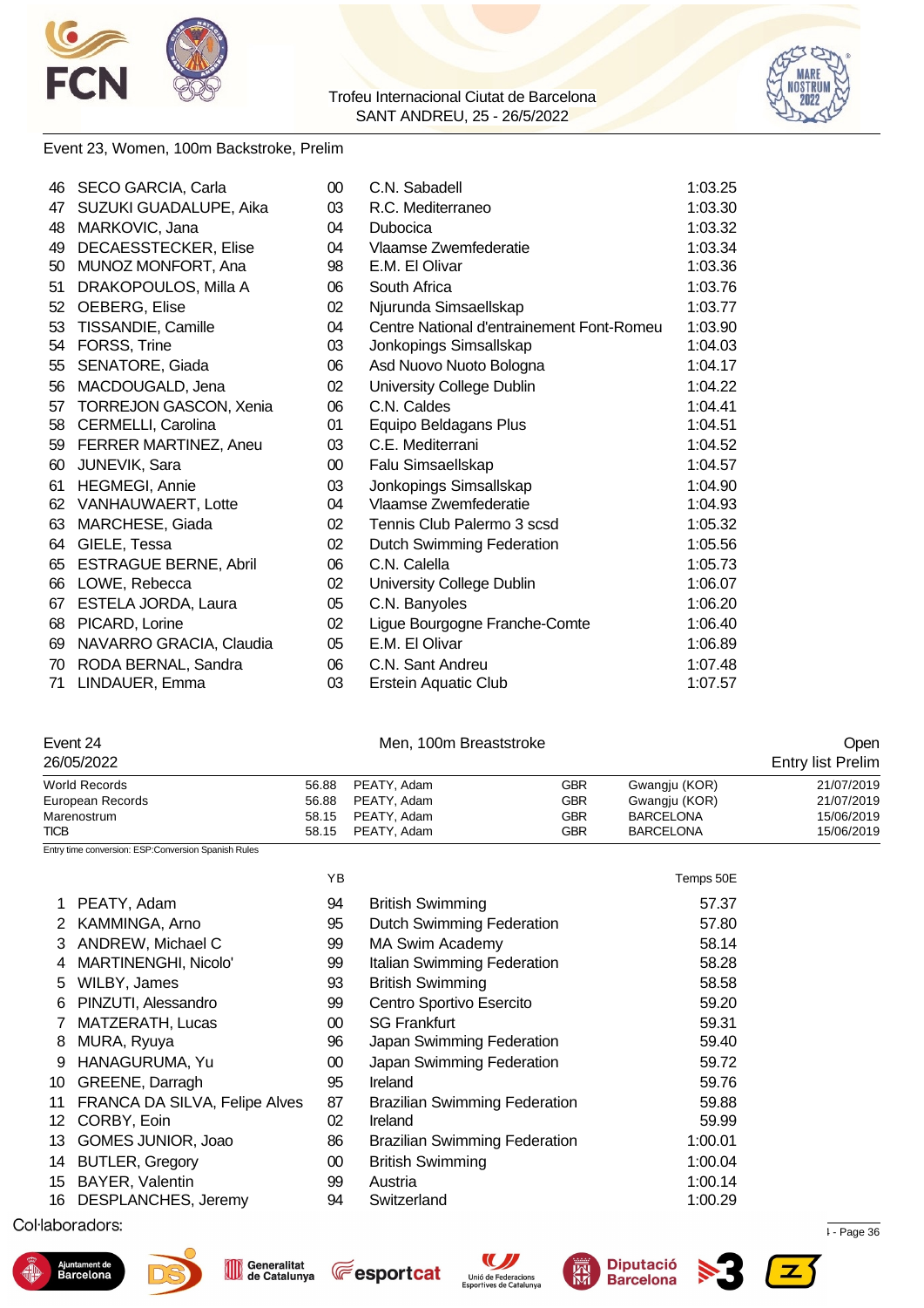Event 23, Women, 100m Backstroke, Prelim

| | | | | |
|---|---|---|---|---|
| 46 | SECO GARCIA, Carla | 00 | C.N. Sabadell | 1:03.25 |
| 47 | SUZUKI GUADALUPE, Aika | 03 | R.C. Mediterraneo | 1:03.30 |
| 48 | MARKOVIC, Jana | 04 | Dubocica | 1:03.32 |
| 49 | DECAESSTECKER, Elise | 04 | Vlaamse Zwemfederatie | 1:03.34 |
| 50 | MUNOZ MONFORT, Ana | 98 | E.M. El Olivar | 1:03.36 |
| 51 | DRAKOPOULOS, Milla A | 06 | South Africa | 1:03.76 |
| 52 | OEBERG, Elise | 02 | Njurunda Simsaellskap | 1:03.77 |
| 53 | TISSANDIE, Camille | 04 | Centre National d'entrainement Font-Romeu | 1:03.90 |
| 54 | FORSS, Trine | 03 | Jonkopings Simsallskap | 1:04.03 |
| 55 | SENATORE, Giada | 06 | Asd Nuovo Nuoto Bologna | 1:04.17 |
| 56 | MACDOUGALD, Jena | 02 | University College Dublin | 1:04.22 |
| 57 | TORREJON GASCON, Xenia | 06 | C.N. Caldes | 1:04.41 |
| 58 | CERMELLI, Carolina | 01 | Equipo Beldagans Plus | 1:04.51 |
| 59 | FERRER MARTINEZ, Aneu | 03 | C.E. Mediterrani | 1:04.52 |
| 60 | JUNEVIK, Sara | 00 | Falu Simsaellskap | 1:04.57 |
| 61 | HEGMEGI, Annie | 03 | Jonkopings Simsallskap | 1:04.90 |
| 62 | VANHAUWAERT, Lotte | 04 | Vlaamse Zwemfederatie | 1:04.93 |
| 63 | MARCHESE, Giada | 02 | Tennis Club Palermo 3 scsd | 1:05.32 |
| 64 | GIELE, Tessa | 02 | Dutch Swimming Federation | 1:05.56 |
| 65 | ESTRADE BERNE, Abril | 06 | C.N. Calella | 1:05.73 |
| 66 | LOWE, Rebecca | 02 | University College Dublin | 1:06.07 |
| 67 | ESTELA JORDA, Laura | 05 | C.N. Banyoles | 1:06.20 |
| 68 | PICARD, Lorine | 02 | Ligue Bourgogne Franche-Comte | 1:06.40 |
| 69 | NAVARRO GRACIA, Claudia | 05 | E.M. El Olivar | 1:06.89 |
| 70 | RODA BERNAL, Sandra | 06 | C.N. Sant Andreu | 1:07.48 |
| 71 | LINDAUER, Emma | 03 | Erstein Aquatic Club | 1:07.57 |

Event 24 — Men, 100m Breaststroke — Open

26/05/2022 — Entry list Prelim

| | | | | | |
|---|---|---|---|---|---|
| World Records | 56.88 | PEATY, Adam | GBR | Gwangju (KOR) | 21/07/2019 |
| European Records | 56.88 | PEATY, Adam | GBR | Gwangju (KOR) | 21/07/2019 |
| Marenostrum | 58.15 | PEATY, Adam | GBR | BARCELONA | 15/06/2019 |
| TICB | 58.15 | PEATY, Adam | GBR | BARCELONA | 15/06/2019 |

Entry time conversion: ESP:Conversion Spanish Rules

| | | YB | | Temps 50E |
|---|---|---|---|---|
| 1 | PEATY, Adam | 94 | British Swimming | 57.37 |
| 2 | KAMMINGA, Arno | 95 | Dutch Swimming Federation | 57.80 |
| 3 | ANDREW, Michael C | 99 | MA Swim Academy | 58.14 |
| 4 | MARTINENGHI, Nicolo' | 99 | Italian Swimming Federation | 58.28 |
| 5 | WILBY, James | 93 | British Swimming | 58.58 |
| 6 | PINZUTI, Alessandro | 99 | Centro Sportivo Esercito | 59.20 |
| 7 | MATZERATH, Lucas | 00 | SG Frankfurt | 59.31 |
| 8 | MURA, Ryuya | 96 | Japan Swimming Federation | 59.40 |
| 9 | HANAGURUMA, Yu | 00 | Japan Swimming Federation | 59.72 |
| 10 | GREENE, Darragh | 95 | Ireland | 59.76 |
| 11 | FRANCA DA SILVA, Felipe Alves | 87 | Brazilian Swimming Federation | 59.88 |
| 12 | CORBY, Eoin | 02 | Ireland | 59.99 |
| 13 | GOMES JUNIOR, Joao | 86 | Brazilian Swimming Federation | 1:00.01 |
| 14 | BUTLER, Gregory | 00 | British Swimming | 1:00.04 |
| 15 | BAYER, Valentin | 99 | Austria | 1:00.14 |
| 16 | DESPLANCHES, Jeremy | 94 | Switzerland | 1:00.29 |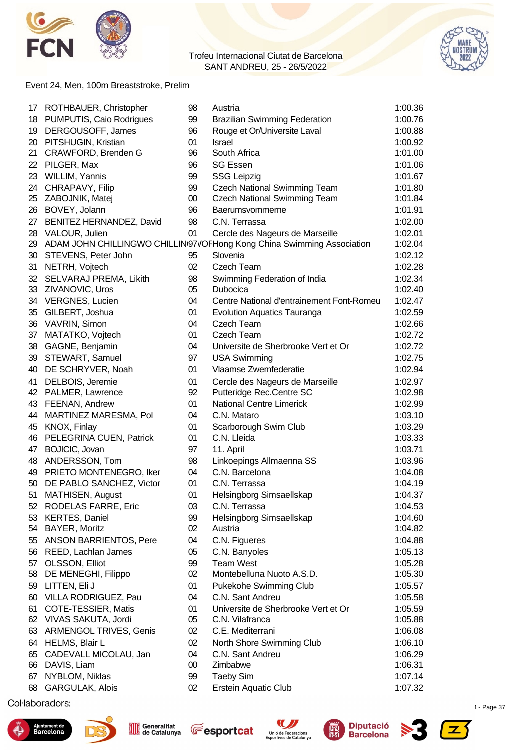Trofeu Internacional Ciutat de Barcelona
SANT ANDREU, 25 - 26/5/2022

Event 24, Men, 100m Breaststroke, Prelim

| | | | | |
|---|---|---|---|---|
| 17 | ROTHBAUER, Christopher | 98 | Austria | 1:00.36 |
| 18 | PUMPUTIS, Caio Rodrigues | 99 | Brazilian Swimming Federation | 1:00.76 |
| 19 | DERGOUSOFF, James | 96 | Rouge et Or/Universite Laval | 1:00.88 |
| 20 | PITSHUGIN, Kristian | 01 | Israel | 1:00.92 |
| 21 | CRAWFORD, Brenden G | 96 | South Africa | 1:01.00 |
| 22 | PILGER, Max | 96 | SG Essen | 1:01.06 |
| 23 | WILLIM, Yannis | 99 | SSG Leipzig | 1:01.67 |
| 24 | CHRAPAVY, Filip | 99 | Czech National Swimming Team | 1:01.80 |
| 25 | ZABOJNIK, Matej | 00 | Czech National Swimming Team | 1:01.84 |
| 26 | BOVEY, Jolann | 96 | Baerumsvommerne | 1:01.91 |
| 27 | BENITEZ HERNANDEZ, David | 98 | C.N. Terrassa | 1:02.00 |
| 28 | VALOUR, Julien | 01 | Cercle des Nageurs de Marseille | 1:02.01 |
| 29 | ADAM JOHN CHILLINGWO CHILLIN | 97 | VOFHong Kong China Swimming Association | 1:02.04 |
| 30 | STEVENS, Peter John | 95 | Slovenia | 1:02.12 |
| 31 | NETRH, Vojtech | 02 | Czech Team | 1:02.28 |
| 32 | SELVARAJ PREMA, Likith | 98 | Swimming Federation of India | 1:02.34 |
| 33 | ZIVANOVIC, Uros | 05 | Dubocica | 1:02.40 |
| 34 | VERGNES, Lucien | 04 | Centre National d'entrainement Font-Romeu | 1:02.47 |
| 35 | GILBERT, Joshua | 01 | Evolution Aquatics Tauranga | 1:02.59 |
| 36 | VAVRIN, Simon | 04 | Czech Team | 1:02.66 |
| 37 | MATATKO, Vojtech | 01 | Czech Team | 1:02.72 |
| 38 | GAGNE, Benjamin | 04 | Universite de Sherbrooke Vert et Or | 1:02.72 |
| 39 | STEWART, Samuel | 97 | USA Swimming | 1:02.75 |
| 40 | DE SCHRYVER, Noah | 01 | Vlaamse Zwemfederatie | 1:02.94 |
| 41 | DELBOIS, Jeremie | 01 | Cercle des Nageurs de Marseille | 1:02.97 |
| 42 | PALMER, Lawrence | 92 | Putteridge Rec.Centre SC | 1:02.98 |
| 43 | FEENAN, Andrew | 01 | National Centre Limerick | 1:02.99 |
| 44 | MARTINEZ MARESMA, Pol | 04 | C.N. Mataro | 1:03.10 |
| 45 | KNOX, Finlay | 01 | Scarborough Swim Club | 1:03.29 |
| 46 | PELEGRINA CUEN, Patrick | 01 | C.N. Lleida | 1:03.33 |
| 47 | BOJICIC, Jovan | 97 | 11. April | 1:03.71 |
| 48 | ANDERSSON, Tom | 98 | Linkoepings Allmaenna SS | 1:03.96 |
| 49 | PRIETO MONTENEGRO, Iker | 04 | C.N. Barcelona | 1:04.08 |
| 50 | DE PABLO SANCHEZ, Victor | 01 | C.N. Terrassa | 1:04.19 |
| 51 | MATHISEN, August | 01 | Helsingborg Simsaellskap | 1:04.37 |
| 52 | RODELAS FARRE, Eric | 03 | C.N. Terrassa | 1:04.53 |
| 53 | KERTES, Daniel | 99 | Helsingborg Simsaellskap | 1:04.60 |
| 54 | BAYER, Moritz | 02 | Austria | 1:04.82 |
| 55 | ANSON BARRIENTOS, Pere | 04 | C.N. Figueres | 1:04.88 |
| 56 | REED, Lachlan James | 05 | C.N. Banyoles | 1:05.13 |
| 57 | OLSSON, Elliot | 99 | Team West | 1:05.28 |
| 58 | DE MENEGHI, Filippo | 02 | Montebelluna Nuoto A.S.D. | 1:05.30 |
| 59 | LITTEN, Eli J | 01 | Pukekohe Swimming Club | 1:05.57 |
| 60 | VILLA RODRIGUEZ, Pau | 04 | C.N. Sant Andreu | 1:05.58 |
| 61 | COTE-TESSIER, Matis | 01 | Universite de Sherbrooke Vert et Or | 1:05.59 |
| 62 | VIVAS SAKUTA, Jordi | 05 | C.N. Vilafranca | 1:05.88 |
| 63 | ARMENGOL TRIVES, Genis | 02 | C.E. Mediterrani | 1:06.08 |
| 64 | HELMS, Blair L | 02 | North Shore Swimming Club | 1:06.10 |
| 65 | CADEVALL MICOLAU, Jan | 04 | C.N. Sant Andreu | 1:06.29 |
| 66 | DAVIS, Liam | 00 | Zimbabwe | 1:06.31 |
| 67 | NYBLOM, Niklas | 99 | Taeby Sim | 1:07.14 |
| 68 | GARGULAK, Alois | 02 | Erstein Aquatic Club | 1:07.32 |

Col·laboradors: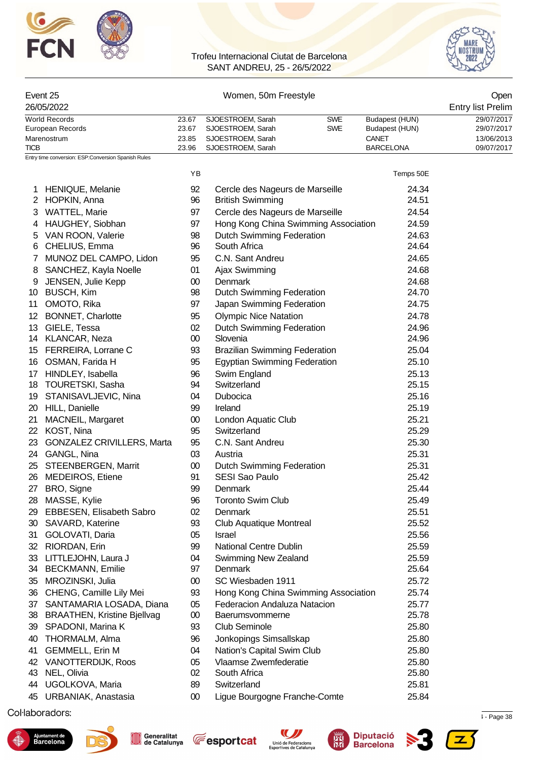Trofeu Internacional Ciutat de Barcelona
SANT ANDREU, 25 - 26/5/2022

| Event 25 | Women, 50m Freestyle | Open |
|---|---|---|
| 26/05/2022 | | Entry list Prelim |

| | | | | | |
|---|---|---|---|---|---|
| World Records | 23.67 | SJOESTROEM, Sarah | SWE | Budapest (HUN) | 29/07/2017 |
| European Records | 23.67 | SJOESTROEM, Sarah | SWE | Budapest (HUN) | 29/07/2017 |
| Marenostrum | 23.85 | SJOESTROEM, Sarah | | CANET | 13/06/2013 |
| TICB | 23.96 | SJOESTROEM, Sarah | | BARCELONA | 09/07/2017 |

Entry time conversion: ESP:Conversion Spanish Rules

| | | YB | | Temps 50E |
|---|---|---|---|---|
| 1 | HENIQUE, Melanie | 92 | Cercle des Nageurs de Marseille | 24.34 |
| 2 | HOPKIN, Anna | 96 | British Swimming | 24.51 |
| 3 | WATTEL, Marie | 97 | Cercle des Nageurs de Marseille | 24.54 |
| 4 | HAUGHEY, Siobhan | 97 | Hong Kong China Swimming Association | 24.59 |
| 5 | VAN ROON, Valerie | 98 | Dutch Swimming Federation | 24.63 |
| 6 | CHELIUS, Emma | 96 | South Africa | 24.64 |
| 7 | MUNOZ DEL CAMPO, Lidon | 95 | C.N. Sant Andreu | 24.65 |
| 8 | SANCHEZ, Kayla Noelle | 01 | Ajax Swimming | 24.68 |
| 9 | JENSEN, Julie Kepp | 00 | Denmark | 24.68 |
| 10 | BUSCH, Kim | 98 | Dutch Swimming Federation | 24.70 |
| 11 | OMOTO, Rika | 97 | Japan Swimming Federation | 24.75 |
| 12 | BONNET, Charlotte | 95 | Olympic Nice Natation | 24.78 |
| 13 | GIELE, Tessa | 02 | Dutch Swimming Federation | 24.96 |
| 14 | KLANCAR, Neza | 00 | Slovenia | 24.96 |
| 15 | FERREIRA, Lorrane C | 93 | Brazilian Swimming Federation | 25.04 |
| 16 | OSMAN, Farida H | 95 | Egyptian Swimming Federation | 25.10 |
| 17 | HINDLEY, Isabella | 96 | Swim England | 25.13 |
| 18 | TOURETSKI, Sasha | 94 | Switzerland | 25.15 |
| 19 | STANISAVLJEVIC, Nina | 04 | Dubocica | 25.16 |
| 20 | HILL, Danielle | 99 | Ireland | 25.19 |
| 21 | MACNEIL, Margaret | 00 | London Aquatic Club | 25.21 |
| 22 | KOST, Nina | 95 | Switzerland | 25.29 |
| 23 | GONZALEZ CRIVILLERS, Marta | 95 | C.N. Sant Andreu | 25.30 |
| 24 | GANGL, Nina | 03 | Austria | 25.31 |
| 25 | STEENBERGEN, Marrit | 00 | Dutch Swimming Federation | 25.31 |
| 26 | MEDEIROS, Etiene | 91 | SESI Sao Paulo | 25.42 |
| 27 | BRO, Signe | 99 | Denmark | 25.44 |
| 28 | MASSE, Kylie | 96 | Toronto Swim Club | 25.49 |
| 29 | EBBESEN, Elisabeth Sabro | 02 | Denmark | 25.51 |
| 30 | SAVARD, Katerine | 93 | Club Aquatique Montreal | 25.52 |
| 31 | GOLOVATI, Daria | 05 | Israel | 25.56 |
| 32 | RIORDAN, Erin | 99 | National Centre Dublin | 25.59 |
| 33 | LITTLEJOHN, Laura J | 04 | Swimming New Zealand | 25.59 |
| 34 | BECKMANN, Emilie | 97 | Denmark | 25.64 |
| 35 | MROZINSKI, Julia | 00 | SC Wiesbaden 1911 | 25.72 |
| 36 | CHENG, Camille Lily Mei | 93 | Hong Kong China Swimming Association | 25.74 |
| 37 | SANTAMARIA LOSADA, Diana | 05 | Federacion Andaluza Natacion | 25.77 |
| 38 | BRAATHEN, Kristine Bjellvag | 00 | Baerumsvommerne | 25.78 |
| 39 | SPADONI, Marina K | 93 | Club Seminole | 25.80 |
| 40 | THORMALM, Alma | 96 | Jonkopings Simsallskap | 25.80 |
| 41 | GEMMELL, Erin M | 04 | Nation's Capital Swim Club | 25.80 |
| 42 | VANOTTERDIJK, Roos | 05 | Vlaamse Zwemfederatie | 25.80 |
| 43 | NEL, Olivia | 02 | South Africa | 25.80 |
| 44 | UGOLKOVA, Maria | 89 | Switzerland | 25.81 |
| 45 | URBANIAK, Anastasia | 00 | Ligue Bourgogne Franche-Comte | 25.84 |

Col·laboradors: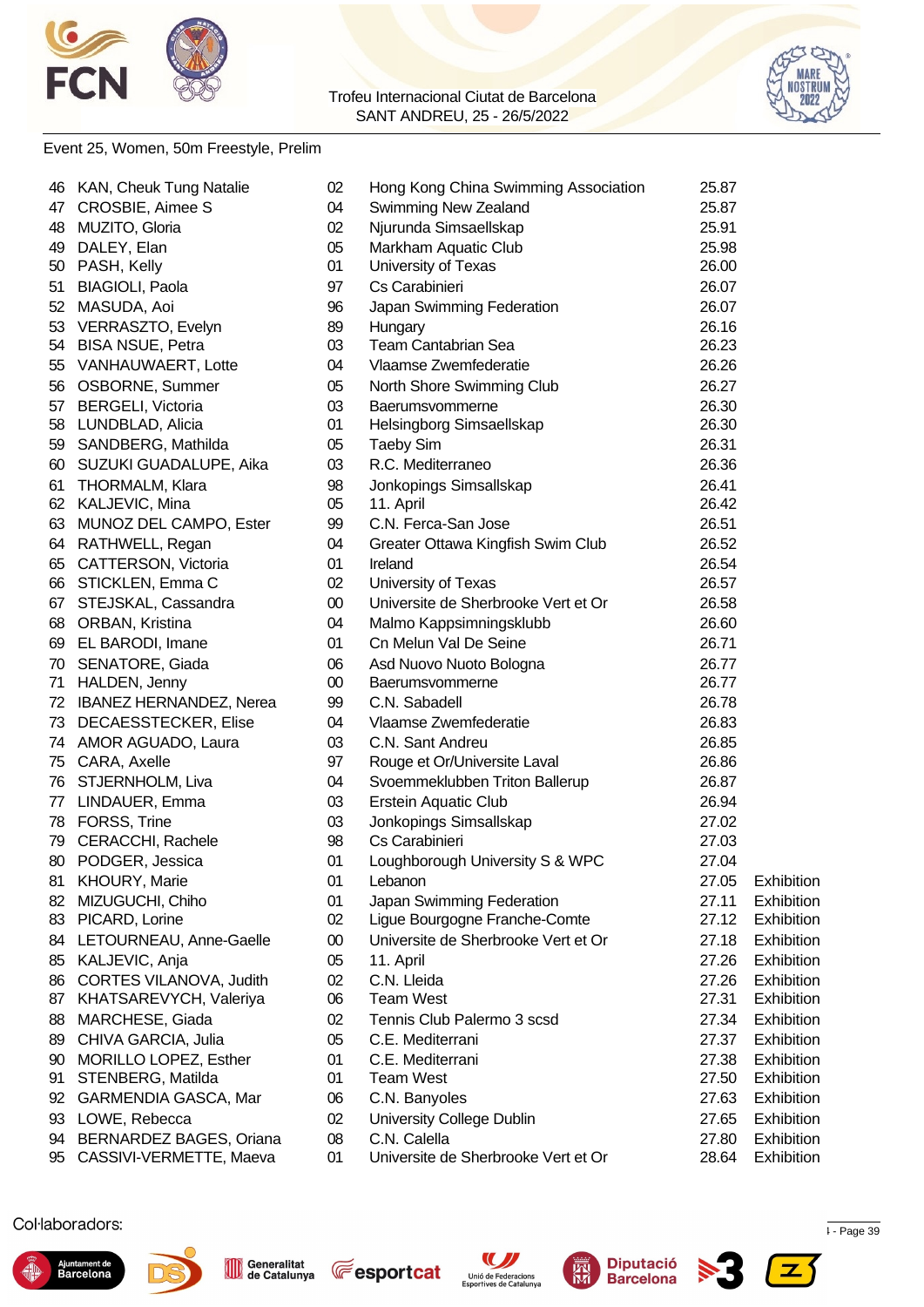Trofeu Internacional Ciutat de Barcelona
SANT ANDREU, 25 - 26/5/2022

Event 25, Women, 50m Freestyle, Prelim

| | | | | | |
|---|---|---|---|---|---|
| 46 | KAN, Cheuk Tung Natalie | 02 | Hong Kong China Swimming Association | 25.87 | |
| 47 | CROSBIE, Aimee S | 04 | Swimming New Zealand | 25.87 | |
| 48 | MUZITO, Gloria | 02 | Njurunda Simsaellskap | 25.91 | |
| 49 | DALEY, Elan | 05 | Markham Aquatic Club | 25.98 | |
| 50 | PASH, Kelly | 01 | University of Texas | 26.00 | |
| 51 | BIAGIOLI, Paola | 97 | Cs Carabinieri | 26.07 | |
| 52 | MASUDA, Aoi | 96 | Japan Swimming Federation | 26.07 | |
| 53 | VERRASZTO, Evelyn | 89 | Hungary | 26.16 | |
| 54 | BISA NSUE, Petra | 03 | Team Cantabrian Sea | 26.23 | |
| 55 | VANHAUWAERT, Lotte | 04 | Vlaamse Zwemfederatie | 26.26 | |
| 56 | OSBORNE, Summer | 05 | North Shore Swimming Club | 26.27 | |
| 57 | BERGELI, Victoria | 03 | Baerumsvommerne | 26.30 | |
| 58 | LUNDBLAD, Alicia | 01 | Helsingborg Simsaellskap | 26.30 | |
| 59 | SANDBERG, Mathilda | 05 | Taeby Sim | 26.31 | |
| 60 | SUZUKI GUADALUPE, Aika | 03 | R.C. Mediterraneo | 26.36 | |
| 61 | THORMALM, Klara | 98 | Jonkopings Simsallskap | 26.41 | |
| 62 | KALJEVIC, Mina | 05 | 11. April | 26.42 | |
| 63 | MUNOZ DEL CAMPO, Ester | 99 | C.N. Ferca-San Jose | 26.51 | |
| 64 | RATHWELL, Regan | 04 | Greater Ottawa Kingfish Swim Club | 26.52 | |
| 65 | CATTERSON, Victoria | 01 | Ireland | 26.54 | |
| 66 | STICKLEN, Emma C | 02 | University of Texas | 26.57 | |
| 67 | STEJSKAL, Cassandra | 00 | Universite de Sherbrooke Vert et Or | 26.58 | |
| 68 | ORBAN, Kristina | 04 | Malmo Kappsimningsklubb | 26.60 | |
| 69 | EL BARODI, Imane | 01 | Cn Melun Val De Seine | 26.71 | |
| 70 | SENATORE, Giada | 06 | Asd Nuovo Nuoto Bologna | 26.77 | |
| 71 | HALDEN, Jenny | 00 | Baerumsvommerne | 26.77 | |
| 72 | IBANEZ HERNANDEZ, Nerea | 99 | C.N. Sabadell | 26.78 | |
| 73 | DECAESSTECKER, Elise | 04 | Vlaamse Zwemfederatie | 26.83 | |
| 74 | AMOR AGUADO, Laura | 03 | C.N. Sant Andreu | 26.85 | |
| 75 | CARA, Axelle | 97 | Rouge et Or/Universite Laval | 26.86 | |
| 76 | STJERNHOLM, Liva | 04 | Svoemmeklubben Triton Ballerup | 26.87 | |
| 77 | LINDAUER, Emma | 03 | Erstein Aquatic Club | 26.94 | |
| 78 | FORSS, Trine | 03 | Jonkopings Simsallskap | 27.02 | |
| 79 | CERACCHI, Rachele | 98 | Cs Carabinieri | 27.03 | |
| 80 | PODGER, Jessica | 01 | Loughborough University S & WPC | 27.04 | |
| 81 | KHOURY, Marie | 01 | Lebanon | 27.05 | Exhibition |
| 82 | MIZUGUCHI, Chiho | 01 | Japan Swimming Federation | 27.11 | Exhibition |
| 83 | PICARD, Lorine | 02 | Ligue Bourgogne Franche-Comte | 27.12 | Exhibition |
| 84 | LETOURNEAU, Anne-Gaelle | 00 | Universite de Sherbrooke Vert et Or | 27.18 | Exhibition |
| 85 | KALJEVIC, Anja | 05 | 11. April | 27.26 | Exhibition |
| 86 | CORTES VILANOVA, Judith | 02 | C.N. Lleida | 27.26 | Exhibition |
| 87 | KHATSAREVYCH, Valeriya | 06 | Team West | 27.31 | Exhibition |
| 88 | MARCHESE, Giada | 02 | Tennis Club Palermo 3 scsd | 27.34 | Exhibition |
| 89 | CHIVA GARCIA, Julia | 05 | C.E. Mediterrani | 27.37 | Exhibition |
| 90 | MORILLO LOPEZ, Esther | 01 | C.E. Mediterrani | 27.38 | Exhibition |
| 91 | STENBERG, Matilda | 01 | Team West | 27.50 | Exhibition |
| 92 | GARMENDIA GASCA, Mar | 06 | C.N. Banyoles | 27.63 | Exhibition |
| 93 | LOWE, Rebecca | 02 | University College Dublin | 27.65 | Exhibition |
| 94 | BERNARDEZ BAGES, Oriana | 08 | C.N. Calella | 27.80 | Exhibition |
| 95 | CASSIVI-VERMETTE, Maeva | 01 | Universite de Sherbrooke Vert et Or | 28.64 | Exhibition |

Col·laboradors: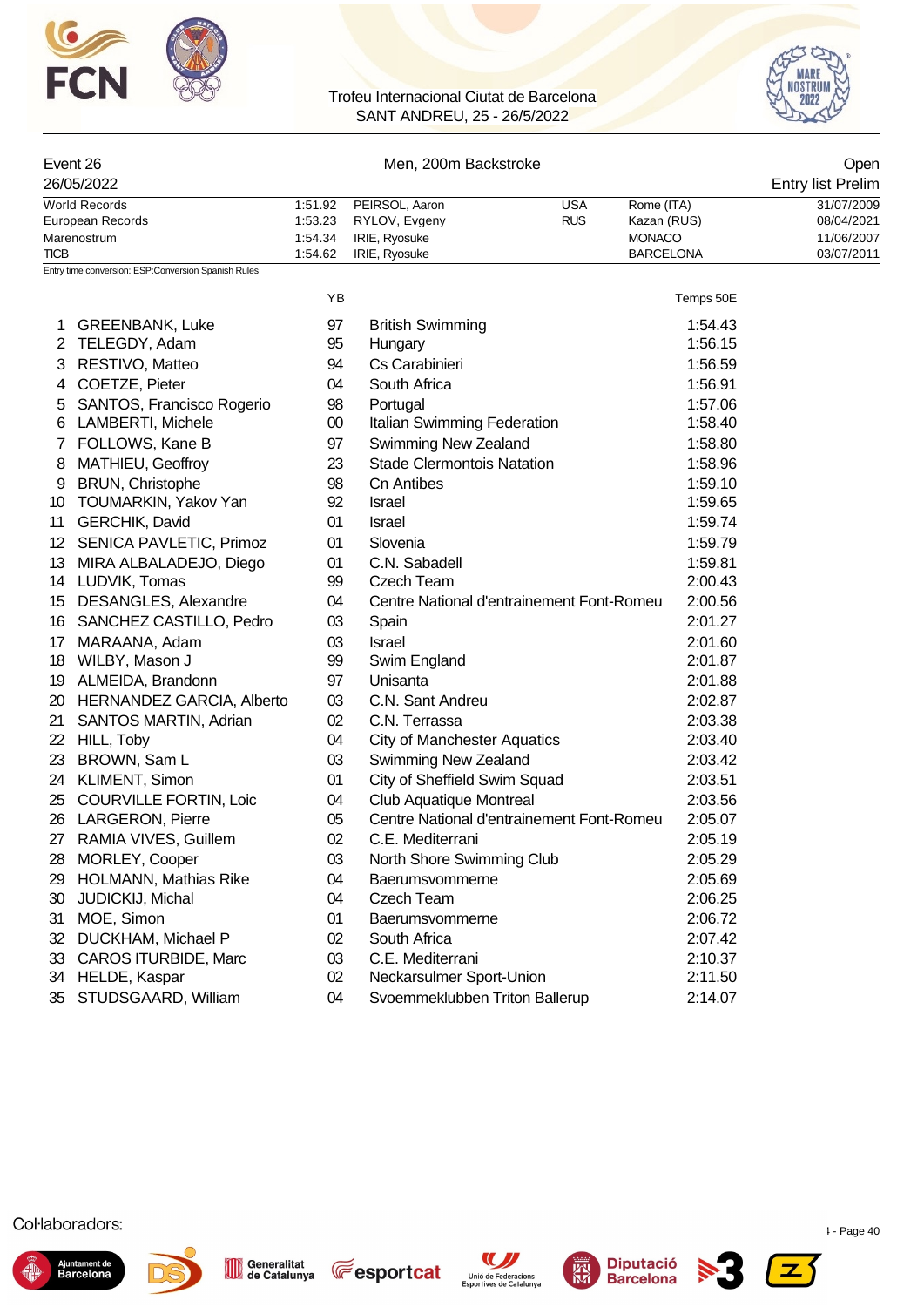Trofeu Internacional Ciutat de Barcelona
SANT ANDREU, 25 - 26/5/2022

Event 26 — Men, 200m Backstroke — Open

26/05/2022 — Entry list Prelim

| | | | | | |
|---|---|---|---|---|---|
| World Records | 1:51.92 | PEIRSOL, Aaron | USA | Rome (ITA) | 31/07/2009 |
| European Records | 1:53.23 | RYLOV, Evgeny | RUS | Kazan (RUS) | 08/04/2021 |
| Marenostrum | 1:54.34 | IRIE, Ryosuke | | MONACO | 11/06/2007 |
| TICB | 1:54.62 | IRIE, Ryosuke | | BARCELONA | 03/07/2011 |

Entry time conversion: ESP:Conversion Spanish Rules

| | Name | YB | Club | Temps 50E |
|---|---|---|---|---|
| 1 | GREENBANK, Luke | 97 | British Swimming | 1:54.43 |
| 2 | TELEGDY, Adam | 95 | Hungary | 1:56.15 |
| 3 | RESTIVO, Matteo | 94 | Cs Carabinieri | 1:56.59 |
| 4 | COETZE, Pieter | 04 | South Africa | 1:56.91 |
| 5 | SANTOS, Francisco Rogerio | 98 | Portugal | 1:57.06 |
| 6 | LAMBERTI, Michele | 00 | Italian Swimming Federation | 1:58.40 |
| 7 | FOLLOWS, Kane B | 97 | Swimming New Zealand | 1:58.80 |
| 8 | MATHIEU, Geoffroy | 23 | Stade Clermontois Natation | 1:58.96 |
| 9 | BRUN, Christophe | 98 | Cn Antibes | 1:59.10 |
| 10 | TOUMARKIN, Yakov Yan | 92 | Israel | 1:59.65 |
| 11 | GERCHIK, David | 01 | Israel | 1:59.74 |
| 12 | SENICA PAVLETIC, Primoz | 01 | Slovenia | 1:59.79 |
| 13 | MIRA ALBALADEJO, Diego | 01 | C.N. Sabadell | 1:59.81 |
| 14 | LUDVIK, Tomas | 99 | Czech Team | 2:00.43 |
| 15 | DESANGLES, Alexandre | 04 | Centre National d'entrainement Font-Romeu | 2:00.56 |
| 16 | SANCHEZ CASTILLO, Pedro | 03 | Spain | 2:01.27 |
| 17 | MARAANA, Adam | 03 | Israel | 2:01.60 |
| 18 | WILBY, Mason J | 99 | Swim England | 2:01.87 |
| 19 | ALMEIDA, Brandonn | 97 | Unisanta | 2:01.88 |
| 20 | HERNANDEZ GARCIA, Alberto | 03 | C.N. Sant Andreu | 2:02.87 |
| 21 | SANTOS MARTIN, Adrian | 02 | C.N. Terrassa | 2:03.38 |
| 22 | HILL, Toby | 04 | City of Manchester Aquatics | 2:03.40 |
| 23 | BROWN, Sam L | 03 | Swimming New Zealand | 2:03.42 |
| 24 | KLIMENT, Simon | 01 | City of Sheffield Swim Squad | 2:03.51 |
| 25 | COURVILLE FORTIN, Loic | 04 | Club Aquatique Montreal | 2:03.56 |
| 26 | LARGERON, Pierre | 05 | Centre National d'entrainement Font-Romeu | 2:05.07 |
| 27 | RAMIA VIVES, Guillem | 02 | C.E. Mediterrani | 2:05.19 |
| 28 | MORLEY, Cooper | 03 | North Shore Swimming Club | 2:05.29 |
| 29 | HOLMANN, Mathias Rike | 04 | Baerumsvommerne | 2:05.69 |
| 30 | JUDICKIJ, Michal | 04 | Czech Team | 2:06.25 |
| 31 | MOE, Simon | 01 | Baerumsvommerne | 2:06.72 |
| 32 | DUCKHAM, Michael P | 02 | South Africa | 2:07.42 |
| 33 | CAROS ITURBIDE, Marc | 03 | C.E. Mediterrani | 2:10.37 |
| 34 | HELDE, Kaspar | 02 | Neckarsulmer Sport-Union | 2:11.50 |
| 35 | STUDSGAARD, William | 04 | Svoemmeklubben Triton Ballerup | 2:14.07 |

Col·laboradors: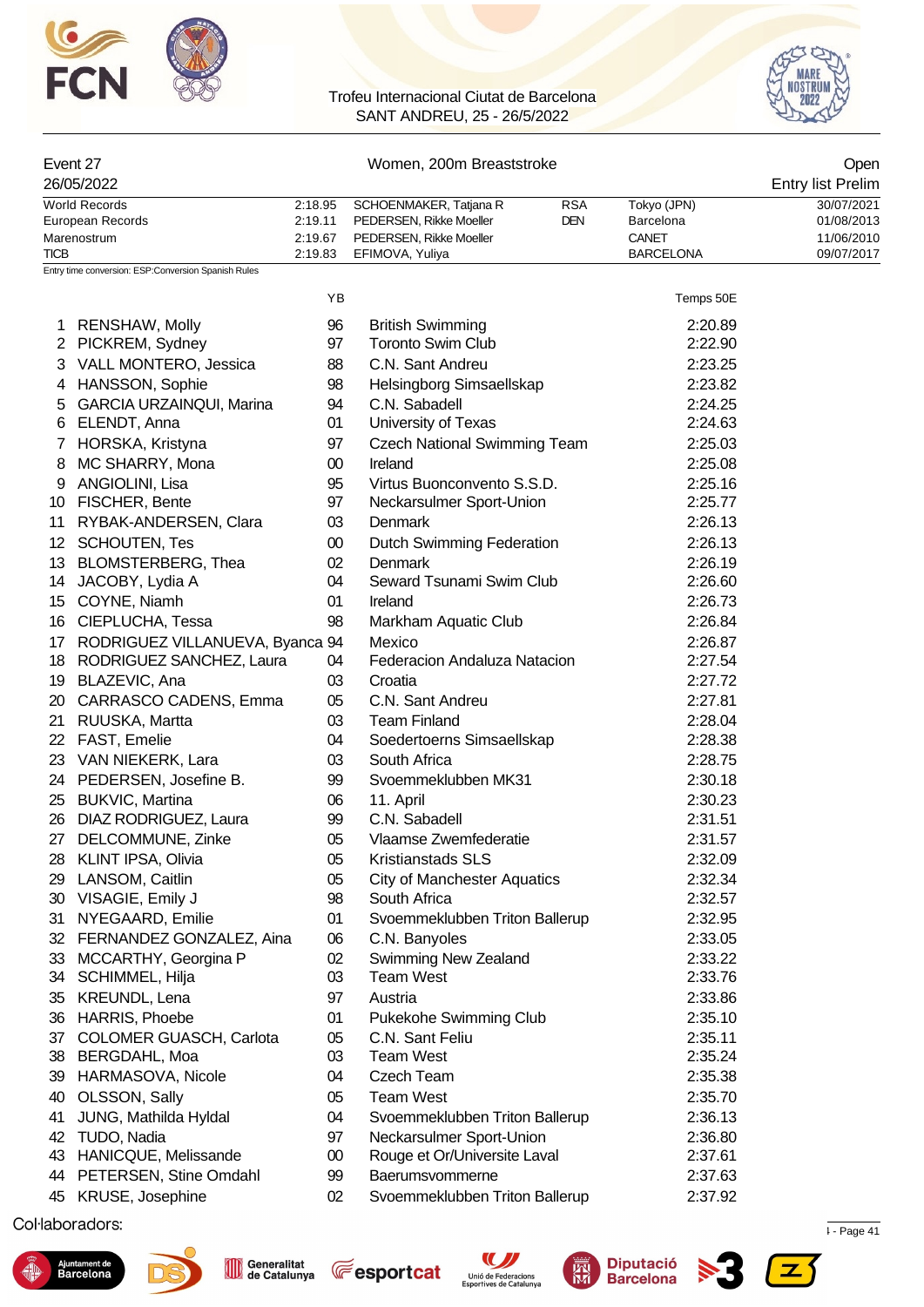Trofeu Internacional Ciutat de Barcelona
SANT ANDREU, 25 - 26/5/2022

## Event 27 — Women, 200m Breaststroke — Open

26/05/2022 — Entry list Prelim

| | | | | | |
|---|---|---|---|---|---|
| World Records | 2:18.95 | SCHOENMAKER, Tatjana R | RSA | Tokyo (JPN) | 30/07/2021 |
| European Records | 2:19.11 | PEDERSEN, Rikke Moeller | DEN | Barcelona | 01/08/2013 |
| Marenostrum | 2:19.67 | PEDERSEN, Rikke Moeller | | CANET | 11/06/2010 |
| TICB | 2:19.83 | EFIMOVA, Yuliya | | BARCELONA | 09/07/2017 |

Entry time conversion: ESP:Conversion Spanish Rules

| | Name | YB | Club | Temps 50E |
|---|---|---|---|---|
| 1 | RENSHAW, Molly | 96 | British Swimming | 2:20.89 |
| 2 | PICKREM, Sydney | 97 | Toronto Swim Club | 2:22.90 |
| 3 | VALL MONTERO, Jessica | 88 | C.N. Sant Andreu | 2:23.25 |
| 4 | HANSSON, Sophie | 98 | Helsingborg Simsaellskap | 2:23.82 |
| 5 | GARCIA URZAINQUI, Marina | 94 | C.N. Sabadell | 2:24.25 |
| 6 | ELENDT, Anna | 01 | University of Texas | 2:24.63 |
| 7 | HORSKA, Kristyna | 97 | Czech National Swimming Team | 2:25.03 |
| 8 | MC SHARRY, Mona | 00 | Ireland | 2:25.08 |
| 9 | ANGIOLINI, Lisa | 95 | Virtus Buonconvento S.S.D. | 2:25.16 |
| 10 | FISCHER, Bente | 97 | Neckarsulmer Sport-Union | 2:25.77 |
| 11 | RYBAK-ANDERSEN, Clara | 03 | Denmark | 2:26.13 |
| 12 | SCHOUTEN, Tes | 00 | Dutch Swimming Federation | 2:26.13 |
| 13 | BLOMSTERBERG, Thea | 02 | Denmark | 2:26.19 |
| 14 | JACOBY, Lydia A | 04 | Seward Tsunami Swim Club | 2:26.60 |
| 15 | COYNE, Niamh | 01 | Ireland | 2:26.73 |
| 16 | CIEPLUCHA, Tessa | 98 | Markham Aquatic Club | 2:26.84 |
| 17 | RODRIGUEZ VILLANUEVA, Byanca | 94 | Mexico | 2:26.87 |
| 18 | RODRIGUEZ SANCHEZ, Laura | 04 | Federacion Andaluza Natacion | 2:27.54 |
| 19 | BLAZEVIC, Ana | 03 | Croatia | 2:27.72 |
| 20 | CARRASCO CADENS, Emma | 05 | C.N. Sant Andreu | 2:27.81 |
| 21 | RUUSKA, Martta | 03 | Team Finland | 2:28.04 |
| 22 | FAST, Emelie | 04 | Soedertoerns Simsaellskap | 2:28.38 |
| 23 | VAN NIEKERK, Lara | 03 | South Africa | 2:28.75 |
| 24 | PEDERSEN, Josefine B. | 99 | Svoemmeklubben MK31 | 2:30.18 |
| 25 | BUKVIC, Martina | 06 | 11. April | 2:30.23 |
| 26 | DIAZ RODRIGUEZ, Laura | 99 | C.N. Sabadell | 2:31.51 |
| 27 | DELCOMMUNE, Zinke | 05 | Vlaamse Zwemfederatie | 2:31.57 |
| 28 | KLINT IPSA, Olivia | 05 | Kristianstads SLS | 2:32.09 |
| 29 | LANSOM, Caitlin | 05 | City of Manchester Aquatics | 2:32.34 |
| 30 | VISAGIE, Emily J | 98 | South Africa | 2:32.57 |
| 31 | NYEGAARD, Emilie | 01 | Svoemmeklubben Triton Ballerup | 2:32.95 |
| 32 | FERNANDEZ GONZALEZ, Aina | 06 | C.N. Banyoles | 2:33.05 |
| 33 | MCCARTHY, Georgina P | 02 | Swimming New Zealand | 2:33.22 |
| 34 | SCHIMMEL, Hilja | 03 | Team West | 2:33.76 |
| 35 | KREUNDL, Lena | 97 | Austria | 2:33.86 |
| 36 | HARRIS, Phoebe | 01 | Pukekohe Swimming Club | 2:35.10 |
| 37 | COLOMER GUASCH, Carlota | 05 | C.N. Sant Feliu | 2:35.11 |
| 38 | BERGDAHL, Moa | 03 | Team West | 2:35.24 |
| 39 | HARMASOVA, Nicole | 04 | Czech Team | 2:35.38 |
| 40 | OLSSON, Sally | 05 | Team West | 2:35.70 |
| 41 | JUNG, Mathilda Hyldal | 04 | Svoemmeklubben Triton Ballerup | 2:36.13 |
| 42 | TUDO, Nadia | 97 | Neckarsulmer Sport-Union | 2:36.80 |
| 43 | HANICQUE, Melissande | 00 | Rouge et Or/Universite Laval | 2:37.61 |
| 44 | PETERSEN, Stine Omdahl | 99 | Baerumsvommerne | 2:37.63 |
| 45 | KRUSE, Josephine | 02 | Svoemmeklubben Triton Ballerup | 2:37.92 |

Col·laboradors: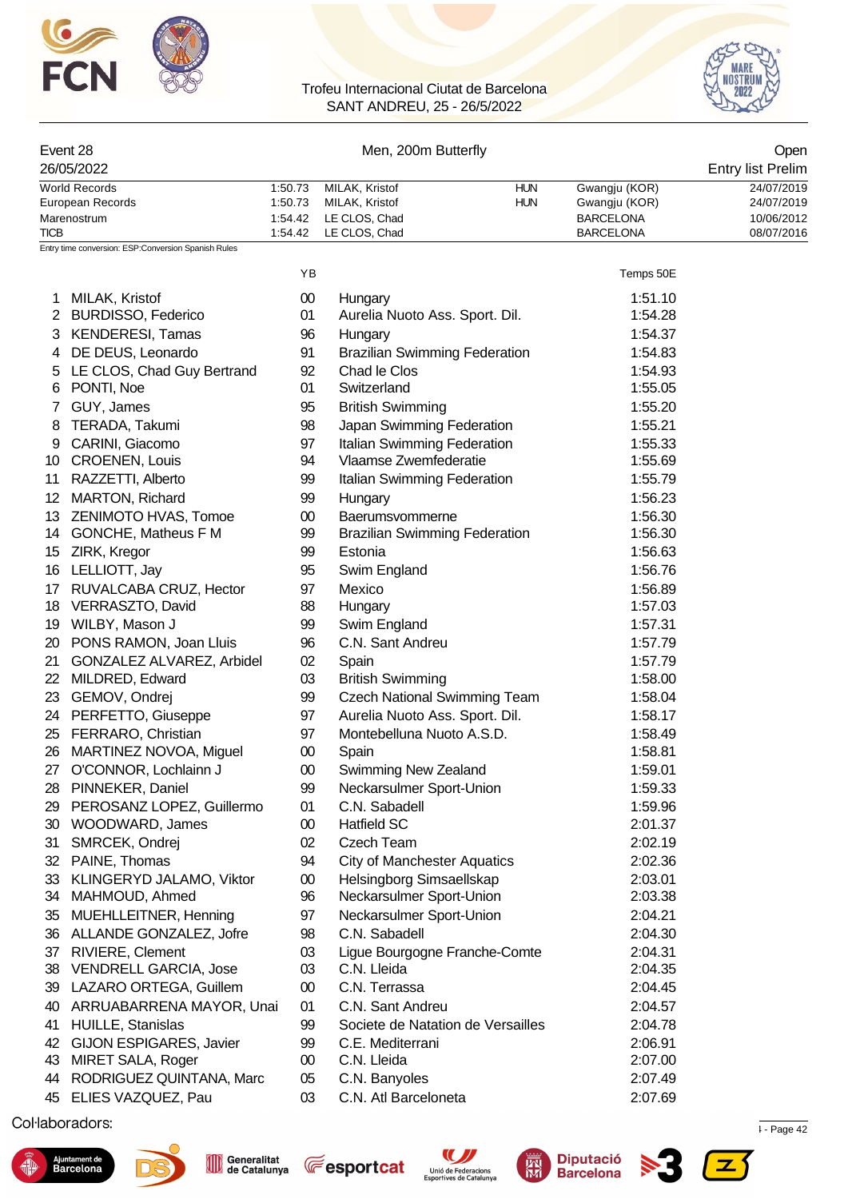Trofeu Internacional Ciutat de Barcelona
SANT ANDREU, 25 - 26/5/2022

Event 28 — Men, 200m Butterfly — Open

26/05/2022 — Entry list Prelim

| | | | | | |
|---|---|---|---|---|---|
| World Records | 1:50.73 | MILAK, Kristof | HUN | Gwangju (KOR) | 24/07/2019 |
| European Records | 1:50.73 | MILAK, Kristof | HUN | Gwangju (KOR) | 24/07/2019 |
| Marenostrum | 1:54.42 | LE CLOS, Chad | | BARCELONA | 10/06/2012 |
| TICB | 1:54.42 | LE CLOS, Chad | | BARCELONA | 08/07/2016 |

Entry time conversion: ESP:Conversion Spanish Rules

| | Name | YB | Club | Temps 50E |
|---|---|---|---|---|
| 1 | MILAK, Kristof | 00 | Hungary | 1:51.10 |
| 2 | BURDISSO, Federico | 01 | Aurelia Nuoto Ass. Sport. Dil. | 1:54.28 |
| 3 | KENDERESI, Tamas | 96 | Hungary | 1:54.37 |
| 4 | DE DEUS, Leonardo | 91 | Brazilian Swimming Federation | 1:54.83 |
| 5 | LE CLOS, Chad Guy Bertrand | 92 | Chad le Clos | 1:54.93 |
| 6 | PONTI, Noe | 01 | Switzerland | 1:55.05 |
| 7 | GUY, James | 95 | British Swimming | 1:55.20 |
| 8 | TERADA, Takumi | 98 | Japan Swimming Federation | 1:55.21 |
| 9 | CARINI, Giacomo | 97 | Italian Swimming Federation | 1:55.33 |
| 10 | CROENEN, Louis | 94 | Vlaamse Zwemfederatie | 1:55.69 |
| 11 | RAZZETTI, Alberto | 99 | Italian Swimming Federation | 1:55.79 |
| 12 | MARTON, Richard | 99 | Hungary | 1:56.23 |
| 13 | ZENIMOTO HVAS, Tomoe | 00 | Baerumsvommerne | 1:56.30 |
| 14 | GONCHE, Matheus F M | 99 | Brazilian Swimming Federation | 1:56.30 |
| 15 | ZIRK, Kregor | 99 | Estonia | 1:56.63 |
| 16 | LELLIOTT, Jay | 95 | Swim England | 1:56.76 |
| 17 | RUVALCABA CRUZ, Hector | 97 | Mexico | 1:56.89 |
| 18 | VERRASZTO, David | 88 | Hungary | 1:57.03 |
| 19 | WILBY, Mason J | 99 | Swim England | 1:57.31 |
| 20 | PONS RAMON, Joan Lluis | 96 | C.N. Sant Andreu | 1:57.79 |
| 21 | GONZALEZ ALVAREZ, Arbidel | 02 | Spain | 1:57.79 |
| 22 | MILDRED, Edward | 03 | British Swimming | 1:58.00 |
| 23 | GEMOV, Ondrej | 99 | Czech National Swimming Team | 1:58.04 |
| 24 | PERFETTO, Giuseppe | 97 | Aurelia Nuoto Ass. Sport. Dil. | 1:58.17 |
| 25 | FERRARO, Christian | 97 | Montebelluna Nuoto A.S.D. | 1:58.49 |
| 26 | MARTINEZ NOVOA, Miguel | 00 | Spain | 1:58.81 |
| 27 | O'CONNOR, Lochlainn J | 00 | Swimming New Zealand | 1:59.01 |
| 28 | PINNEKER, Daniel | 99 | Neckarsulmer Sport-Union | 1:59.33 |
| 29 | PEROSANZ LOPEZ, Guillermo | 01 | C.N. Sabadell | 1:59.96 |
| 30 | WOODWARD, James | 00 | Hatfield SC | 2:01.37 |
| 31 | SMRCEK, Ondrej | 02 | Czech Team | 2:02.19 |
| 32 | PAINE, Thomas | 94 | City of Manchester Aquatics | 2:02.36 |
| 33 | KLINGERYD JALAMO, Viktor | 00 | Helsingborg Simsaellskap | 2:03.01 |
| 34 | MAHMOUD, Ahmed | 96 | Neckarsulmer Sport-Union | 2:03.38 |
| 35 | MUEHLLEITNER, Henning | 97 | Neckarsulmer Sport-Union | 2:04.21 |
| 36 | ALLANDE GONZALEZ, Jofre | 98 | C.N. Sabadell | 2:04.30 |
| 37 | RIVIERE, Clement | 03 | Ligue Bourgogne Franche-Comte | 2:04.31 |
| 38 | VENDRELL GARCIA, Jose | 03 | C.N. Lleida | 2:04.35 |
| 39 | LAZARO ORTEGA, Guillem | 00 | C.N. Terrassa | 2:04.45 |
| 40 | ARRUABARRENA MAYOR, Unai | 01 | C.N. Sant Andreu | 2:04.57 |
| 41 | HUILLE, Stanislas | 99 | Societe de Natation de Versailles | 2:04.78 |
| 42 | GIJON ESPIGARES, Javier | 99 | C.E. Mediterrani | 2:06.91 |
| 43 | MIRET SALA, Roger | 00 | C.N. Lleida | 2:07.00 |
| 44 | RODRIGUEZ QUINTANA, Marc | 05 | C.N. Banyoles | 2:07.49 |
| 45 | ELIES VAZQUEZ, Pau | 03 | C.N. Atl Barceloneta | 2:07.69 |

Col·laboradors: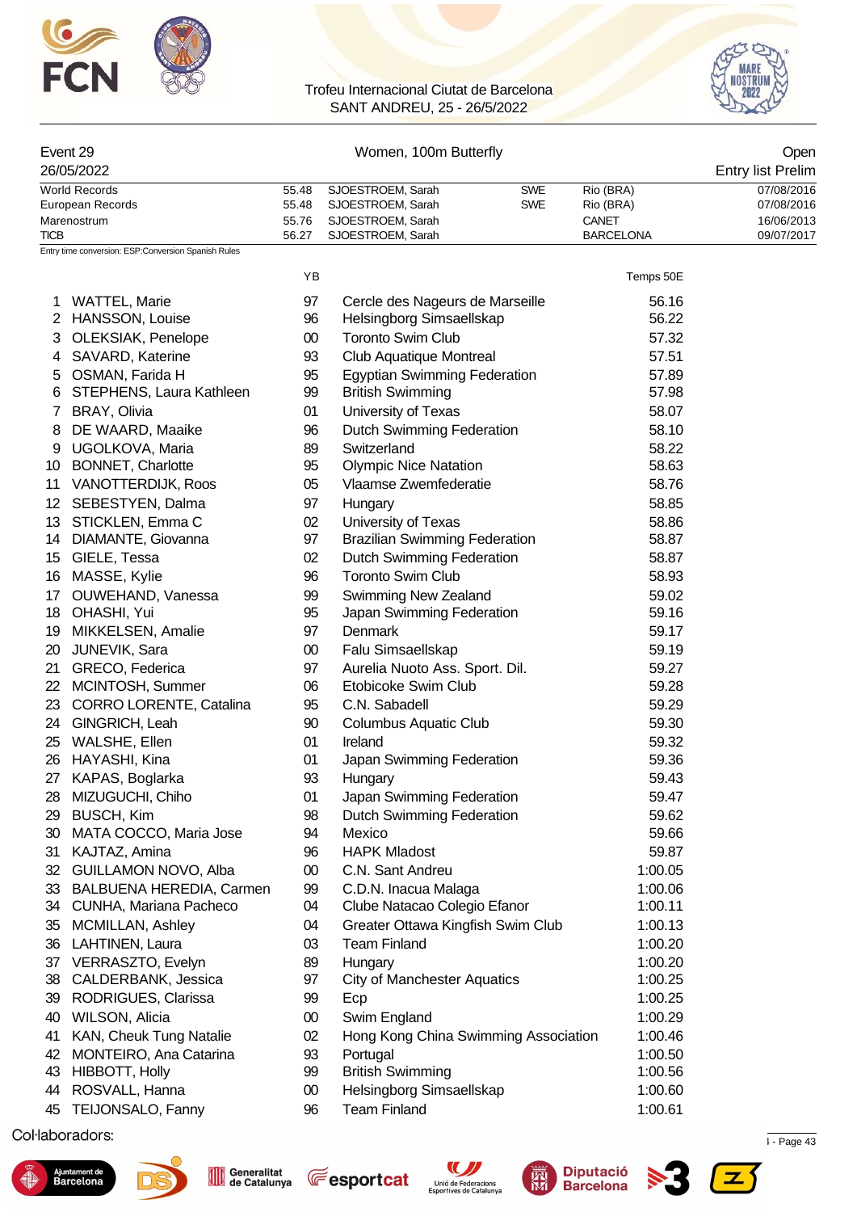Trofeu Internacional Ciutat de Barcelona
SANT ANDREU, 25 - 26/5/2022

| Event 29 | Women, 100m Butterfly | Open |
|---|---|---|
| 26/05/2022 | | Entry list Prelim |

| | | | | | |
|---|---|---|---|---|---|
| World Records | 55.48 | SJOESTROEM, Sarah | SWE | Rio (BRA) | 07/08/2016 |
| European Records | 55.48 | SJOESTROEM, Sarah | SWE | Rio (BRA) | 07/08/2016 |
| Marenostrum | 55.76 | SJOESTROEM, Sarah | | CANET | 16/06/2013 |
| TICB | 56.27 | SJOESTROEM, Sarah | | BARCELONA | 09/07/2017 |

Entry time conversion: ESP:Conversion Spanish Rules

| | Name | YB | Club | Temps 50E |
|---|---|---|---|---|
| 1 | WATTEL, Marie | 97 | Cercle des Nageurs de Marseille | 56.16 |
| 2 | HANSSON, Louise | 96 | Helsingborg Simsaellskap | 56.22 |
| 3 | OLEKSIAK, Penelope | 00 | Toronto Swim Club | 57.32 |
| 4 | SAVARD, Katerine | 93 | Club Aquatique Montreal | 57.51 |
| 5 | OSMAN, Farida H | 95 | Egyptian Swimming Federation | 57.89 |
| 6 | STEPHENS, Laura Kathleen | 99 | British Swimming | 57.98 |
| 7 | BRAY, Olivia | 01 | University of Texas | 58.07 |
| 8 | DE WAARD, Maaike | 96 | Dutch Swimming Federation | 58.10 |
| 9 | UGOLKOVA, Maria | 89 | Switzerland | 58.22 |
| 10 | BONNET, Charlotte | 95 | Olympic Nice Natation | 58.63 |
| 11 | VANOTTERDIJK, Roos | 05 | Vlaamse Zwemfederatie | 58.76 |
| 12 | SEBESTYEN, Dalma | 97 | Hungary | 58.85 |
| 13 | STICKLEN, Emma C | 02 | University of Texas | 58.86 |
| 14 | DIAMANTE, Giovanna | 97 | Brazilian Swimming Federation | 58.87 |
| 15 | GIELE, Tessa | 02 | Dutch Swimming Federation | 58.87 |
| 16 | MASSE, Kylie | 96 | Toronto Swim Club | 58.93 |
| 17 | OUWEHAND, Vanessa | 99 | Swimming New Zealand | 59.02 |
| 18 | OHASHI, Yui | 95 | Japan Swimming Federation | 59.16 |
| 19 | MIKKELSEN, Amalie | 97 | Denmark | 59.17 |
| 20 | JUNEVIK, Sara | 00 | Falu Simsaellskap | 59.19 |
| 21 | GRECO, Federica | 97 | Aurelia Nuoto Ass. Sport. Dil. | 59.27 |
| 22 | MCINTOSH, Summer | 06 | Etobicoke Swim Club | 59.28 |
| 23 | CORRO LORENTE, Catalina | 95 | C.N. Sabadell | 59.29 |
| 24 | GINGRICH, Leah | 90 | Columbus Aquatic Club | 59.30 |
| 25 | WALSHE, Ellen | 01 | Ireland | 59.32 |
| 26 | HAYASHI, Kina | 01 | Japan Swimming Federation | 59.36 |
| 27 | KAPAS, Boglarka | 93 | Hungary | 59.43 |
| 28 | MIZUGUCHI, Chiho | 01 | Japan Swimming Federation | 59.47 |
| 29 | BUSCH, Kim | 98 | Dutch Swimming Federation | 59.62 |
| 30 | MATA COCCO, Maria Jose | 94 | Mexico | 59.66 |
| 31 | KAJTAZ, Amina | 96 | HAPK Mladost | 59.87 |
| 32 | GUILLAMON NOVO, Alba | 00 | C.N. Sant Andreu | 1:00.05 |
| 33 | BALBUENA HEREDIA, Carmen | 99 | C.D.N. Inacua Malaga | 1:00.06 |
| 34 | CUNHA, Mariana Pacheco | 04 | Clube Natacao Colegio Efanor | 1:00.11 |
| 35 | MCMILLAN, Ashley | 04 | Greater Ottawa Kingfish Swim Club | 1:00.13 |
| 36 | LAHTINEN, Laura | 03 | Team Finland | 1:00.20 |
| 37 | VERRASZTO, Evelyn | 89 | Hungary | 1:00.20 |
| 38 | CALDERBANK, Jessica | 97 | City of Manchester Aquatics | 1:00.25 |
| 39 | RODRIGUES, Clarissa | 99 | Ecp | 1:00.25 |
| 40 | WILSON, Alicia | 00 | Swim England | 1:00.29 |
| 41 | KAN, Cheuk Tung Natalie | 02 | Hong Kong China Swimming Association | 1:00.46 |
| 42 | MONTEIRO, Ana Catarina | 93 | Portugal | 1:00.50 |
| 43 | HIBBOTT, Holly | 99 | British Swimming | 1:00.56 |
| 44 | ROSVALL, Hanna | 00 | Helsingborg Simsaellskap | 1:00.60 |
| 45 | TEIJONSALO, Fanny | 96 | Team Finland | 1:00.61 |

Col·laboradors: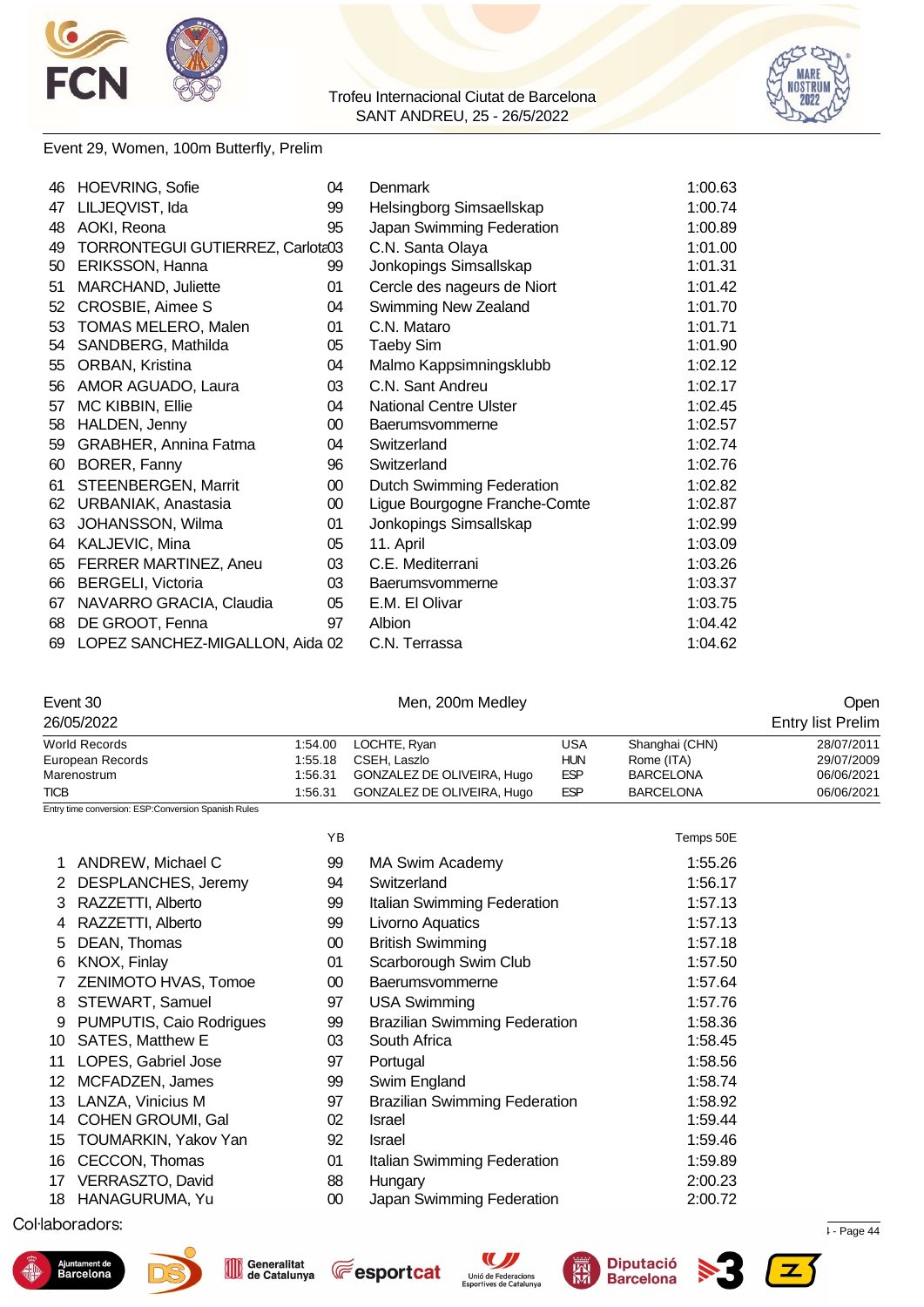Event 29, Women, 100m Butterfly, Prelim

| | | | | |
|---|---|---|---|---|
| 46 | HOEVRING, Sofie | 04 | Denmark | 1:00.63 |
| 47 | LILJEQVIST, Ida | 99 | Helsingborg Simsaellskap | 1:00.74 |
| 48 | AOKI, Reona | 95 | Japan Swimming Federation | 1:00.89 |
| 49 | TORRONTEGUI GUTIERREZ, Carlota | 03 | C.N. Santa Olaya | 1:01.00 |
| 50 | ERIKSSON, Hanna | 99 | Jonkopings Simsallskap | 1:01.31 |
| 51 | MARCHAND, Juliette | 01 | Cercle des nageurs de Niort | 1:01.42 |
| 52 | CROSBIE, Aimee S | 04 | Swimming New Zealand | 1:01.70 |
| 53 | TOMAS MELERO, Malen | 01 | C.N. Mataro | 1:01.71 |
| 54 | SANDBERG, Mathilda | 05 | Taeby Sim | 1:01.90 |
| 55 | ORBAN, Kristina | 04 | Malmo Kappsimningsklubb | 1:02.12 |
| 56 | AMOR AGUADO, Laura | 03 | C.N. Sant Andreu | 1:02.17 |
| 57 | MC KIBBIN, Ellie | 04 | National Centre Ulster | 1:02.45 |
| 58 | HALDEN, Jenny | 00 | Baerumsvommerne | 1:02.57 |
| 59 | GRABHER, Annina Fatma | 04 | Switzerland | 1:02.74 |
| 60 | BORER, Fanny | 96 | Switzerland | 1:02.76 |
| 61 | STEENBERGEN, Marrit | 00 | Dutch Swimming Federation | 1:02.82 |
| 62 | URBANIAK, Anastasia | 00 | Ligue Bourgogne Franche-Comte | 1:02.87 |
| 63 | JOHANSSON, Wilma | 01 | Jonkopings Simsallskap | 1:02.99 |
| 64 | KALJEVIC, Mina | 05 | 11. April | 1:03.09 |
| 65 | FERRER MARTINEZ, Aneu | 03 | C.E. Mediterrani | 1:03.26 |
| 66 | BERGELI, Victoria | 03 | Baerumsvommerne | 1:03.37 |
| 67 | NAVARRO GRACIA, Claudia | 05 | E.M. El Olivar | 1:03.75 |
| 68 | DE GROOT, Fenna | 97 | Albion | 1:04.42 |
| 69 | LOPEZ SANCHEZ-MIGALLON, Aida | 02 | C.N. Terrassa | 1:04.62 |

Event 30 — Men, 200m Medley — Open

26/05/2022 — Entry list Prelim

| | | | | | |
|---|---|---|---|---|---|
| World Records | 1:54.00 | LOCHTE, Ryan | USA | Shanghai (CHN) | 28/07/2011 |
| European Records | 1:55.18 | CSEH, Laszlo | HUN | Rome (ITA) | 29/07/2009 |
| Marenostrum | 1:56.31 | GONZALEZ DE OLIVEIRA, Hugo | ESP | BARCELONA | 06/06/2021 |
| TICB | 1:56.31 | GONZALEZ DE OLIVEIRA, Hugo | ESP | BARCELONA | 06/06/2021 |

Entry time conversion: ESP:Conversion Spanish Rules

| | | YB | | Temps 50E |
|---|---|---|---|---|
| 1 | ANDREW, Michael C | 99 | MA Swim Academy | 1:55.26 |
| 2 | DESPLANCHES, Jeremy | 94 | Switzerland | 1:56.17 |
| 3 | RAZZETTI, Alberto | 99 | Italian Swimming Federation | 1:57.13 |
| 4 | RAZZETTI, Alberto | 99 | Livorno Aquatics | 1:57.13 |
| 5 | DEAN, Thomas | 00 | British Swimming | 1:57.18 |
| 6 | KNOX, Finlay | 01 | Scarborough Swim Club | 1:57.50 |
| 7 | ZENIMOTO HVAS, Tomoe | 00 | Baerumsvommerne | 1:57.64 |
| 8 | STEWART, Samuel | 97 | USA Swimming | 1:57.76 |
| 9 | PUMPUTIS, Caio Rodrigues | 99 | Brazilian Swimming Federation | 1:58.36 |
| 10 | SATES, Matthew E | 03 | South Africa | 1:58.45 |
| 11 | LOPES, Gabriel Jose | 97 | Portugal | 1:58.56 |
| 12 | MCFADZEN, James | 99 | Swim England | 1:58.74 |
| 13 | LANZA, Vinicius M | 97 | Brazilian Swimming Federation | 1:58.92 |
| 14 | COHEN GROUMI, Gal | 02 | Israel | 1:59.44 |
| 15 | TOUMARKIN, Yakov Yan | 92 | Israel | 1:59.46 |
| 16 | CECCON, Thomas | 01 | Italian Swimming Federation | 1:59.89 |
| 17 | VERRASZTO, David | 88 | Hungary | 2:00.23 |
| 18 | HANAGURUMA, Yu | 00 | Japan Swimming Federation | 2:00.72 |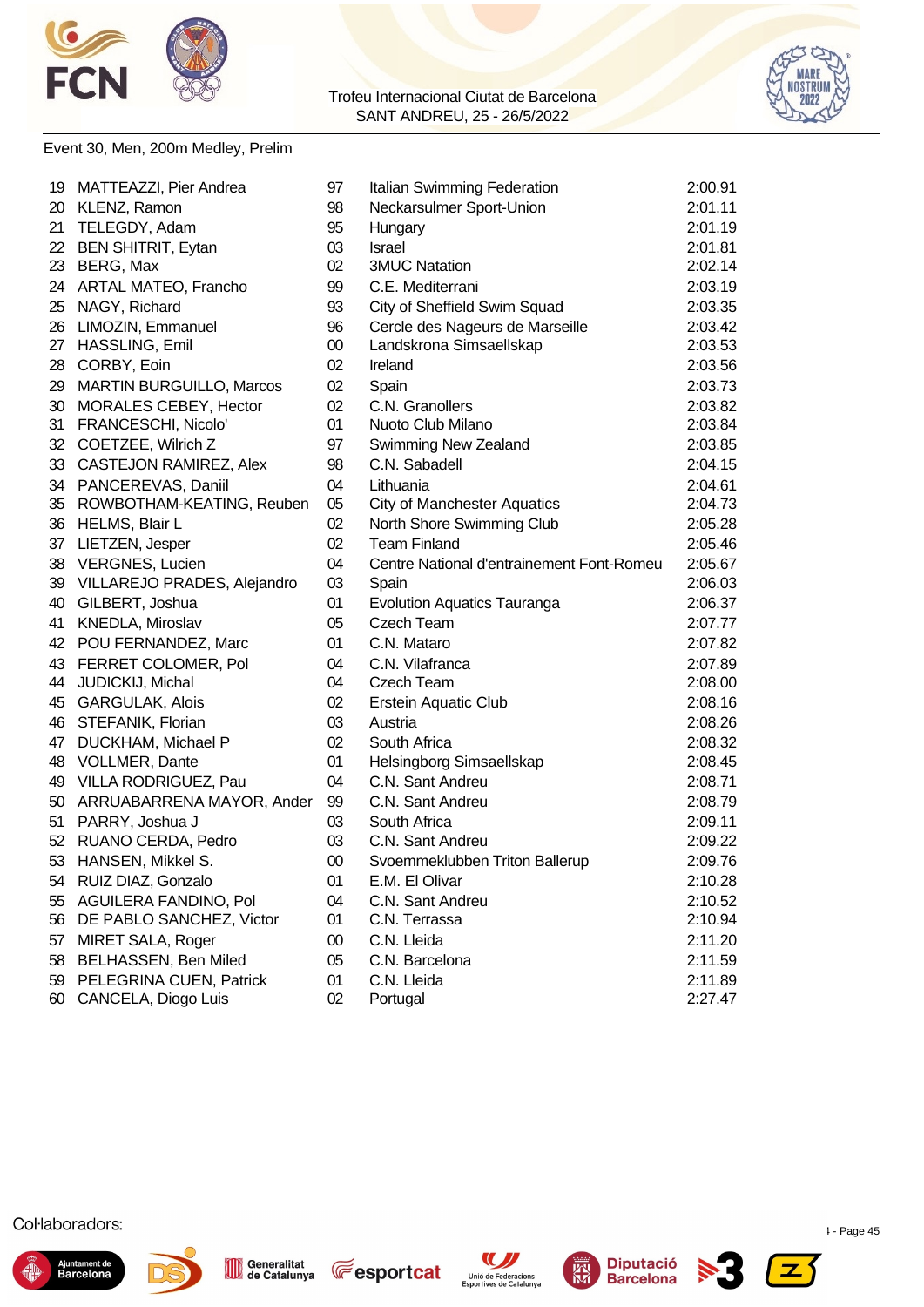Trofeu Internacional Ciutat de Barcelona
SANT ANDREU, 25 - 26/5/2022

Event 30, Men, 200m Medley, Prelim

| | | | | |
|---|---|---|---|---|
| 19 | MATTEAZZI, Pier Andrea | 97 | Italian Swimming Federation | 2:00.91 |
| 20 | KLENZ, Ramon | 98 | Neckarsulmer Sport-Union | 2:01.11 |
| 21 | TELEGDY, Adam | 95 | Hungary | 2:01.19 |
| 22 | BEN SHITRIT, Eytan | 03 | Israel | 2:01.81 |
| 23 | BERG, Max | 02 | 3MUC Natation | 2:02.14 |
| 24 | ARTAL MATEO, Francho | 99 | C.E. Mediterrani | 2:03.19 |
| 25 | NAGY, Richard | 93 | City of Sheffield Swim Squad | 2:03.35 |
| 26 | LIMOZIN, Emmanuel | 96 | Cercle des Nageurs de Marseille | 2:03.42 |
| 27 | HASSLING, Emil | 00 | Landskrona Simsaellskap | 2:03.53 |
| 28 | CORBY, Eoin | 02 | Ireland | 2:03.56 |
| 29 | MARTIN BURGUILLO, Marcos | 02 | Spain | 2:03.73 |
| 30 | MORALES CEBEY, Hector | 02 | C.N. Granollers | 2:03.82 |
| 31 | FRANCESCHI, Nicolo' | 01 | Nuoto Club Milano | 2:03.84 |
| 32 | COETZEE, Wilrich Z | 97 | Swimming New Zealand | 2:03.85 |
| 33 | CASTEJON RAMIREZ, Alex | 98 | C.N. Sabadell | 2:04.15 |
| 34 | PANCEREVAS, Daniil | 04 | Lithuania | 2:04.61 |
| 35 | ROWBOTHAM-KEATING, Reuben | 05 | City of Manchester Aquatics | 2:04.73 |
| 36 | HELMS, Blair L | 02 | North Shore Swimming Club | 2:05.28 |
| 37 | LIETZEN, Jesper | 02 | Team Finland | 2:05.46 |
| 38 | VERGNES, Lucien | 04 | Centre National d'entrainement Font-Romeu | 2:05.67 |
| 39 | VILLAREJO PRADES, Alejandro | 03 | Spain | 2:06.03 |
| 40 | GILBERT, Joshua | 01 | Evolution Aquatics Tauranga | 2:06.37 |
| 41 | KNEDLA, Miroslav | 05 | Czech Team | 2:07.77 |
| 42 | POU FERNANDEZ, Marc | 01 | C.N. Mataro | 2:07.82 |
| 43 | FERRET COLOMER, Pol | 04 | C.N. Vilafranca | 2:07.89 |
| 44 | JUDICKIJ, Michal | 04 | Czech Team | 2:08.00 |
| 45 | GARGULAK, Alois | 02 | Erstein Aquatic Club | 2:08.16 |
| 46 | STEFANIK, Florian | 03 | Austria | 2:08.26 |
| 47 | DUCKHAM, Michael P | 02 | South Africa | 2:08.32 |
| 48 | VOLLMER, Dante | 01 | Helsingborg Simsaellskap | 2:08.45 |
| 49 | VILLA RODRIGUEZ, Pau | 04 | C.N. Sant Andreu | 2:08.71 |
| 50 | ARRUABARRENA MAYOR, Ander | 99 | C.N. Sant Andreu | 2:08.79 |
| 51 | PARRY, Joshua J | 03 | South Africa | 2:09.11 |
| 52 | RUANO CERDA, Pedro | 03 | C.N. Sant Andreu | 2:09.22 |
| 53 | HANSEN, Mikkel S. | 00 | Svoemmeklubben Triton Ballerup | 2:09.76 |
| 54 | RUIZ DIAZ, Gonzalo | 01 | E.M. El Olivar | 2:10.28 |
| 55 | AGUILERA FANDINO, Pol | 04 | C.N. Sant Andreu | 2:10.52 |
| 56 | DE PABLO SANCHEZ, Victor | 01 | C.N. Terrassa | 2:10.94 |
| 57 | MIRET SALA, Roger | 00 | C.N. Lleida | 2:11.20 |
| 58 | BELHASSEN, Ben Miled | 05 | C.N. Barcelona | 2:11.59 |
| 59 | PELEGRINA CUEN, Patrick | 01 | C.N. Lleida | 2:11.89 |
| 60 | CANCELA, Diogo Luis | 02 | Portugal | 2:27.47 |

Col·laboradors: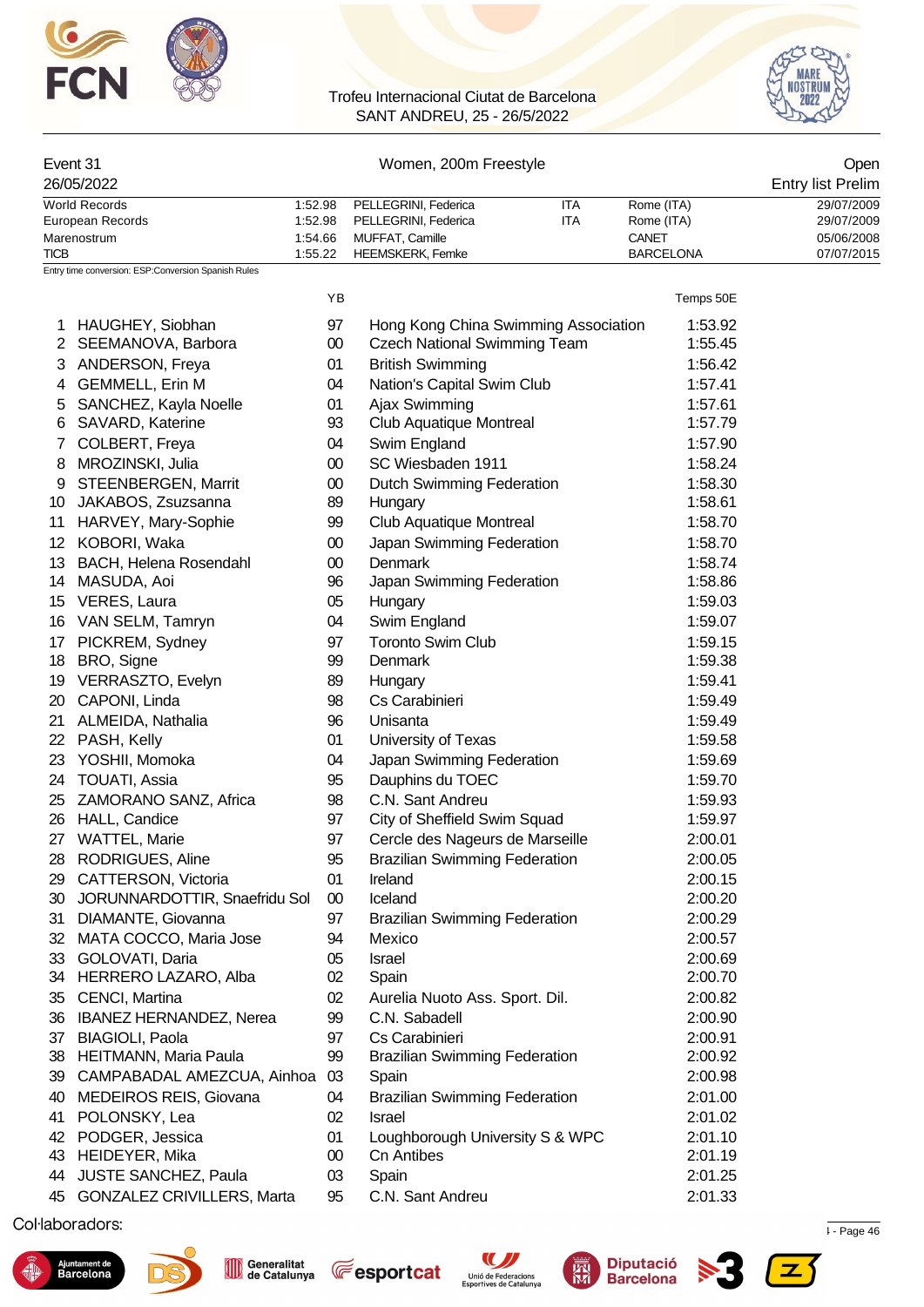Trofeu Internacional Ciutat de Barcelona
SANT ANDREU, 25 - 26/5/2022

| Event 31 | Women, 200m Freestyle | Open |
|---|---|---|
| 26/05/2022 | | Entry list Prelim |

| | | | | | |
|---|---|---|---|---|---|
| World Records | 1:52.98 | PELLEGRINI, Federica | ITA | Rome (ITA) | 29/07/2009 |
| European Records | 1:52.98 | PELLEGRINI, Federica | ITA | Rome (ITA) | 29/07/2009 |
| Marenostrum | 1:54.66 | MUFFAT, Camille | | CANET | 05/06/2008 |
| TICB | 1:55.22 | HEEMSKERK, Femke | | BARCELONA | 07/07/2015 |

Entry time conversion: ESP:Conversion Spanish Rules

| | Name | YB | Club | Temps 50E |
|---|---|---|---|---|
| 1 | HAUGHEY, Siobhan | 97 | Hong Kong China Swimming Association | 1:53.92 |
| 2 | SEEMANOVA, Barbora | 00 | Czech National Swimming Team | 1:55.45 |
| 3 | ANDERSON, Freya | 01 | British Swimming | 1:56.42 |
| 4 | GEMMELL, Erin M | 04 | Nation's Capital Swim Club | 1:57.41 |
| 5 | SANCHEZ, Kayla Noelle | 01 | Ajax Swimming | 1:57.61 |
| 6 | SAVARD, Katerine | 93 | Club Aquatique Montreal | 1:57.79 |
| 7 | COLBERT, Freya | 04 | Swim England | 1:57.90 |
| 8 | MROZINSKI, Julia | 00 | SC Wiesbaden 1911 | 1:58.24 |
| 9 | STEENBERGEN, Marrit | 00 | Dutch Swimming Federation | 1:58.30 |
| 10 | JAKABOS, Zsuzsanna | 89 | Hungary | 1:58.61 |
| 11 | HARVEY, Mary-Sophie | 99 | Club Aquatique Montreal | 1:58.70 |
| 12 | KOBORI, Waka | 00 | Japan Swimming Federation | 1:58.70 |
| 13 | BACH, Helena Rosendahl | 00 | Denmark | 1:58.74 |
| 14 | MASUDA, Aoi | 96 | Japan Swimming Federation | 1:58.86 |
| 15 | VERES, Laura | 05 | Hungary | 1:59.03 |
| 16 | VAN SELM, Tamryn | 04 | Swim England | 1:59.07 |
| 17 | PICKREM, Sydney | 97 | Toronto Swim Club | 1:59.15 |
| 18 | BRO, Signe | 99 | Denmark | 1:59.38 |
| 19 | VERRASZTO, Evelyn | 89 | Hungary | 1:59.41 |
| 20 | CAPONI, Linda | 98 | Cs Carabinieri | 1:59.49 |
| 21 | ALMEIDA, Nathalia | 96 | Unisanta | 1:59.49 |
| 22 | PASH, Kelly | 01 | University of Texas | 1:59.58 |
| 23 | YOSHII, Momoka | 04 | Japan Swimming Federation | 1:59.69 |
| 24 | TOUATI, Assia | 95 | Dauphins du TOEC | 1:59.70 |
| 25 | ZAMORANO SANZ, Africa | 98 | C.N. Sant Andreu | 1:59.93 |
| 26 | HALL, Candice | 97 | City of Sheffield Swim Squad | 1:59.97 |
| 27 | WATTEL, Marie | 97 | Cercle des Nageurs de Marseille | 2:00.01 |
| 28 | RODRIGUES, Aline | 95 | Brazilian Swimming Federation | 2:00.05 |
| 29 | CATTERSON, Victoria | 01 | Ireland | 2:00.15 |
| 30 | JORUNNARDOTTIR, Snaefridu Sol | 00 | Iceland | 2:00.20 |
| 31 | DIAMANTE, Giovanna | 97 | Brazilian Swimming Federation | 2:00.29 |
| 32 | MATA COCCO, Maria Jose | 94 | Mexico | 2:00.57 |
| 33 | GOLOVATI, Daria | 05 | Israel | 2:00.69 |
| 34 | HERRERO LAZARO, Alba | 02 | Spain | 2:00.70 |
| 35 | CENCI, Martina | 02 | Aurelia Nuoto Ass. Sport. Dil. | 2:00.82 |
| 36 | IBANEZ HERNANDEZ, Nerea | 99 | C.N. Sabadell | 2:00.90 |
| 37 | BIAGIOLI, Paola | 97 | Cs Carabinieri | 2:00.91 |
| 38 | HEITMANN, Maria Paula | 99 | Brazilian Swimming Federation | 2:00.92 |
| 39 | CAMPABADAL AMEZCUA, Ainhoa | 03 | Spain | 2:00.98 |
| 40 | MEDEIROS REIS, Giovana | 04 | Brazilian Swimming Federation | 2:01.00 |
| 41 | POLONSKY, Lea | 02 | Israel | 2:01.02 |
| 42 | PODGER, Jessica | 01 | Loughborough University S & WPC | 2:01.10 |
| 43 | HEIDEYER, Mika | 00 | Cn Antibes | 2:01.19 |
| 44 | JUSTE SANCHEZ, Paula | 03 | Spain | 2:01.25 |
| 45 | GONZALEZ CRIVILLERS, Marta | 95 | C.N. Sant Andreu | 2:01.33 |

Col·laboradors: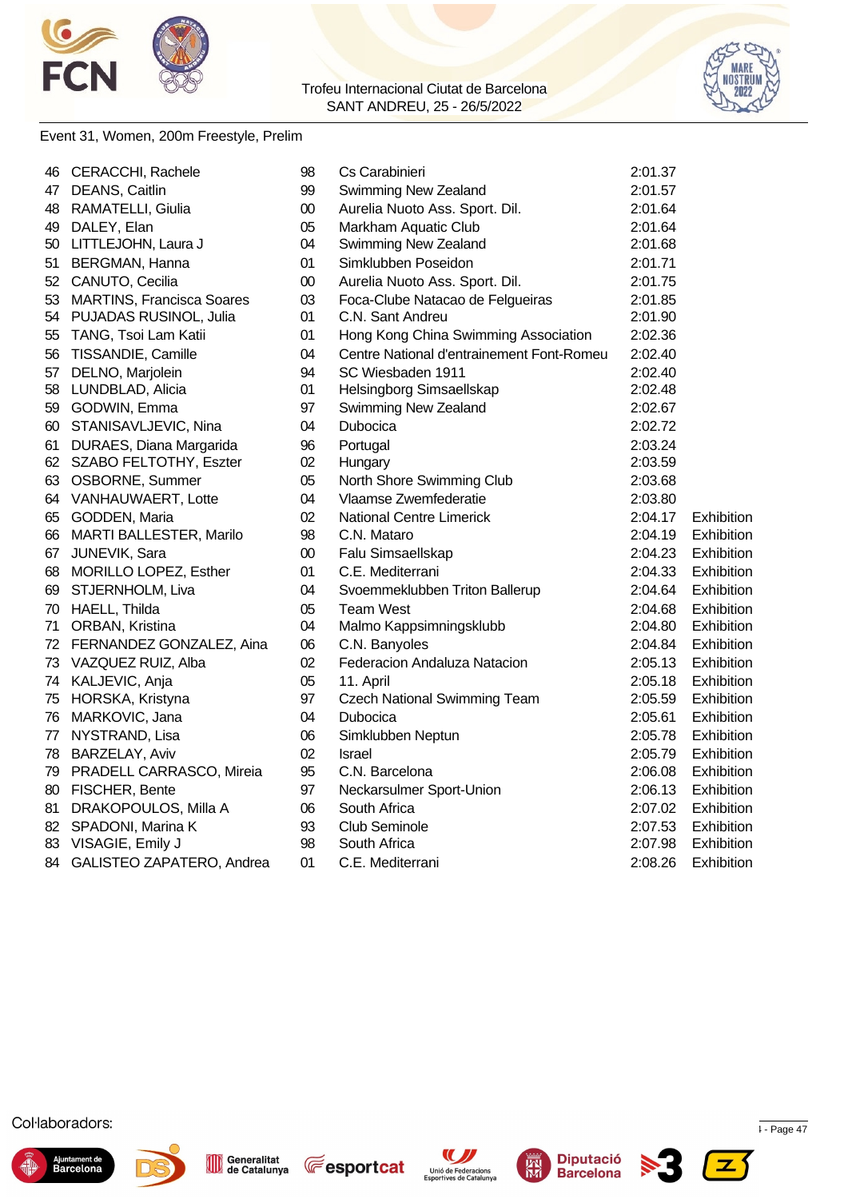Trofeu Internacional Ciutat de Barcelona
SANT ANDREU, 25 - 26/5/2022

Event 31, Women, 200m Freestyle, Prelim

| | | | | | |
|---|---|---|---|---|---|
| 46 | CERACCHI, Rachele | 98 | Cs Carabinieri | 2:01.37 | |
| 47 | DEANS, Caitlin | 99 | Swimming New Zealand | 2:01.57 | |
| 48 | RAMATELLI, Giulia | 00 | Aurelia Nuoto Ass. Sport. Dil. | 2:01.64 | |
| 49 | DALEY, Elan | 05 | Markham Aquatic Club | 2:01.64 | |
| 50 | LITTLEJOHN, Laura J | 04 | Swimming New Zealand | 2:01.68 | |
| 51 | BERGMAN, Hanna | 01 | Simklubben Poseidon | 2:01.71 | |
| 52 | CANUTO, Cecilia | 00 | Aurelia Nuoto Ass. Sport. Dil. | 2:01.75 | |
| 53 | MARTINS, Francisca Soares | 03 | Foca-Clube Natacao de Felgueiras | 2:01.85 | |
| 54 | PUJADAS RUSINOL, Julia | 01 | C.N. Sant Andreu | 2:01.90 | |
| 55 | TANG, Tsoi Lam Katii | 01 | Hong Kong China Swimming Association | 2:02.36 | |
| 56 | TISSANDIE, Camille | 04 | Centre National d'entrainement Font-Romeu | 2:02.40 | |
| 57 | DELNO, Marjolein | 94 | SC Wiesbaden 1911 | 2:02.40 | |
| 58 | LUNDBLAD, Alicia | 01 | Helsingborg Simsaellskap | 2:02.48 | |
| 59 | GODWIN, Emma | 97 | Swimming New Zealand | 2:02.67 | |
| 60 | STANISAVLJEVIC, Nina | 04 | Dubocica | 2:02.72 | |
| 61 | DURAES, Diana Margarida | 96 | Portugal | 2:03.24 | |
| 62 | SZABO FELTOTHY, Eszter | 02 | Hungary | 2:03.59 | |
| 63 | OSBORNE, Summer | 05 | North Shore Swimming Club | 2:03.68 | |
| 64 | VANHAUWAERT, Lotte | 04 | Vlaamse Zwemfederatie | 2:03.80 | |
| 65 | GODDEN, Maria | 02 | National Centre Limerick | 2:04.17 | Exhibition |
| 66 | MARTI BALLESTER, Marilo | 98 | C.N. Mataro | 2:04.19 | Exhibition |
| 67 | JUNEVIK, Sara | 00 | Falu Simsaellskap | 2:04.23 | Exhibition |
| 68 | MORILLO LOPEZ, Esther | 01 | C.E. Mediterrani | 2:04.33 | Exhibition |
| 69 | STJERNHOLM, Liva | 04 | Svoemmeklubben Triton Ballerup | 2:04.64 | Exhibition |
| 70 | HAELL, Thilda | 05 | Team West | 2:04.68 | Exhibition |
| 71 | ORBAN, Kristina | 04 | Malmo Kappsimningsklubb | 2:04.80 | Exhibition |
| 72 | FERNANDEZ GONZALEZ, Aina | 06 | C.N. Banyoles | 2:04.84 | Exhibition |
| 73 | VAZQUEZ RUIZ, Alba | 02 | Federacion Andaluza Natacion | 2:05.13 | Exhibition |
| 74 | KALJEVIC, Anja | 05 | 11. April | 2:05.18 | Exhibition |
| 75 | HORSKA, Kristyna | 97 | Czech National Swimming Team | 2:05.59 | Exhibition |
| 76 | MARKOVIC, Jana | 04 | Dubocica | 2:05.61 | Exhibition |
| 77 | NYSTRAND, Lisa | 06 | Simklubben Neptun | 2:05.78 | Exhibition |
| 78 | BARZELAY, Aviv | 02 | Israel | 2:05.79 | Exhibition |
| 79 | PRADELL CARRASCO, Mireia | 95 | C.N. Barcelona | 2:06.08 | Exhibition |
| 80 | FISCHER, Bente | 97 | Neckarsulmer Sport-Union | 2:06.13 | Exhibition |
| 81 | DRAKOPOULOS, Milla A | 06 | South Africa | 2:07.02 | Exhibition |
| 82 | SPADONI, Marina K | 93 | Club Seminole | 2:07.53 | Exhibition |
| 83 | VISAGIE, Emily J | 98 | South Africa | 2:07.98 | Exhibition |
| 84 | GALISTEO ZAPATERO, Andrea | 01 | C.E. Mediterrani | 2:08.26 | Exhibition |

Col·laboradors: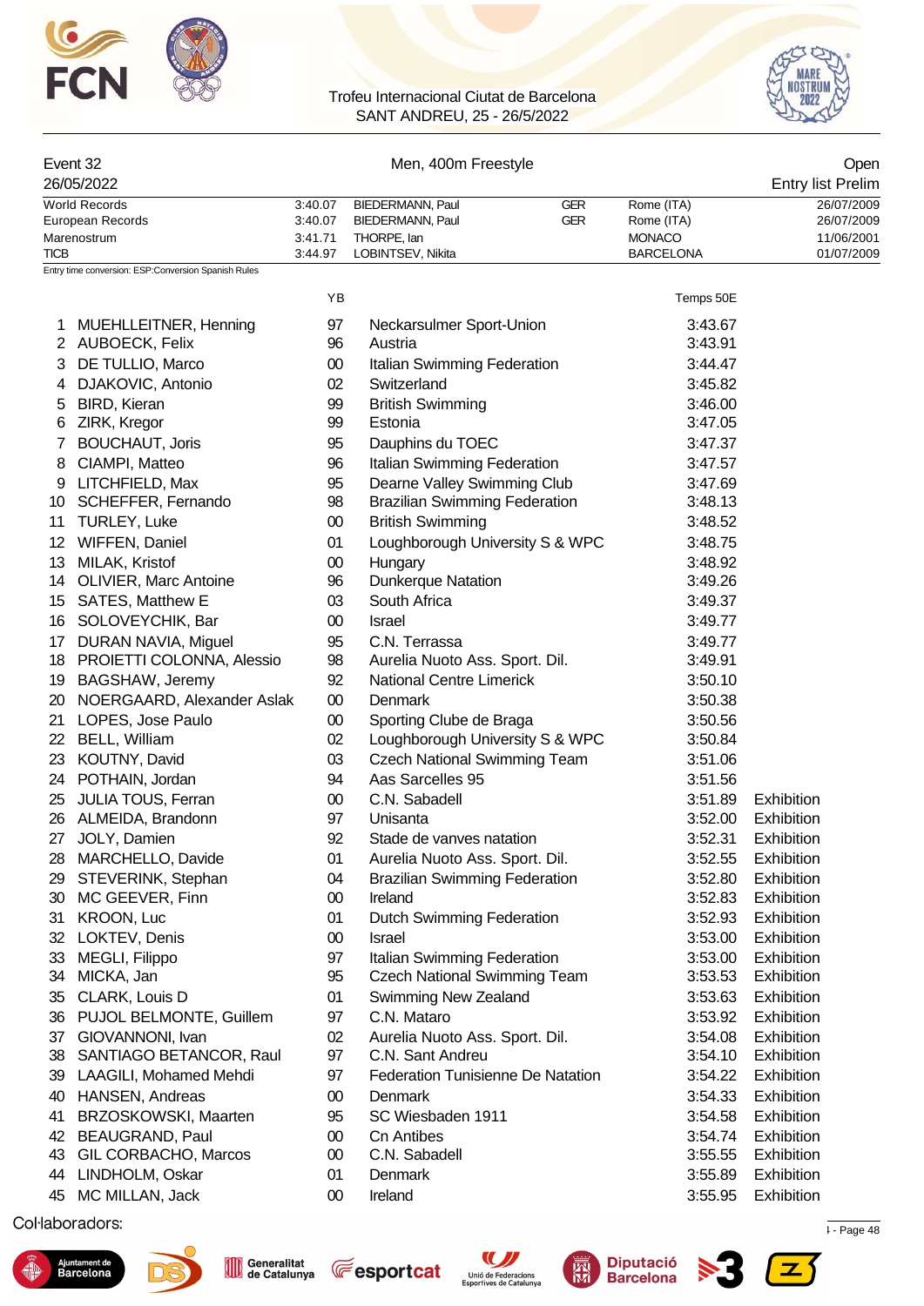Trofeu Internacional Ciutat de Barcelona
SANT ANDREU, 25 - 26/5/2022

## Event 32 — Men, 400m Freestyle — Open

26/05/2022 — Entry list Prelim

| | | | | | |
|---|---|---|---|---|---|
| World Records | 3:40.07 | BIEDERMANN, Paul | GER | Rome (ITA) | 26/07/2009 |
| European Records | 3:40.07 | BIEDERMANN, Paul | GER | Rome (ITA) | 26/07/2009 |
| Marenostrum | 3:41.71 | THORPE, Ian | | MONACO | 11/06/2001 |
| TICB | 3:44.97 | LOBINTSEV, Nikita | | BARCELONA | 01/07/2009 |

Entry time conversion: ESP:Conversion Spanish Rules

| | Name | YB | Club | Temps 50E | |
|---|---|---|---|---|---|
| 1 | MUEHLLEITNER, Henning | 97 | Neckarsulmer Sport-Union | 3:43.67 | |
| 2 | AUBOECK, Felix | 96 | Austria | 3:43.91 | |
| 3 | DE TULLIO, Marco | 00 | Italian Swimming Federation | 3:44.47 | |
| 4 | DJAKOVIC, Antonio | 02 | Switzerland | 3:45.82 | |
| 5 | BIRD, Kieran | 99 | British Swimming | 3:46.00 | |
| 6 | ZIRK, Kregor | 99 | Estonia | 3:47.05 | |
| 7 | BOUCHAUT, Joris | 95 | Dauphins du TOEC | 3:47.37 | |
| 8 | CIAMPI, Matteo | 96 | Italian Swimming Federation | 3:47.57 | |
| 9 | LITCHFIELD, Max | 95 | Dearne Valley Swimming Club | 3:47.69 | |
| 10 | SCHEFFER, Fernando | 98 | Brazilian Swimming Federation | 3:48.13 | |
| 11 | TURLEY, Luke | 00 | British Swimming | 3:48.52 | |
| 12 | WIFFEN, Daniel | 01 | Loughborough University S & WPC | 3:48.75 | |
| 13 | MILAK, Kristof | 00 | Hungary | 3:48.92 | |
| 14 | OLIVIER, Marc Antoine | 96 | Dunkerque Natation | 3:49.26 | |
| 15 | SATES, Matthew E | 03 | South Africa | 3:49.37 | |
| 16 | SOLOVEYCHIK, Bar | 00 | Israel | 3:49.77 | |
| 17 | DURAN NAVIA, Miguel | 95 | C.N. Terrassa | 3:49.77 | |
| 18 | PROIETTI COLONNA, Alessio | 98 | Aurelia Nuoto Ass. Sport. Dil. | 3:49.91 | |
| 19 | BAGSHAW, Jeremy | 92 | National Centre Limerick | 3:50.10 | |
| 20 | NOERGAARD, Alexander Aslak | 00 | Denmark | 3:50.38 | |
| 21 | LOPES, Jose Paulo | 00 | Sporting Clube de Braga | 3:50.56 | |
| 22 | BELL, William | 02 | Loughborough University S & WPC | 3:50.84 | |
| 23 | KOUTNY, David | 03 | Czech National Swimming Team | 3:51.06 | |
| 24 | POTHAIN, Jordan | 94 | Aas Sarcelles 95 | 3:51.56 | |
| 25 | JULIA TOUS, Ferran | 00 | C.N. Sabadell | 3:51.89 | Exhibition |
| 26 | ALMEIDA, Brandonn | 97 | Unisanta | 3:52.00 | Exhibition |
| 27 | JOLY, Damien | 92 | Stade de vanves natation | 3:52.31 | Exhibition |
| 28 | MARCHELLO, Davide | 01 | Aurelia Nuoto Ass. Sport. Dil. | 3:52.55 | Exhibition |
| 29 | STEVERINK, Stephan | 04 | Brazilian Swimming Federation | 3:52.80 | Exhibition |
| 30 | MC GEEVER, Finn | 00 | Ireland | 3:52.83 | Exhibition |
| 31 | KROON, Luc | 01 | Dutch Swimming Federation | 3:52.93 | Exhibition |
| 32 | LOKTEV, Denis | 00 | Israel | 3:53.00 | Exhibition |
| 33 | MEGLI, Filippo | 97 | Italian Swimming Federation | 3:53.00 | Exhibition |
| 34 | MICKA, Jan | 95 | Czech National Swimming Team | 3:53.53 | Exhibition |
| 35 | CLARK, Louis D | 01 | Swimming New Zealand | 3:53.63 | Exhibition |
| 36 | PUJOL BELMONTE, Guillem | 97 | C.N. Mataro | 3:53.92 | Exhibition |
| 37 | GIOVANNONI, Ivan | 02 | Aurelia Nuoto Ass. Sport. Dil. | 3:54.08 | Exhibition |
| 38 | SANTIAGO BETANCOR, Raul | 97 | C.N. Sant Andreu | 3:54.10 | Exhibition |
| 39 | LAAGILI, Mohamed Mehdi | 97 | Federation Tunisienne De Natation | 3:54.22 | Exhibition |
| 40 | HANSEN, Andreas | 00 | Denmark | 3:54.33 | Exhibition |
| 41 | BRZOSKOWSKI, Maarten | 95 | SC Wiesbaden 1911 | 3:54.58 | Exhibition |
| 42 | BEAUGRAND, Paul | 00 | Cn Antibes | 3:54.74 | Exhibition |
| 43 | GIL CORBACHO, Marcos | 00 | C.N. Sabadell | 3:55.55 | Exhibition |
| 44 | LINDHOLM, Oskar | 01 | Denmark | 3:55.89 | Exhibition |
| 45 | MC MILLAN, Jack | 00 | Ireland | 3:55.95 | Exhibition |

Col·laboradors: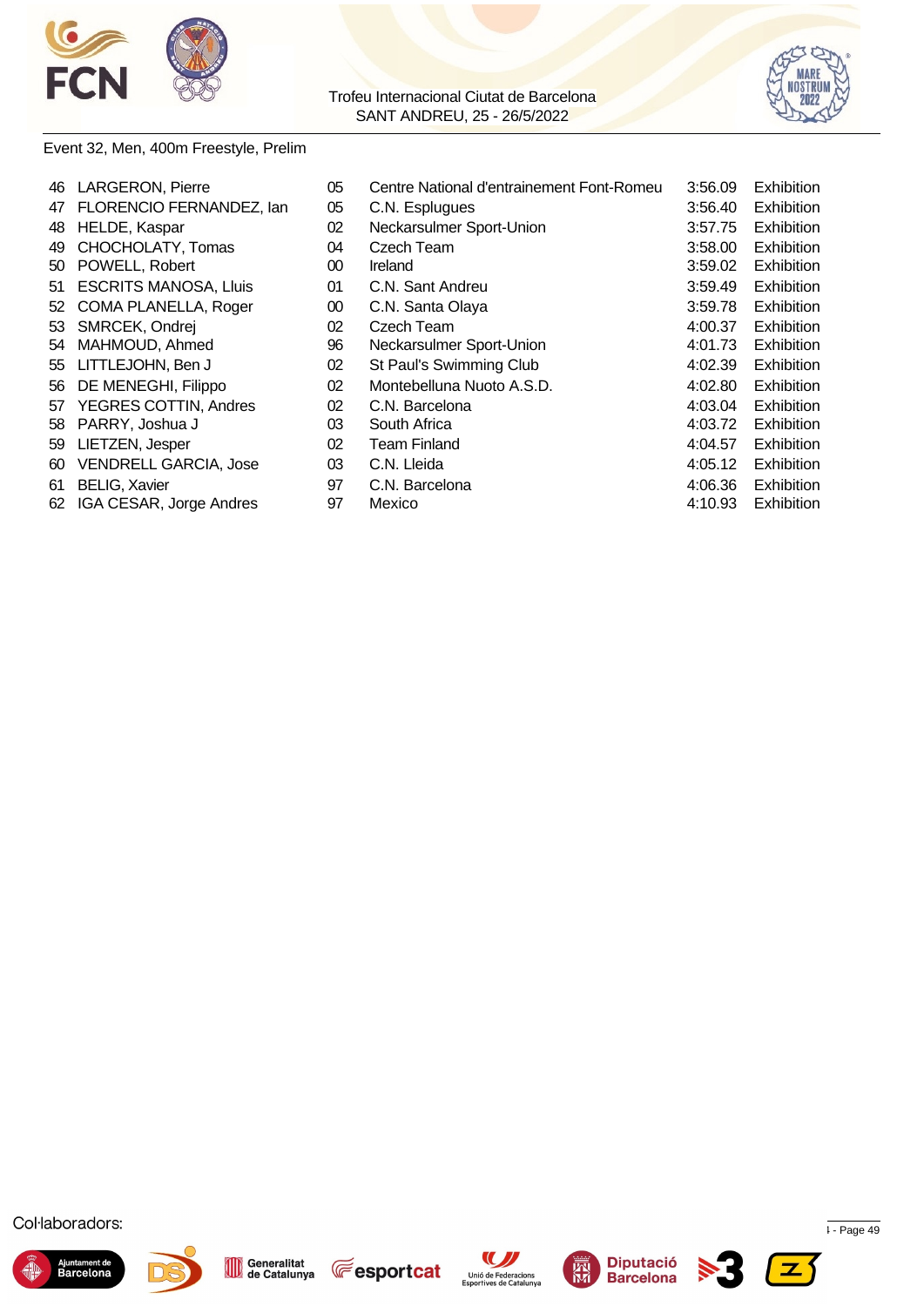Event 32, Men, 400m Freestyle, Prelim

| | | | | | |
|---|---|---|---|---|---|
| 46 | LARGERON, Pierre | 05 | Centre National d'entrainement Font-Romeu | 3:56.09 | Exhibition |
| 47 | FLORENCIO FERNANDEZ, Ian | 05 | C.N. Esplugues | 3:56.40 | Exhibition |
| 48 | HELDE, Kaspar | 02 | Neckarsulmer Sport-Union | 3:57.75 | Exhibition |
| 49 | CHOCHOLATY, Tomas | 04 | Czech Team | 3:58.00 | Exhibition |
| 50 | POWELL, Robert | 00 | Ireland | 3:59.02 | Exhibition |
| 51 | ESCRITS MANOSA, Lluis | 01 | C.N. Sant Andreu | 3:59.49 | Exhibition |
| 52 | COMA PLANELLA, Roger | 00 | C.N. Santa Olaya | 3:59.78 | Exhibition |
| 53 | SMRCEK, Ondrej | 02 | Czech Team | 4:00.37 | Exhibition |
| 54 | MAHMOUD, Ahmed | 96 | Neckarsulmer Sport-Union | 4:01.73 | Exhibition |
| 55 | LITTLEJOHN, Ben J | 02 | St Paul's Swimming Club | 4:02.39 | Exhibition |
| 56 | DE MENEGHI, Filippo | 02 | Montebelluna Nuoto A.S.D. | 4:02.80 | Exhibition |
| 57 | YEGRES COTTIN, Andres | 02 | C.N. Barcelona | 4:03.04 | Exhibition |
| 58 | PARRY, Joshua J | 03 | South Africa | 4:03.72 | Exhibition |
| 59 | LIETZEN, Jesper | 02 | Team Finland | 4:04.57 | Exhibition |
| 60 | VENDRELL GARCIA, Jose | 03 | C.N. Lleida | 4:05.12 | Exhibition |
| 61 | BELIG, Xavier | 97 | C.N. Barcelona | 4:06.36 | Exhibition |
| 62 | IGA CESAR, Jorge Andres | 97 | Mexico | 4:10.93 | Exhibition |

Col·laboradors: